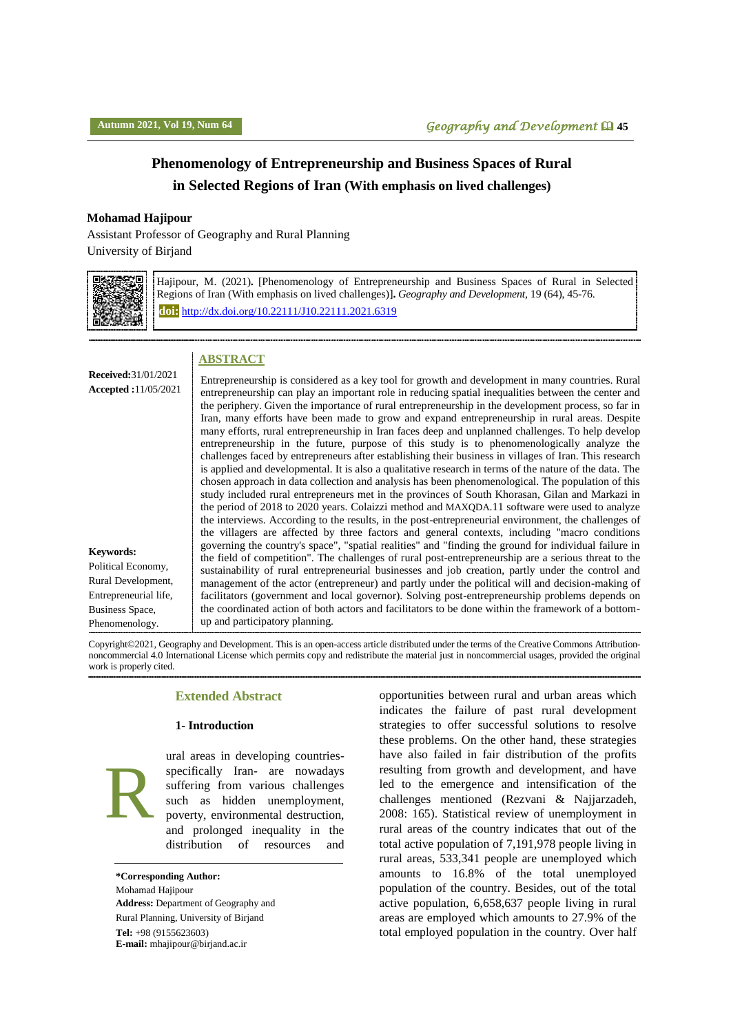# Phenomenology of Entrepreneurship and Business Spaces of Rural in Selected Regions of Iran (With emphasis on lived challenges)

**Mohamad Hajipour**

Assistant Professor of Geography and Rural Planning

University of Birjand

Hajipour, M. (2021). [Phenomenology of Entrepreneurship and Business Spaces of Rural in Selected Regions of Iran (With emphasis on lived challenges)]. *Geography and Development*, 19 (64), 45-76.

**doi:** http://dx.doi.org/10.22111/J10.22111.2021.6319

**Received:** 31/01/2021

**Accepted :** 11/05/2021

## ABSTRACT

Entrepreneurship is considered as a key tool for growth and development in many countries. Rural entrepreneurship can play an important role in reducing spatial inequalities between the center and the periphery. Given the importance of rural entrepreneurship in the development process, so far in Iran, many efforts have been made to grow and expand entrepreneurship in rural areas. Despite many efforts, rural entrepreneurship in Iran faces deep and unplanned challenges. To help develop entrepreneurship in the future, purpose of this study is to phenomenologically analyze the challenges faced by entrepreneurs after establishing their business in villages of Iran. This research is applied and developmental. It is also a qualitative research in terms of the nature of the data. The chosen approach in data collection and analysis has been phenomenological. The population of this study included rural entrepreneurs met in the provinces of South Khorasan, Gilan and Markazi in the period of 2018 to 2020 years. Colaizzi method and MAXQDA.11 software were used to analyze the interviews. According to the results, in the post-entrepreneurial environment, the challenges of the villagers are affected by three factors and general contexts, including "macro conditions governing the country's space", "spatial realities" and "finding the ground for individual failure in the field of competition". The challenges of rural post-entrepreneurship are a serious threat to the sustainability of rural entrepreneurial businesses and job creation, partly under the control and management of the actor (entrepreneur) and partly under the political will and decision-making of facilitators (government and local governor). Solving post-entrepreneurship problems depends on the coordinated action of both actors and facilitators to be done within the framework of a bottom-up and participatory planning.

**Keywords:** Political Economy, Rural Development, Entrepreneurial life, Business Space, Phenomenology.

Copyright©2021, Geography and Development. This is an open-access article distributed under the terms of the Creative Commons Attribution-noncommercial 4.0 International License which permits copy and redistribute the material just in noncommercial usages, provided the original work is properly cited.

## Extended Abstract

### 1- Introduction

Rural areas in developing countries- specifically Iran- are nowadays suffering from various challenges such as hidden unemployment, poverty, environmental destruction, and prolonged inequality in the distribution of resources and opportunities between rural and urban areas which indicates the failure of past rural development strategies to offer successful solutions to resolve these problems. On the other hand, these strategies have also failed in fair distribution of the profits resulting from growth and development, and have led to the emergence and intensification of the challenges mentioned (Rezvani & Najjarzadeh, 2008: 165). Statistical review of unemployment in rural areas of the country indicates that out of the total active population of 7,191,978 people living in rural areas, 533,341 people are unemployed which amounts to 16.8% of the total unemployed population of the country. Besides, out of the total active population, 6,658,637 people living in rural areas are employed which amounts to 27.9% of the total employed population in the country. Over half

**\*Corresponding Author:**
Mohamad Hajipour
**Address:** Department of Geography and Rural Planning, University of Birjand
**Tel:** +98 (9155623603)
**E-mail:** mhajipour@birjand.ac.ir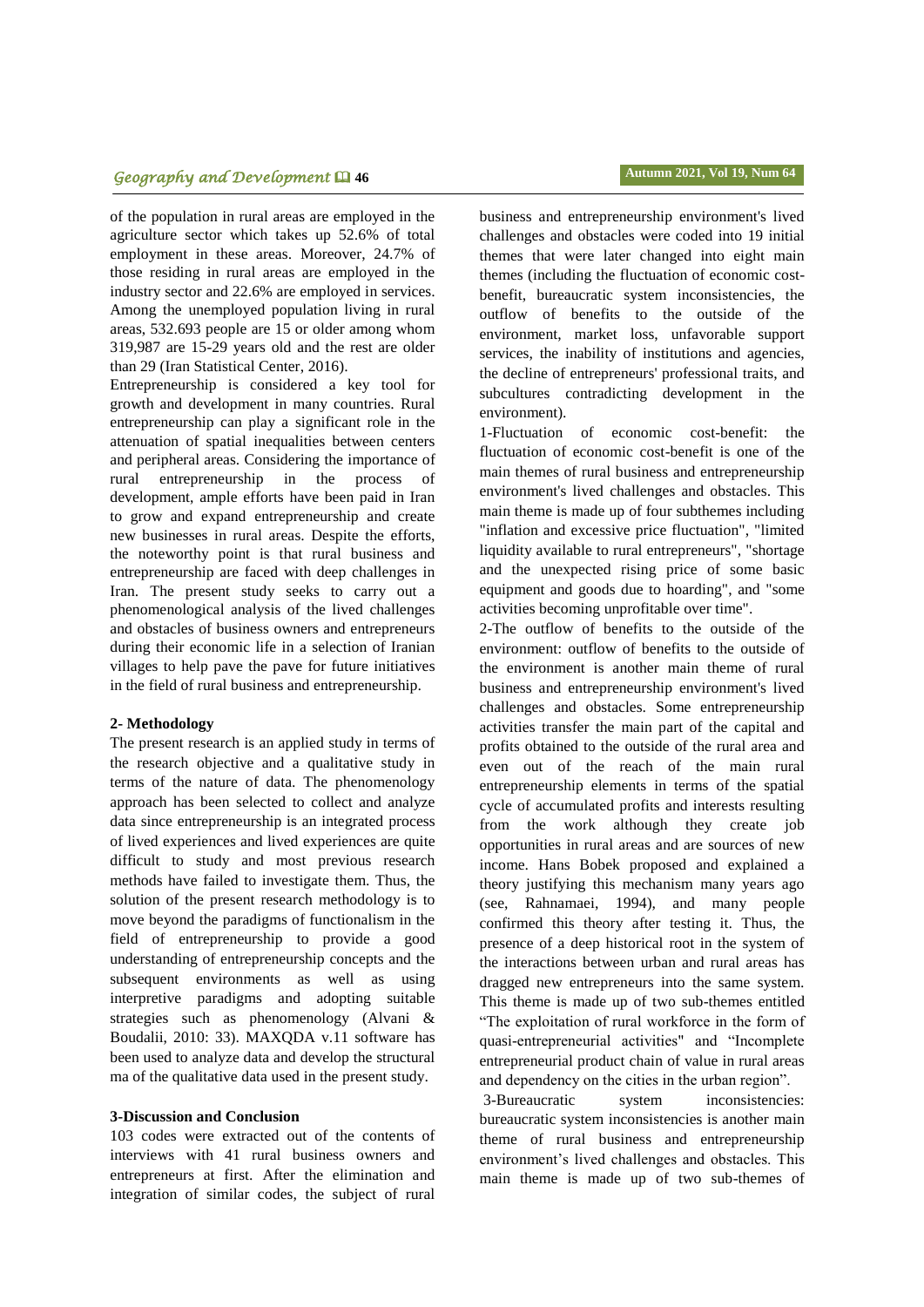of the population in rural areas are employed in the agriculture sector which takes up 52.6% of total employment in these areas. Moreover, 24.7% of those residing in rural areas are employed in the industry sector and 22.6% are employed in services. Among the unemployed population living in rural areas, 532.693 people are 15 or older among whom 319,987 are 15-29 years old and the rest are older than 29 (Iran Statistical Center, 2016).

Entrepreneurship is considered a key tool for growth and development in many countries. Rural entrepreneurship can play a significant role in the attenuation of spatial inequalities between centers and peripheral areas. Considering the importance of rural entrepreneurship in the process of development, ample efforts have been paid in Iran to grow and expand entrepreneurship and create new businesses in rural areas. Despite the efforts, the noteworthy point is that rural business and entrepreneurship are faced with deep challenges in Iran. The present study seeks to carry out a phenomenological analysis of the lived challenges and obstacles of business owners and entrepreneurs during their economic life in a selection of Iranian villages to help pave the pave for future initiatives in the field of rural business and entrepreneurship.

## 2- Methodology

The present research is an applied study in terms of the research objective and a qualitative study in terms of the nature of data. The phenomenology approach has been selected to collect and analyze data since entrepreneurship is an integrated process of lived experiences and lived experiences are quite difficult to study and most previous research methods have failed to investigate them. Thus, the solution of the present research methodology is to move beyond the paradigms of functionalism in the field of entrepreneurship to provide a good understanding of entrepreneurship concepts and the subsequent environments as well as using interpretive paradigms and adopting suitable strategies such as phenomenology (Alvani & Boudalii, 2010: 33). MAXQDA v.11 software has been used to analyze data and develop the structural ma of the qualitative data used in the present study.

## 3-Discussion and Conclusion

103 codes were extracted out of the contents of interviews with 41 rural business owners and entrepreneurs at first. After the elimination and integration of similar codes, the subject of rural business and entrepreneurship environment's lived challenges and obstacles were coded into 19 initial themes that were later changed into eight main themes (including the fluctuation of economic cost-benefit, bureaucratic system inconsistencies, the outflow of benefits to the outside of the environment, market loss, unfavorable support services, the inability of institutions and agencies, the decline of entrepreneurs' professional traits, and subcultures contradicting development in the environment).

1-Fluctuation of economic cost-benefit: the fluctuation of economic cost-benefit is one of the main themes of rural business and entrepreneurship environment's lived challenges and obstacles. This main theme is made up of four subthemes including "inflation and excessive price fluctuation", "limited liquidity available to rural entrepreneurs", "shortage and the unexpected rising price of some basic equipment and goods due to hoarding", and "some activities becoming unprofitable over time".

2-The outflow of benefits to the outside of the environment: outflow of benefits to the outside of the environment is another main theme of rural business and entrepreneurship environment's lived challenges and obstacles. Some entrepreneurship activities transfer the main part of the capital and profits obtained to the outside of the rural area and even out of the reach of the main rural entrepreneurship elements in terms of the spatial cycle of accumulated profits and interests resulting from the work although they create job opportunities in rural areas and are sources of new income. Hans Bobek proposed and explained a theory justifying this mechanism many years ago (see, Rahnamaei, 1994), and many people confirmed this theory after testing it. Thus, the presence of a deep historical root in the system of the interactions between urban and rural areas has dragged new entrepreneurs into the same system. This theme is made up of two sub-themes entitled "The exploitation of rural workforce in the form of quasi-entrepreneurial activities" and "Incomplete entrepreneurial product chain of value in rural areas and dependency on the cities in the urban region".

3-Bureaucratic system inconsistencies: bureaucratic system inconsistencies is another main theme of rural business and entrepreneurship environment's lived challenges and obstacles. This main theme is made up of two sub-themes of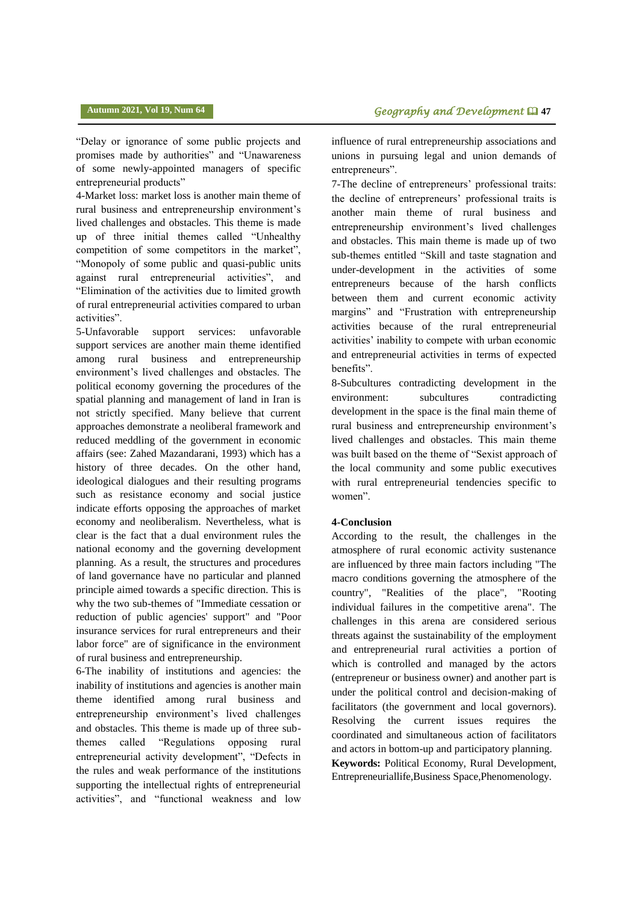"Delay or ignorance of some public projects and promises made by authorities" and "Unawareness of some newly-appointed managers of specific entrepreneurial products"

4-Market loss: market loss is another main theme of rural business and entrepreneurship environment's lived challenges and obstacles. This theme is made up of three initial themes called "Unhealthy competition of some competitors in the market", "Monopoly of some public and quasi-public units against rural entrepreneurial activities", and "Elimination of the activities due to limited growth of rural entrepreneurial activities compared to urban activities".

5-Unfavorable support services: unfavorable support services are another main theme identified among rural business and entrepreneurship environment's lived challenges and obstacles. The political economy governing the procedures of the spatial planning and management of land in Iran is not strictly specified. Many believe that current approaches demonstrate a neoliberal framework and reduced meddling of the government in economic affairs (see: Zahed Mazandarani, 1993) which has a history of three decades. On the other hand, ideological dialogues and their resulting programs such as resistance economy and social justice indicate efforts opposing the approaches of market economy and neoliberalism. Nevertheless, what is clear is the fact that a dual environment rules the national economy and the governing development planning. As a result, the structures and procedures of land governance have no particular and planned principle aimed towards a specific direction. This is why the two sub-themes of "Immediate cessation or reduction of public agencies' support" and "Poor insurance services for rural entrepreneurs and their labor force" are of significance in the environment of rural business and entrepreneurship.

6-The inability of institutions and agencies: the inability of institutions and agencies is another main theme identified among rural business and entrepreneurship environment's lived challenges and obstacles. This theme is made up of three sub-themes called "Regulations opposing rural entrepreneurial activity development", "Defects in the rules and weak performance of the institutions supporting the intellectual rights of entrepreneurial activities", and "functional weakness and low influence of rural entrepreneurship associations and unions in pursuing legal and union demands of entrepreneurs".

7-The decline of entrepreneurs' professional traits: the decline of entrepreneurs' professional traits is another main theme of rural business and entrepreneurship environment's lived challenges and obstacles. This main theme is made up of two sub-themes entitled "Skill and taste stagnation and under-development in the activities of some entrepreneurs because of the harsh conflicts between them and current economic activity margins" and "Frustration with entrepreneurship activities because of the rural entrepreneurial activities' inability to compete with urban economic and entrepreneurial activities in terms of expected benefits".

8-Subcultures contradicting development in the environment: subcultures contradicting development in the space is the final main theme of rural business and entrepreneurship environment's lived challenges and obstacles. This main theme was built based on the theme of "Sexist approach of the local community and some public executives with rural entrepreneurial tendencies specific to women".

**4-Conclusion**

According to the result, the challenges in the atmosphere of rural economic activity sustenance are influenced by three main factors including "The macro conditions governing the atmosphere of the country", "Realities of the place", "Rooting individual failures in the competitive arena". The challenges in this arena are considered serious threats against the sustainability of the employment and entrepreneurial rural activities a portion of which is controlled and managed by the actors (entrepreneur or business owner) and another part is under the political control and decision-making of facilitators (the government and local governors). Resolving the current issues requires the coordinated and simultaneous action of facilitators and actors in bottom-up and participatory planning.

**Keywords:** Political Economy, Rural Development, Entrepreneuriallife,Business Space,Phenomenology.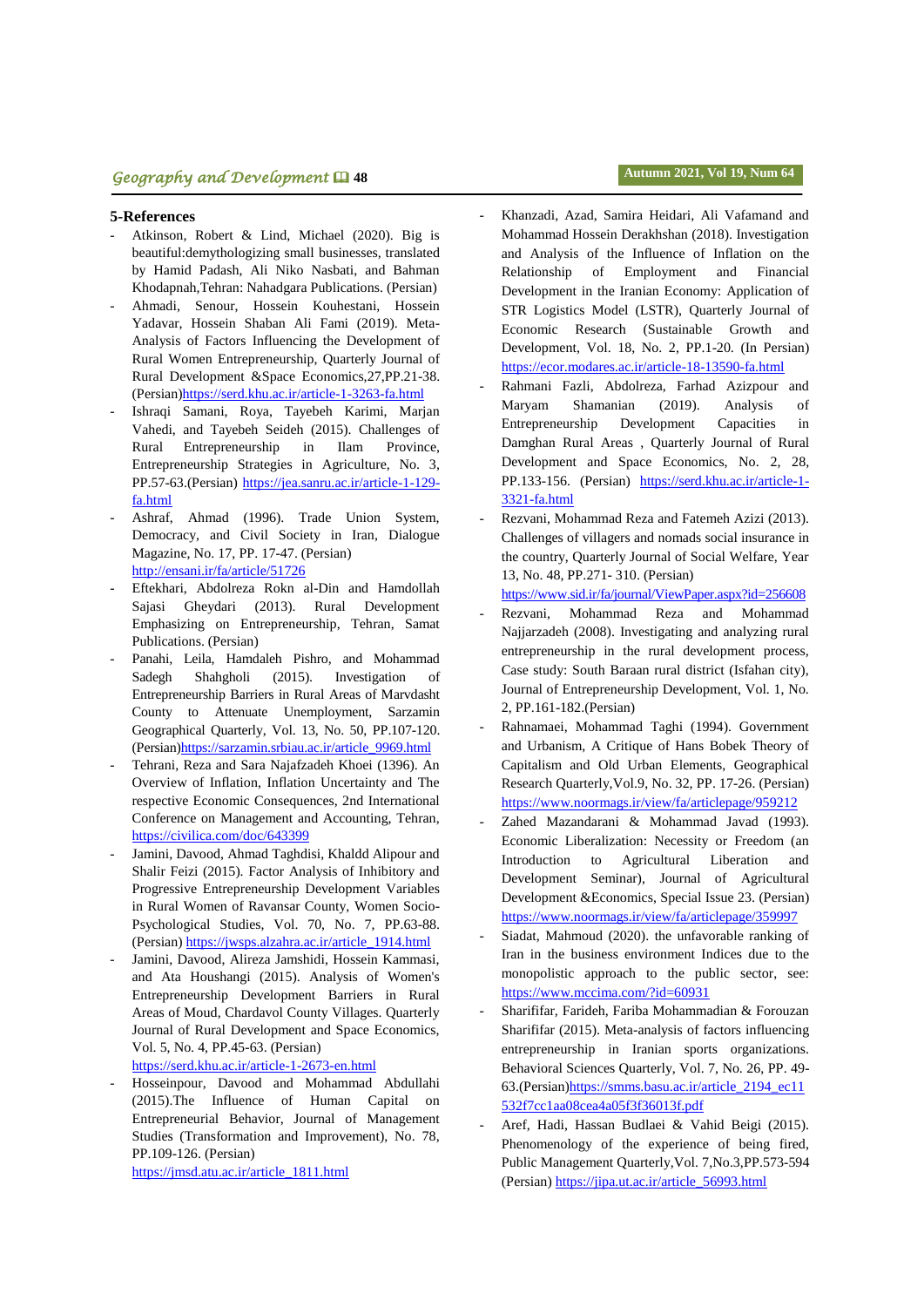## 5-References

- Atkinson, Robert & Lind, Michael (2020). Big is beautiful:demythologizing small businesses, translated by Hamid Padash, Ali Niko Nasbati, and Bahman Khodapnah,Tehran: Nahadgara Publications. (Persian)
- Ahmadi, Senour, Hossein Kouhestani, Hossein Yadavar, Hossein Shaban Ali Fami (2019). Meta-Analysis of Factors Influencing the Development of Rural Women Entrepreneurship, Quarterly Journal of Rural Development &Space Economics,27,PP.21-38. (Persian)https://serd.khu.ac.ir/article-1-3263-fa.html
- Ishraqi Samani, Roya, Tayebeh Karimi, Marjan Vahedi, and Tayebeh Seideh (2015). Challenges of Rural Entrepreneurship in Ilam Province, Entrepreneurship Strategies in Agriculture, No. 3, PP.57-63.(Persian) https://jea.sanru.ac.ir/article-1-129-fa.html
- Ashraf, Ahmad (1996). Trade Union System, Democracy, and Civil Society in Iran, Dialogue Magazine, No. 17, PP. 17-47. (Persian) http://ensani.ir/fa/article/51726
- Eftekhari, Abdolreza Rokn al-Din and Hamdollah Sajasi Gheydari (2013). Rural Development Emphasizing on Entrepreneurship, Tehran, Samat Publications. (Persian)
- Panahi, Leila, Hamdaleh Pishro, and Mohammad Sadegh Shahgholi (2015). Investigation of Entrepreneurship Barriers in Rural Areas of Marvdasht County to Attenuate Unemployment, Sarzamin Geographical Quarterly, Vol. 13, No. 50, PP.107-120. (Persian)https://sarzamin.srbiau.ac.ir/article_9969.html
- Tehrani, Reza and Sara Najafzadeh Khoei (1396). An Overview of Inflation, Inflation Uncertainty and The respective Economic Consequences, 2nd International Conference on Management and Accounting, Tehran, https://civilica.com/doc/643399
- Jamini, Davood, Ahmad Taghdisi, Khaldd Alipour and Shalir Feizi (2015). Factor Analysis of Inhibitory and Progressive Entrepreneurship Development Variables in Rural Women of Ravansar County, Women Socio-Psychological Studies, Vol. 70, No. 7, PP.63-88. (Persian) https://jwsps.alzahra.ac.ir/article_1914.html
- Jamini, Davood, Alireza Jamshidi, Hossein Kammasi, and Ata Houshangi (2015). Analysis of Women's Entrepreneurship Development Barriers in Rural Areas of Moud, Chardavol County Villages. Quarterly Journal of Rural Development and Space Economics, Vol. 5, No. 4, PP.45-63. (Persian) https://serd.khu.ac.ir/article-1-2673-en.html
- Hosseinpour, Davood and Mohammad Abdullahi (2015).The Influence of Human Capital on Entrepreneurial Behavior, Journal of Management Studies (Transformation and Improvement), No. 78, PP.109-126. (Persian) https://jmsd.atu.ac.ir/article_1811.html
- Khanzadi, Azad, Samira Heidari, Ali Vafamand and Mohammad Hossein Derakhshan (2018). Investigation and Analysis of the Influence of Inflation on the Relationship of Employment and Financial Development in the Iranian Economy: Application of STR Logistics Model (LSTR), Quarterly Journal of Economic Research (Sustainable Growth and Development, Vol. 18, No. 2, PP.1-20. (In Persian) https://ecor.modares.ac.ir/article-18-13590-fa.html
- Rahmani Fazli, Abdolreza, Farhad Azizpour and Maryam Shamanian (2019). Analysis of Entrepreneurship Development Capacities in Damghan Rural Areas , Quarterly Journal of Rural Development and Space Economics, No. 2, 28, PP.133-156. (Persian) https://serd.khu.ac.ir/article-1-3321-fa.html
- Rezvani, Mohammad Reza and Fatemeh Azizi (2013). Challenges of villagers and nomads social insurance in the country, Quarterly Journal of Social Welfare, Year 13, No. 48, PP.271- 310. (Persian) https://www.sid.ir/fa/journal/ViewPaper.aspx?id=256608
- Rezvani, Mohammad Reza and Mohammad Najjarzadeh (2008). Investigating and analyzing rural entrepreneurship in the rural development process, Case study: South Baraan rural district (Isfahan city), Journal of Entrepreneurship Development, Vol. 1, No. 2, PP.161-182.(Persian)
- Rahnamaei, Mohammad Taghi (1994). Government and Urbanism, A Critique of Hans Bobek Theory of Capitalism and Old Urban Elements, Geographical Research Quarterly,Vol.9, No. 32, PP. 17-26. (Persian) https://www.noormags.ir/view/fa/articlepage/959212
- Zahed Mazandarani & Mohammad Javad (1993). Economic Liberalization: Necessity or Freedom (an Introduction to Agricultural Liberation and Development Seminar), Journal of Agricultural Development &Economics, Special Issue 23. (Persian) https://www.noormags.ir/view/fa/articlepage/359997
- Siadat, Mahmoud (2020). the unfavorable ranking of Iran in the business environment Indices due to the monopolistic approach to the public sector, see: https://www.mccima.com/?id=60931
- Sharififar, Farideh, Fariba Mohammadian & Forouzan Sharififar (2015). Meta-analysis of factors influencing entrepreneurship in Iranian sports organizations. Behavioral Sciences Quarterly, Vol. 7, No. 26, PP. 49-63.(Persian)https://smms.basu.ac.ir/article_2194_ec11532f7cc1aa08cea4a05f3f36013f.pdf
- Aref, Hadi, Hassan Budlaei & Vahid Beigi (2015). Phenomenology of the experience of being fired, Public Management Quarterly,Vol. 7,No.3,PP.573-594 (Persian) https://jipa.ut.ac.ir/article_56993.html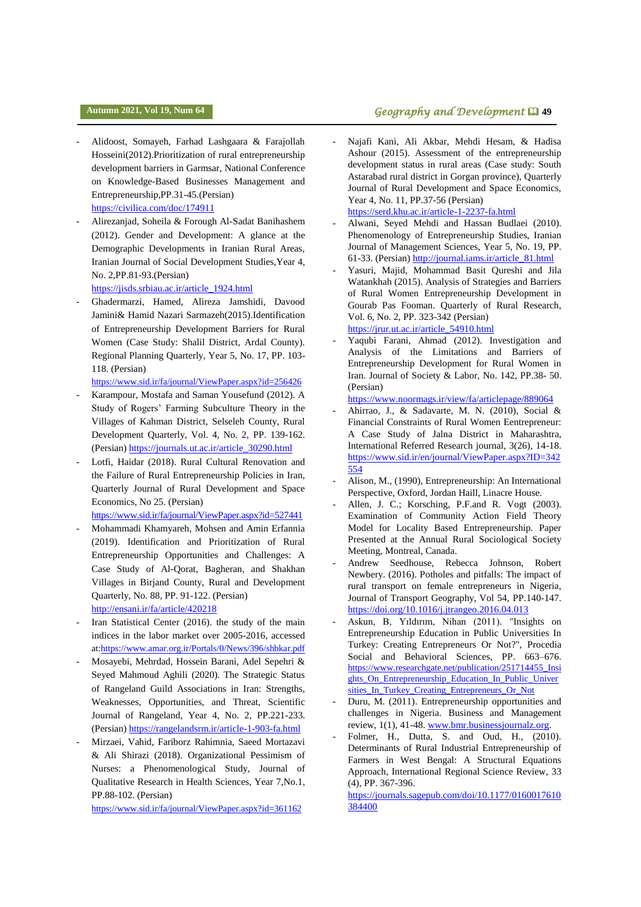- Alidoost, Somayeh, Farhad Lashgaara & Farajollah Hosseini(2012).Prioritization of rural entrepreneurship development barriers in Garmsar, National Conference on Knowledge-Based Businesses Management and Entrepreneurship,PP.31-45.(Persian) https://civilica.com/doc/174911
- Alirezanjad, Soheila & Forough Al-Sadat Banihashem (2012). Gender and Development: A glance at the Demographic Developments in Iranian Rural Areas, Iranian Journal of Social Development Studies,Year 4, No. 2,PP.81-93.(Persian) https://jisds.srbiau.ac.ir/article_1924.html
- Ghadermarzi, Hamed, Alireza Jamshidi, Davood Jamini& Hamid Nazari Sarmazeh(2015).Identification of Entrepreneurship Development Barriers for Rural Women (Case Study: Shalil District, Ardal County). Regional Planning Quarterly, Year 5, No. 17, PP. 103-118. (Persian) https://www.sid.ir/fa/journal/ViewPaper.aspx?id=256426
- Karampour, Mostafa and Saman Yousefund (2012). A Study of Rogers' Farming Subculture Theory in the Villages of Kahman District, Selseleh County, Rural Development Quarterly, Vol. 4, No. 2, PP. 139-162. (Persian) https://journals.ut.ac.ir/article_30290.html
- Lotfi, Haidar (2018). Rural Cultural Renovation and the Failure of Rural Entrepreneurship Policies in Iran, Quarterly Journal of Rural Development and Space Economics, No 25. (Persian) https://www.sid.ir/fa/journal/ViewPaper.aspx?id=527441
- Mohammadi Khamyareh, Mohsen and Amin Erfannia (2019). Identification and Prioritization of Rural Entrepreneurship Opportunities and Challenges: A Case Study of Al-Qorat, Bagheran, and Shakhan Villages in Birjand County, Rural and Development Quarterly, No. 88, PP. 91-122. (Persian) http://ensani.ir/fa/article/420218
- Iran Statistical Center (2016). the study of the main indices in the labor market over 2005-2016, accessed at:https://www.amar.org.ir/Portals/0/News/396/shbkar.pdf
- Mosayebi, Mehrdad, Hossein Barani, Adel Sepehri & Seyed Mahmoud Aghili (2020). The Strategic Status of Rangeland Guild Associations in Iran: Strengths, Weaknesses, Opportunities, and Threat, Scientific Journal of Rangeland, Year 4, No. 2, PP.221-233. (Persian) https://rangelandsrm.ir/article-1-903-fa.html
- Mirzaei, Vahid, Fariborz Rahimnia, Saeed Mortazavi & Ali Shirazi (2018). Organizational Pessimism of Nurses: a Phenomenological Study, Journal of Qualitative Research in Health Sciences, Year 7,No.1, PP.88-102. (Persian) https://www.sid.ir/fa/journal/ViewPaper.aspx?id=361162
- Najafi Kani, Ali Akbar, Mehdi Hesam, & Hadisa Ashour (2015). Assessment of the entrepreneurship development status in rural areas (Case study: South Astarabad rural district in Gorgan province), Quarterly Journal of Rural Development and Space Economics, Year 4, No. 11, PP.37-56 (Persian) https://serd.khu.ac.ir/article-1-2237-fa.html
- Alwani, Seyed Mehdi and Hassan Budlaei (2010). Phenomenology of Entrepreneurship Studies, Iranian Journal of Management Sciences, Year 5, No. 19, PP. 61-33. (Persian) http://journal.iams.ir/article_81.html
- Yasuri, Majid, Mohammad Basit Qureshi and Jila Watankhah (2015). Analysis of Strategies and Barriers of Rural Women Entrepreneurship Development in Gourab Pas Fooman. Quarterly of Rural Research, Vol. 6, No. 2, PP. 323-342 (Persian) https://jrur.ut.ac.ir/article_54910.html
- Yaqubi Farani, Ahmad (2012). Investigation and Analysis of the Limitations and Barriers of Entrepreneurship Development for Rural Women in Iran. Journal of Society & Labor, No. 142, PP.38- 50. (Persian) https://www.noormags.ir/view/fa/articlepage/889064
- Ahirrao, J., & Sadavarte, M. N. (2010), Social & Financial Constraints of Rural Women Eentrepreneur: A Case Study of Jalna District in Maharashtra, International Referred Research journal, 3(26), 14-18. https://www.sid.ir/en/journal/ViewPaper.aspx?ID=342554
- Alison, M., (1990), Entrepreneurship: An International Perspective, Oxford, Jordan Haill, Linacre House.
- Allen, J. C.; Korsching, P.F.and R. Vogt (2003). Examination of Community Action Field Theory Model for Locality Based Entrepreneurship. Paper Presented at the Annual Rural Sociological Society Meeting, Montreal, Canada.
- Andrew Seedhouse, Rebecca Johnson, Robert Newbery. (2016). Potholes and pitfalls: The impact of rural transport on female entrepreneurs in Nigeria, Journal of Transport Geography, Vol 54, PP.140-147. https://doi.org/10.1016/j.jtrangeo.2016.04.013
- Askun, B, Yıldırım, Nihan (2011). "Insights on Entrepreneurship Education in Public Universities In Turkey: Creating Entrepreneurs Or Not?", Procedia Social and Behavioral Sciences, PP. 663–676. https://www.researchgate.net/publication/251714455_Insights_On_Entrepreneurship_Education_In_Public_Universities_In_Turkey_Creating_Entrepreneurs_Or_Not
- Duru, M. (2011). Entrepreneurship opportunities and challenges in Nigeria. Business and Management review, 1(1), 41-48. www.bmr.businessjournalz.org.
- Folmer, H., Dutta, S. and Oud, H., (2010). Determinants of Rural Industrial Entrepreneurship of Farmers in West Bengal: A Structural Equations Approach, International Regional Science Review, 33 (4), PP. 367-396. https://journals.sagepub.com/doi/10.1177/0160017610384400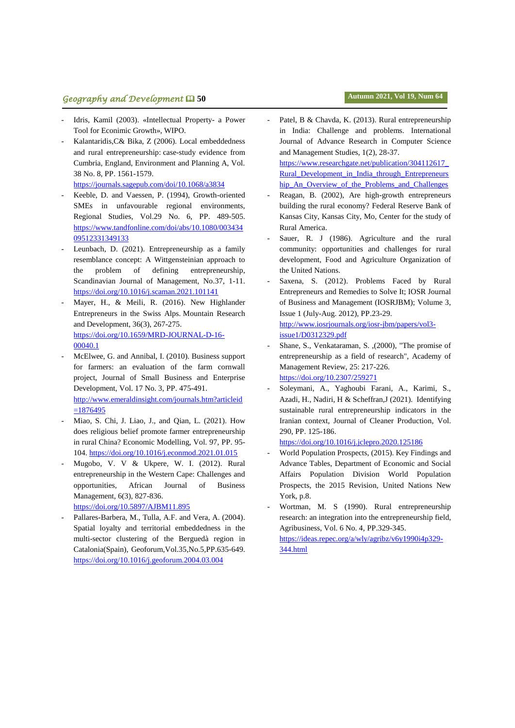- Idris, Kamil (2003). «Intellectual Property- a Power Tool for Econimic Growth», WIPO.
- Kalantaridis,C& Bika, Z (2006). Local embeddedness and rural entrepreneurship: case-study evidence from Cumbria, England, Environment and Planning A, Vol. 38 No. 8, PP. 1561-1579. https://journals.sagepub.com/doi/10.1068/a3834
- Keeble, D. and Vaessen, P. (1994), Growth-oriented SMEs in unfavourable regional environments, Regional Studies, Vol.29 No. 6, PP. 489-505. https://www.tandfonline.com/doi/abs/10.1080/00343409512331349133
- Leunbach, D. (2021). Entrepreneurship as a family resemblance concept: A Wittgensteinian approach to the problem of defining entrepreneurship, Scandinavian Journal of Management, No.37, 1-11. https://doi.org/10.1016/j.scaman.2021.101141
- Mayer, H., & Meili, R. (2016). New Highlander Entrepreneurs in the Swiss Alps. Mountain Research and Development, 36(3), 267-275. https://doi.org/10.1659/MRD-JOURNAL-D-16-00040.1
- McElwee, G. and Annibal, I. (2010). Business support for farmers: an evaluation of the farm cornwall project, Journal of Small Business and Enterprise Development, Vol. 17 No. 3, PP. 475-491. http://www.emeraldinsight.com/journals.htm?articleid=1876495
- Miao, S. Chi, J. Liao, J., and Qian, L. (2021). How does religious belief promote farmer entrepreneurship in rural China? Economic Modelling, Vol. 97, PP. 95-104. https://doi.org/10.1016/j.econmod.2021.01.015
- Mugobo, V. V & Ukpere, W. I. (2012). Rural entrepreneurship in the Western Cape: Challenges and opportunities, African Journal of Business Management, 6(3), 827-836. https://doi.org/10.5897/AJBM11.895
- Pallares-Barbera, M., Tulla, A.F. and Vera, A. (2004). Spatial loyalty and territorial embeddedness in the multi-sector clustering of the Berguedà region in Catalonia(Spain), Geoforum,Vol.35,No.5,PP.635-649. https://doi.org/10.1016/j.geoforum.2004.03.004
- Patel, B & Chavda, K. (2013). Rural entrepreneurship in India: Challenge and problems. International Journal of Advance Research in Computer Science and Management Studies, 1(2), 28-37. https://www.researchgate.net/publication/304112617_Rural_Development_in_India_through_Entrepreneurship_An_Overview_of_the_Problems_and_Challenges
- Reagan, B. (2002), Are high-growth entrepreneurs building the rural economy? Federal Reserve Bank of Kansas City, Kansas City, Mo, Center for the study of Rural America.
- Sauer, R. J (1986). Agriculture and the rural community: opportunities and challenges for rural development, Food and Agriculture Organization of the United Nations.
- Saxena, S. (2012). Problems Faced by Rural Entrepreneurs and Remedies to Solve It; IOSR Journal of Business and Management (IOSRJBM); Volume 3, Issue 1 (July-Aug. 2012), PP.23-29. http://www.iosrjournals.org/iosr-jbm/papers/vol3-issue1/D0312329.pdf
- Shane, S., Venkataraman, S. ,(2000), "The promise of entrepreneurship as a field of research", Academy of Management Review, 25: 217-226. https://doi.org/10.2307/259271
- Soleymani, A., Yaghoubi Farani, A., Karimi, S., Azadi, H., Nadiri, H & Scheffran,J (2021). Identifying sustainable rural entrepreneurship indicators in the Iranian context, Journal of Cleaner Production, Vol. 290, PP. 125-186. https://doi.org/10.1016/j.jclepro.2020.125186
- World Population Prospects, (2015). Key Findings and Advance Tables, Department of Economic and Social Affairs Population Division World Population Prospects, the 2015 Revision, United Nations New York, p.8.
- Wortman, M. S (1990). Rural entrepreneurship research: an integration into the entrepreneurship field, Agribusiness, Vol. 6 No. 4, PP.329-345. https://ideas.repec.org/a/wly/agribz/v6y1990i4p329-344.html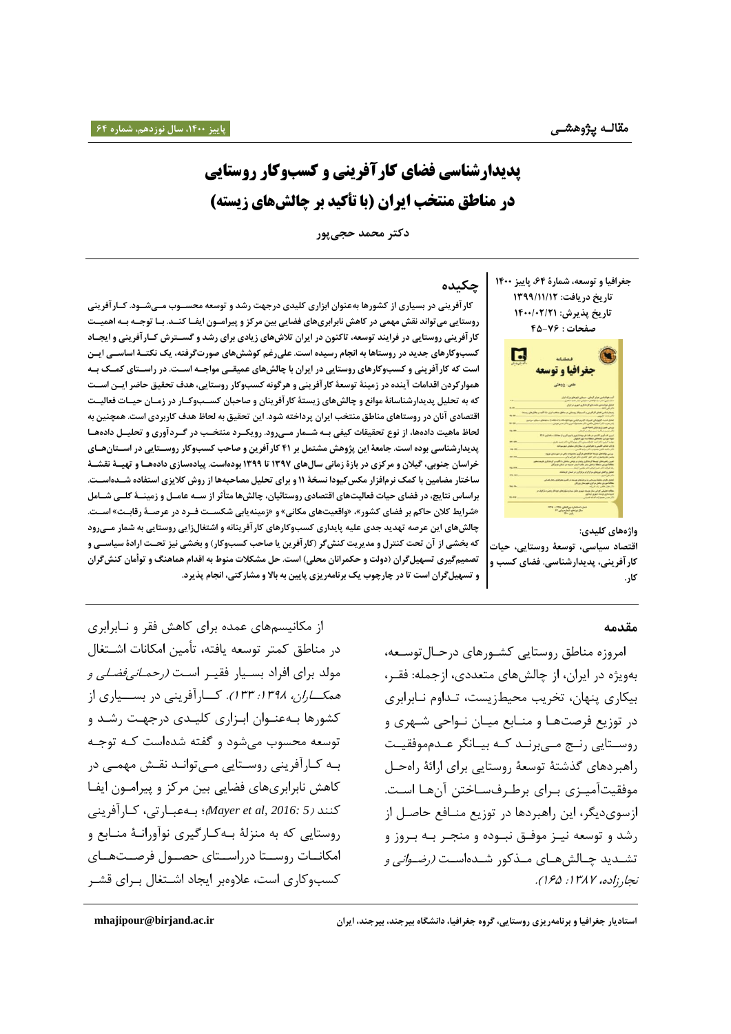مقالـه پژوهشـی

# پدیدارشناسی فضای کارآفرینی و کسب‌وکار روستایی در مناطق منتخب ایران (با تأکید بر چالش‌های زیسته)

دکتر محمد حجی‌پور

جغرافیا و توسعه، شمارۀ ۶۴، پاییز ۱۴۰۰
تاریخ دریافت: ۱۳۹۹/۱۱/۱۲
تاریخ پذیرش: ۱۴۰۰/۰۲/۲۱
صفحات: ۷۶-۴۵

## چکیده

کارآفرینی در بسیاری از کشورها به‌عنوان ابزاری کلیدی درجهت رشد و توسعه محسوب می‌شود. کارآفرینی روستایی می‌تواند نقش مهمی در کاهش نابرابری‌های فضایی بین مرکز و پیرامون ایفا کند. با توجه به اهمیت کارآفرینی روستایی در فرایند توسعه، تاکنون در ایران تلاش‌های زیادی برای رشد و گسترش کارآفرینی و ایجاد کسب‌وکارهای جدید در روستاها به انجام رسیده است. علی‌رغم کوشش‌های صورت‌گرفته، یک نکتۀ اساسی این است که کارآفرینی و کسب‌وکارهای روستایی در ایران با چالش‌های عمیقی مواجه است. در راستای کمک به هموارکردن اقدامات آینده در زمینۀ توسعۀ کارآفرینی و هرگونه کسب‌وکار روستایی، هدف تحقیق حاضر این است که به تحلیل پدیدارشناسانۀ موانع و چالش‌های زیستۀ کارآفرینان و صاحبان کسب‌وکار در زمان حیات فعالیت اقتصادی آنان در روستاهای مناطق منتخب ایران پرداخته شود. این تحقیق به لحاظ هدف کاربردی است. همچنین به لحاظ ماهیت داده‌ها، از نوع تحقیقات کیفی به شمار می‌رود. رویکرد منتخب در گردآوری و تحلیل داده‌ها پدیدارشناسی بوده است. جامعۀ این پژوهش مشتمل بر ۴۱ کارآفرین و صاحب کسب‌وکار روستایی در استان‌های خراسان جنوبی، گیلان و مرکزی در بازۀ زمانی سال‌های ۱۳۹۷ تا ۱۳۹۹ بوده‌است. پیاده‌سازی داده‌ها و تهیۀ نقشۀ ساختار مضامین با کمک نرم‌افزار مکس‌کیودا نسخۀ ۱۱ و برای تحلیل مصاحبه‌ها از روش کلایزی استفاده شده‌است. براساس نتایج، در فضای حیات فعالیت‌های اقتصادی روستائیان، چالش‌ها متأثر از سه عامل و زمینۀ کلی شامل «شرایط کلان حاکم بر فضای کشور»، «واقعیت‌های مکانی» و «زمینه‌یابی شکست فرد در عرصۀ رقابت» است. چالش‌های این عرصه تهدید جدی علیه پایداری کسب‌وکارهای کارآفرینانه و اشتغال‌زایی روستایی به شمار می‌رود که بخشی از آن تحت کنترل و مدیریت کنش‌گر (کارآفرین یا صاحب کسب‌وکار) و بخشی نیز تحت ارادۀ سیاسی و تصمیم‌گیری تسهیل‌گران (دولت و حکمرانان محلی) است. حل مشکلات منوط به اقدام هماهنگ و توأمان کنش‌گران و تسهیل‌گران است تا در چارچوب یک برنامه‌ریزی پایین به بالا و مشارکتی، انجام پذیرد.

**واژه‌های کلیدی:** اقتصاد سیاسی، توسعۀ روستایی، حیات کارآفرینی، پدیدارشناسی، فضای کسب و کار.

## مقدمه

امروزه مناطق روستایی کشورهای درحال‌توسعه، به‌ویژه در ایران، از چالش‌های متعددی، ازجمله: فقر، بیکاری پنهان، تخریب محیط‌زیست، تداوم نابرابری در توزیع فرصت‌ها و منابع میان نواحی شهری و روستایی رنج می‌برند که بیانگر عدم‌موفقیت راهبردهای گذشتۀ توسعۀ روستایی برای ارائۀ راه‌حل موفقیت‌آمیزی برای برطرف‌ساختن آن‌ها است. ازسوی‌دیگر، این راهبردها در توزیع منافع حاصل از رشد و توسعه نیز موفق نبوده و منجر به بروز و تشدید چالش‌های مذکور شده‌است *(رضوانی و نجارزاده، ۱۳۸۷: ۱۶۵)*.

از مکانیسم‌های عمده برای کاهش فقر و نابرابری در مناطق کمتر توسعه یافته، تأمین امکانات اشتغال مولد برای افراد بسیار فقیر است *(رحمانی‌فضلی و همکاران، ۱۳۹۸: ۱۳۳)*. کارآفرینی در بسیاری از کشورها به‌عنوان ابزاری کلیدی درجهت رشد و توسعه محسوب می‌شود و گفته شده‌است که توجه به کارآفرینی روستایی می‌تواند نقش مهمی در کاهش نابرابری‌های فضایی بین مرکز و پیرامون ایفا کنند *(Mayer et al, 2016: 5)*؛ به‌عبارتی، کارآفرینی روستایی که به منزلۀ به‌کارگیری نوآورانۀ منابع و امکانات روستا درراستای حصول فرصت‌های کسب‌وکاری است، علاوه‌بر ایجاد اشتغال برای قشر

استادیار جغرافیا و برنامه‌ریزی روستایی، گروه جغرافیا، دانشگاه بیرجند، بیرجند، ایران mhajipour@birjand.ac.ir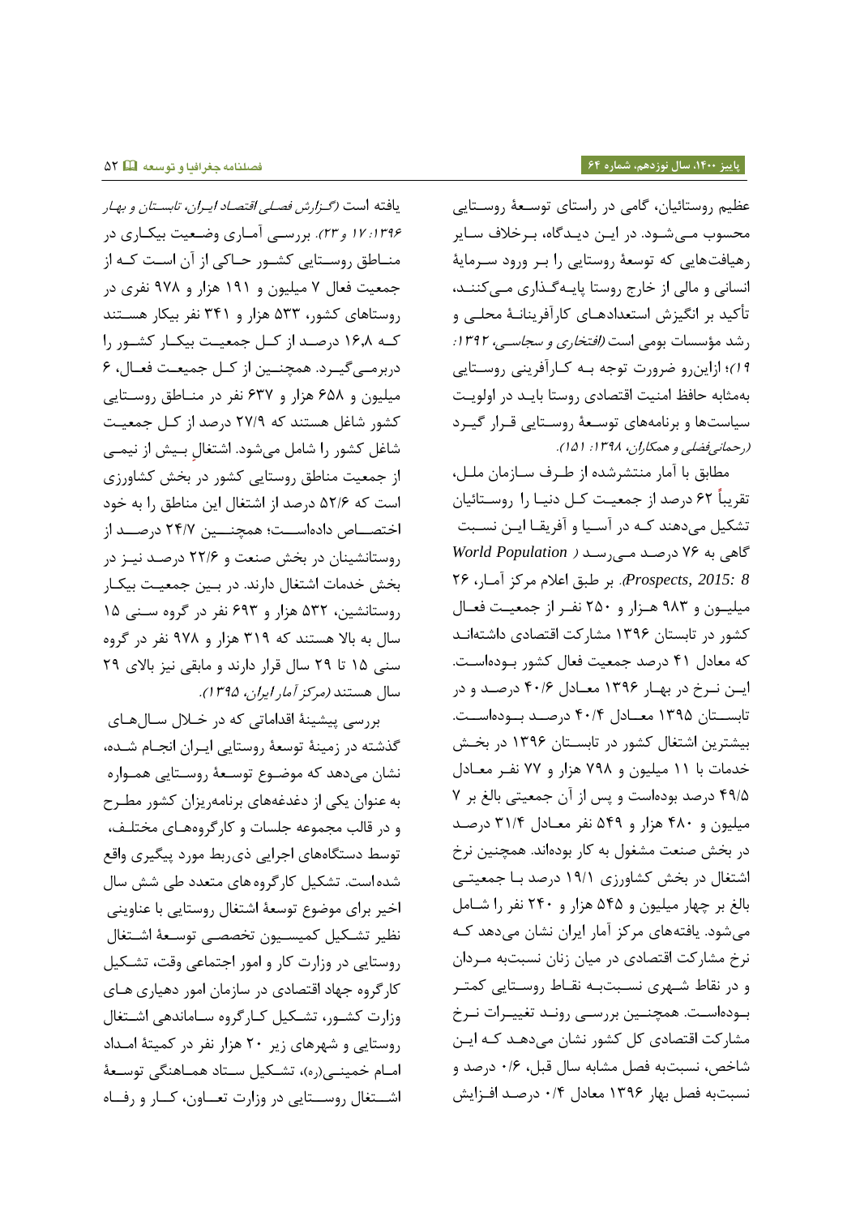عظیم روستائیان، گامی در راستای توسعهٔ روستایی محسوب می‌شود. در این دیدگاه، برخلاف سایر رهیافت‌هایی که توسعهٔ روستایی را بر ورود سرمایهٔ انسانی و مالی از خارج روستا پایه‌گذاری می‌کنند، تأکید بر انگیزش استعدادهای کارآفرینانهٔ محلی و رشد مؤسسات بومی است *(افتخاری و سجاسی، ۱۳۹۲: ۱۹)*؛ ازاین‌رو ضرورت توجه به کارآفرینی روستایی به‌مثابه حافظ امنیت اقتصادی روستا باید در اولویت سیاست‌ها و برنامه‌های توسعهٔ روستایی قرار گیرد *(رحمانی‌فضلی و همکاران، ۱۳۹۸: ۱۵۱)*.

مطابق با آمار منتشرشده از طرف سازمان ملل، تقریباً ۶۲ درصد از جمعیت کل دنیا را روستائیان تشکیل می‌دهند که در آسیا و آفریقا این نسبت گاهی به ۷۶ درصد می‌رسد *(World Population Prospects, 2015: 8)*. بر طبق اعلام مرکز آمار، ۲۶ میلیون و ۹۸۳ هزار و ۲۵۰ نفر از جمعیت فعال کشور در تابستان ۱۳۹۶ مشارکت اقتصادی داشته‌اند که معادل ۴۱ درصد جمعیت فعال کشور بوده‌است. این نرخ در بهار ۱۳۹۶ معادل ۴۰/۶ درصد و در تابستان ۱۳۹۵ معادل ۴۰/۴ درصد بوده‌است. بیشترین اشتغال کشور در تابستان ۱۳۹۶ در بخش خدمات با ۱۱ میلیون و ۷۹۸ هزار و ۷۷ نفر معادل ۴۹/۵ درصد بوده‌است و پس از آن جمعیتی بالغ بر ۷ میلیون و ۴۸۰ هزار و ۵۴۹ نفر معادل ۳۱/۴ درصد در بخش صنعت مشغول به کار بوده‌اند. همچنین نرخ اشتغال در بخش کشاورزی ۱۹/۱ درصد با جمعیتی بالغ بر چهار میلیون و ۵۴۵ هزار و ۲۴۰ نفر را شامل می‌شود. یافته‌های مرکز آمار ایران نشان می‌دهد که نرخ مشارکت اقتصادی در میان زنان نسبت‌به مردان و در نقاط شهری نسبت‌به نقاط روستایی کمتر بوده‌است. همچنین بررسی روند تغییرات نرخ مشارکت اقتصادی کل کشور نشان می‌دهد که این شاخص، نسبت‌به فصل مشابه سال قبل، ۰/۶ درصد و نسبت‌به فصل بهار ۱۳۹۶ معادل ۰/۴ درصد افزایش یافته است *(گزارش فصلی اقتصاد ایران، تابستان و بهار ۱۳۹۶: ۱۷ و ۲۳)*. بررسی آماری وضعیت بیکاری در مناطق روستایی کشور حاکی از آن است که از جمعیت فعال ۷ میلیون و ۱۹۱ هزار و ۹۷۸ نفری در روستاهای کشور، ۵۳۳ هزار و ۳۴۱ نفر بیکار هستند که ۱۶٫۸ درصد از کل جمعیت بیکار کشور را دربرمی‌گیرد. همچنین از کل جمعیت فعال، ۶ میلیون و ۶۵۸ هزار و ۶۳۷ نفر در مناطق روستایی کشور شاغل هستند که ۲۷/۹ درصد از کل جمعیت شاغل کشور را شامل می‌شود. اشتغالِ بیش از نیمی از جمعیت مناطق روستایی کشور در بخش کشاورزی است که ۵۲/۶ درصد از اشتغال این مناطق را به خود اختصاص داده‌است؛ همچنین ۲۴/۷ درصد از روستانشینان در بخش صنعت و ۲۲/۶ درصد نیز در بخش خدمات اشتغال دارند. در بین جمعیت بیکار روستانشین، ۵۳۲ هزار و ۶۹۳ نفر در گروه سنی ۱۵ سال به بالا هستند که ۳۱۹ هزار و ۹۷۸ نفر در گروه سنی ۱۵ تا ۲۹ سال قرار دارند و مابقی نیز بالای ۲۹ سال هستند *(مرکز آمار ایران، ۱۳۹۵)*.

بررسی پیشینهٔ اقداماتی که در خلال سال‌های گذشته در زمینهٔ توسعهٔ روستایی ایران انجام شده، نشان می‌دهد که موضوع توسعهٔ روستایی همواره به عنوان یکی از دغدغه‌های برنامه‌ریزان کشور مطرح و در قالب مجموعه جلسات و کارگروه‌های مختلف، توسط دستگاه‌های اجرایی ذی‌ربط مورد پیگیری واقع شده‌است. تشکیل کارگروه‌های متعدد طی شش سال اخیر برای موضوع توسعهٔ اشتغال روستایی با عناوینی نظیر تشکیل کمیسیون تخصصی توسعهٔ اشتغال روستایی در وزارت کار و امور اجتماعی وقت، تشکیل کارگروه جهاد اقتصادی در سازمان امور دهیاری‌های وزارت کشور، تشکیل کارگروه ساماندهی اشتغال روستایی و شهرهای زیر ۲۰ هزار نفر در کمیتهٔ امداد امام خمینی(ره)، تشکیل ستاد هماهنگی توسعهٔ اشتغال روستایی در وزارت تعاون، کار و رفاه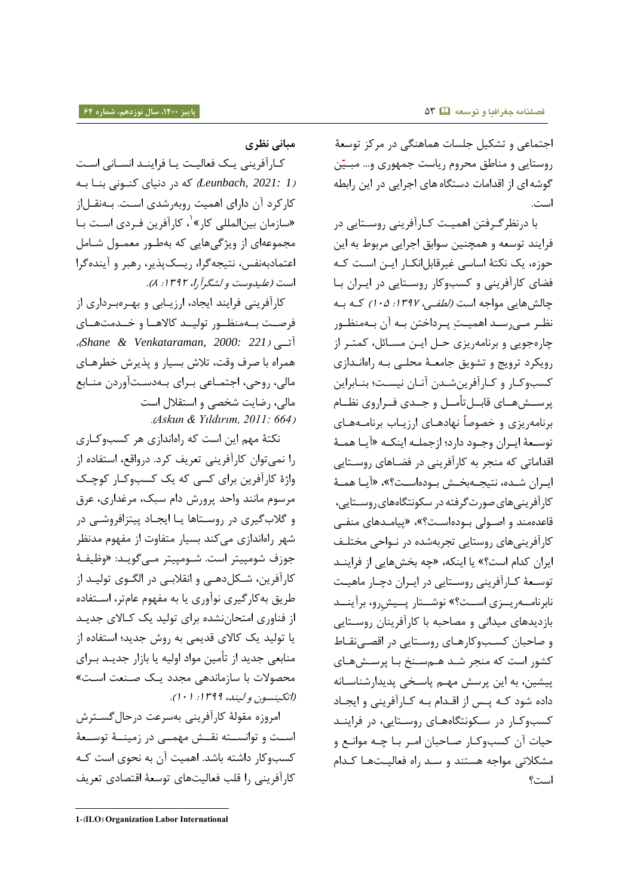اجتماعی و تشکیل جلسات هماهنگی در مرکز توسعهٔ روستایی و مناطق محروم ریاست جمهوری و... مبیّن گوشه ای از اقدامات دستگاه های اجرایی در این رابطه است.

با درنظرگرفتن اهمیت کارآفرینی روستایی در فرایند توسعه و همچنین سوابق اجرایی مربوط به این حوزه، یک نکتهٔ اساسی غیرقابل‌انکار این است که فضای کارآفرینی و کسب‌وکار روستایی در ایران با چالش‌هایی مواجه است *(لطفی، ۱۳۹۷: ۱۰۵)* که به نظر می‌رسد اهمیتِ پرداختن به آن به‌منظور چاره‌جویی و برنامه‌ریزی حل این مسائل، کمتر از رویکرد ترویج و تشویق جامعهٔ محلی به راه‌اندازی کسب‌وکار و کارآفرین‌شدن آنان نیست؛ بنابراین پرسش‌های قابل‌تأمل و جدی فراروی نظام برنامه‌ریزی و خصوصاً نهادهای ارزیاب برنامه‌های توسعهٔ ایران وجود دارد؛ ازجمله اینکه «آیا همهٔ اقداماتی که منجر به کارآفرینی در فضاهای روستایی ایران شده، نتیجه‌بخش بوده‌است؟»، «آیا همهٔ کارآفرینی‌های صورت‌گرفته در سکونتگاه‌های روستایی، قاعده‌مند و اصولی بوده‌است؟»، «پیامدهای منفی کارآفرینی‌های روستایی تجربه‌شده در نواحی مختلف ایران کدام است؟» یا اینکه، «چه بخش‌هایی از فرایند توسعهٔ کارآفرینی روستایی در ایران دچار ماهیت نابرنامه‌ریزی است؟» نوشتار پیش‌رو، برآیند بازدیدهای میدانی و مصاحبه با کارآفرینان روستایی و صاحبان کسب‌وکارهای روستایی در اقصی‌نقاط کشور است که منجر شد هم‌سنخ با پرسش‌های پیشین، به این پرسش مهم پاسخی پدیدارشناسانه داده شود که پس از اقدام به کارآفرینی و ایجاد کسب‌وکار در سکونتگاه‌های روستایی، در فرایند حیات آن کسب‌وکار صاحبان امر با چه موانع و مشکلاتی مواجه هستند و سد راه فعالیت‌ها کدام است؟

## مبانی نظری

کارآفرینی یک فعالیت یا فرایند انسانی است *(Leunbach, 2021: 1)* که در دنیای کنونی بنا به کارکرد آن دارای اهمیت روبه‌رشدی است. به‌نقل‌از «سازمان بین‌المللی کار»[1]، کارآفرین فردی است با مجموعه‌ای از ویژگی‌هایی که به‌طور معمول شامل اعتمادبه‌نفس، نتیجه‌گرا، ریسک‌پذیر، رهبر و آینده‌گرا است *(علیدوست و لشگرآرا، ۱۳۹۲: ۸)*.

کارآفرینی فرایند ایجاد، ارزیابی و بهره‌برداری از فرصت به‌منظور تولید کالاها و خدمت‌های آتی *(Shane & Venkataraman, 2000: 221)*، همراه با صرف وقت، تلاش بسیار و پذیرش خطرهای مالی، روحی، اجتماعی برای به‌دست‌آوردن منابع مالی، رضایت شخصی و استقلال است *(Askun & Yıldırım, 2011: 664)*.

نکتهٔ مهم این است که راه‌اندازی هر کسب‌وکاری را نمی‌توان کارآفرینی تعریف کرد. درواقع، استفاده از واژهٔ کارآفرین برای کسی که یک کسب‌وکار کوچک مرسوم مانند واحد پرورش دام سبک، مرغداری، عرق و گلاب‌گیری در روستاها یا ایجاد پیتزافروشی در شهر راه‌اندازی می‌کند بسیار متفاوت از مفهوم مدنظر جوزف شومپیتر است. شومپیتر می‌گوید: «وظیفهٔ کارآفرین، شکل‌دهی و انقلابی در الگوی تولید از طریق به‌کارگیری نوآوری یا به مفهوم عام‌تر، استفاده از فناوری امتحان‌نشده برای تولید یک کالای جدید یا تولید یک کالای قدیمی به روش جدید؛ استفاده از منابعی جدید از تأمین مواد اولیه یا بازار جدید برای محصولات با سازماندهی مجدد یک صنعت است» *(اتکینسون و لیند، ۱۳۹۹: ۱۰۱)*.

امروزه مقولهٔ کارآفرینی به‌سرعت درحال‌گسترش است و توانسته نقش مهمی در زمینهٔ توسعهٔ کسب‌وکار داشته باشد. اهمیت آن به نحوی است که کارآفرینی را قلب فعالیت‌های توسعهٔ اقتصادی تعریف

---

1-(ILO) Organization Labor International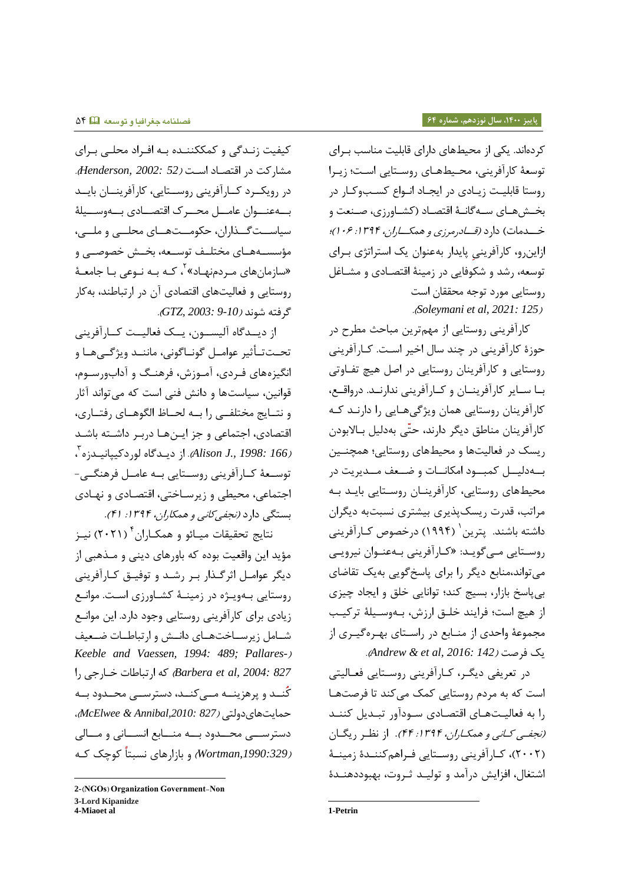کرده‌اند. یکی از محیط‌های دارای قابلیت مناسب برای توسعهٔ کارآفرینی، محیط‌های روستایی است؛ زیرا روستا قابلیت زیادی در ایجاد انواع کسب‌وکار در بخش‌های سه‌گانهٔ اقتصاد (کشاورزی، صنعت و خدمات) دارد *(قادرمرزی و همکاران، ۱۳۹۴: ۱۰۶)*؛ ازاین‌رو، کارآفرینیِ پایدار به‌عنوان یک استراتژی برای توسعه، رشد و شکوفایی در زمینهٔ اقتصادی و مشاغل روستایی مورد توجه محققان است *(Soleymani et al, 2021: 125)*.

کارآفرینی روستایی از مهم‌ترین مباحث مطرح در حوزهٔ کارآفرینی در چند سال اخیر است. کارآفرینی روستایی و کارآفرینان روستایی در اصل هیچ تفاوتی با سایر کارآفرینان و کارآفرینی ندارند. درواقع، کارآفرینان روستایی همان ویژگی‌هایی را دارند که کارآفرینان مناطق دیگر دارند، حتّی به‌دلیل بالابودن ریسک در فعالیت‌ها و محیط‌های روستایی؛ همچنین به‌دلیل کمبود امکانات و ضعف مدیریت در محیط‌های روستایی، کارآفرینان روستایی باید به مراتب، قدرت ریسک‌پذیری بیشتری نسبت‌به دیگران داشته باشند. پترین[1] (۱۹۹۴) درخصوص کارآفرینی روستایی می‌گوید: «کارآفرینی به‌عنوان نیرویی می‌تواند،منابع دیگر را برای پاسخ‌گویی به‌یک تقاضای بی‌پاسخ بازار، بسیج کند؛ توانایی خلق و ایجاد چیزی از هیچ است؛ فرایند خلق ارزش، به‌وسیلهٔ ترکیب مجموعهٔ واحدی از منابع در راستای بهره‌گیری از یک فرصت *(Andrew & et al, 2016: 142)*.

در تعریفی دیگر، کارآفرینی روستایی فعالیتی است که به مردم روستایی کمک می‌کند تا فرصت‌ها را به فعالیت‌های اقتصادی سودآور تبدیل کنند *(نجفی کانی و همکاران، ۱۳۹۴: ۴۴)*. از نظر ریگان (۲۰۰۲)، کارآفرینی روستایی فراهم‌کنندهٔ زمینهٔ اشتغال، افزایش درآمد و تولید ثروت، بهبوددهندهٔ کیفیت زندگی و کمک‌کننده به افراد محلی برای مشارکت در اقتصاد است *(Henderson, 2002: 52)*. در رویکرد کارآفرینی روستایی، کارآفرینان باید به‌عنوان عامل محرک اقتصادی به‌وسیلهٔ سیاست‌گذاران، حکومت‌های محلی و ملی، مؤسسه‌های مختلف توسعه، بخش خصوصی و «سازمان‌های مردم‌نهاد»[2]، که به نوعی با جامعهٔ روستایی و فعالیت‌های اقتصادی آن در ارتباطند، به‌کار گرفته شوند *(GTZ, 2003: 9-10)*.

از دیدگاه آلیسون، یک فعالیت کارآفرینی تحت‌تأثیر عوامل گوناگونی، مانند ویژگی‌ها و انگیزه‌های فردی، آموزش، فرهنگ و آداب‌ورسوم، قوانین، سیاست‌ها و دانش فنی است که می‌تواند آثار و نتایج مختلفی را به لحاظ الگوهای رفتاری، اقتصادی، اجتماعی و جز این‌ها دربر داشته باشد *(Alison J., 1998: 166)*. از دیدگاه لوردکیپانیدزه[3]، توسعهٔ کارآفرینی روستایی به عامل فرهنگی-اجتماعی، محیطی و زیرساختی، اقتصادی و نهادی بستگی دارد *(نجفی‌کانی و همکاران، ۱۳۹۴: ۴۱)*.

نتایج تحقیقات میائو و همکاران[4] (۲۰۲۱) نیز مؤید این واقعیت بوده که باورهای دینی و مذهبی از دیگر عوامل اثرگذار بر رشد و توفیق کارآفرینی روستایی به‌ویژه در زمینهٔ کشاورزی است. موانع زیادی برای کارآفرینی روستایی وجود دارد. این موانع شامل زیرساخت‌های دانش و ارتباطات ضعیف *(Keeble and Vaessen, 1994: 489; Pallares-Barbera et al, 2004: 827)* که ارتباطات خارجی را کُند و پرهزینه می‌کند، دسترسی محدود به حمایت‌های‌دولتی *(McElwee & Annibal,2010: 827)*، دسترسی محدود به منابع انسانی و مالی *(Wortman,1990:329)* و بازارهای نسبتاً کوچک که

---

1-Petrin

2-(NGOs) Organization Government–Non

3-Lord Kipanidze

4-Miaoet al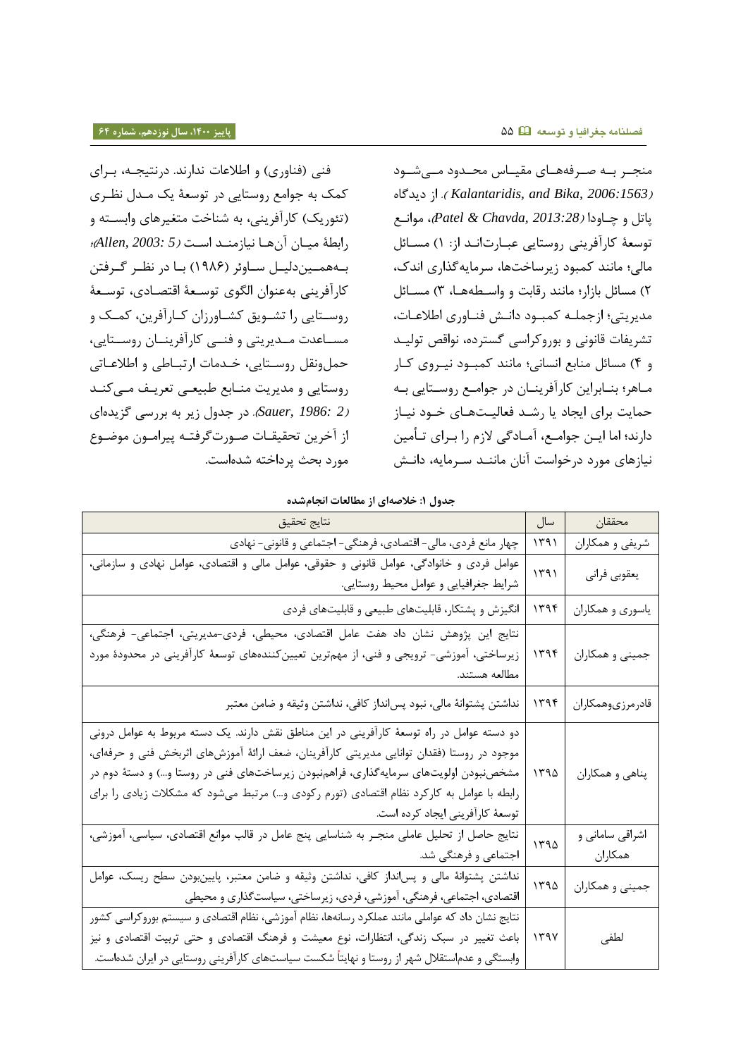منجـر بـه صـرفه‌هـای مقیـاس محـدود مـی‌شـود (*Kalantaridis, and Bika, 2006:1563*). از دیدگاه پاتل و چـاودا (*Patel & Chavda, 2013:28*)، موانـع توسعهٔ کارآفرینی روستایی عبـارت‌انـد از: ۱) مسـائل مالی؛ مانند کمبود زیرساخت‌ها، سرمایه‌گذاری اندک، ۲) مسائل بازار؛ مانند رقابت و واسـطه‌هـا، ۳) مسـائل مدیریتی؛ ازجملـه کمبـود دانـش فنـاوری اطلاعـات، تشریفات قانونی و بوروکراسی گسترده، نواقص تولیـد و ۴) مسائل منابع انسانی؛ مانند کمبـود نیـروی کـار مـاهر؛ بنـابراین کارآفرینـان در جوامـع روسـتایی بـه حمایت برای ایجاد یا رشـد فعالیـت‌هـای خـود نیـاز دارند؛ اما ایـن جوامـع، آمـادگی لازم را بـرای تـأمین نیازهای مورد درخواست آنان ماننـد سـرمایه، دانـش فنی (فناوری) و اطلاعات ندارند. درنتیجـه، بـرای کمک به جوامع روستایی در توسعهٔ یک مـدل نظـری (تئوریک) کارآفرینی، به شناخت متغیرهای وابسـته و رابطهٔ میـان آن‌هـا نیازمنـد اسـت (*Allen, 2003: 5*)؛ بـه‌همـین‌دلیـل سـاوئر (۱۹۸۶) بـا در نظـر گـرفتن کارآفرینی به‌عنوان الگوی توسعهٔ اقتصـادی، توسـعهٔ روسـتایی را تشـویق کشـاورزان کـارآفرین، کمـک و مسـاعدت مـدیریتی و فنـی کارآفرینـان روسـتایی، حمل‌ونقل روسـتایی، خـدمات ارتبـاطی و اطلاعـاتی روستایی و مدیریت منـابع طبیعـی تعریـف مـی‌کنـد (*Sauer, 1986: 2*). در جدول زیر به بررسی گزیده‌ای از آخرین تحقیقـات صـورت‌گرفتـه پیرامـون موضـوع مورد بحث پرداخته شده‌است.

**جدول ۱: خلاصه‌ای از مطالعات انجام‌شده**

| محققان | سال | نتایج تحقیق |
|---|---|---|
| شریفی و همکاران | ۱۳۹۱ | چهار مانع فردی، مالی- اقتصادی، فرهنگی- اجتماعی و قانونی- نهادی |
| یعقوبی فرانی | ۱۳۹۱ | عوامل فردی و خانوادگی، عوامل قانونی و حقوقی، عوامل مالی و اقتصادی، عوامل نهادی و سازمانی، شرایط جغرافیایی و عوامل محیط روستایی. |
| یاسوری و همکاران | ۱۳۹۴ | انگیزش و پشتکار، قابلیت‌های طبیعی و قابلیت‌های فردی |
| جمینی و همکاران | ۱۳۹۴ | نتایج این پژوهش نشان داد هفت عامل اقتصادی، محیطی، فردی-مدیریتی، اجتماعی- فرهنگی، زیرساختی، آموزشی- ترویجی و فنی، از مهم‌ترین تعیین‌کننده‌های توسعهٔ کارآفرینی در محدودهٔ مورد مطالعه هستند. |
| قادرمرزی‌وهمکاران | ۱۳۹۴ | نداشتن پشتوانهٔ مالی، نبود پس‌انداز کافی، نداشتن وثیقه و ضامن معتبر |
| پناهی و همکاران | ۱۳۹۵ | دو دسته عوامل در راه توسعهٔ کارآفرینی در این مناطق نقش دارند. یک دسته مربوط به عوامل درونی موجود در روستا (فقدان توانایی مدیریتی کارآفرینان، ضعف ارائهٔ آموزش‌های اثربخش فنی و حرفه‌ای، مشخص‌نبودن اولویت‌های سرمایه‌گذاری، فراهم‌نبودن زیرساخت‌های فنی در روستا و...) و دستهٔ دوم در رابطه با عوامل به کارکرد نظام اقتصادی (تورم رکودی و...) مرتبط می‌شود که مشکلات زیادی را برای توسعهٔ کارآفرینی ایجاد کرده است. |
| اشراقی سامانی و همکاران | ۱۳۹۵ | نتایج حاصل از تحلیل عاملی منجـر به شناسایی پنج عامل در قالب موانع اقتصادی، سیاسی، آموزشی، اجتماعی و فرهنگی شد. |
| جمینی و همکاران | ۱۳۹۵ | نداشتن پشتوانهٔ مالی و پس‌انداز کافی، نداشتن وثیقه و ضامن معتبر، پایین‌بودن سطح ریسک، عوامل اقتصادی، اجتماعی، فرهنگی، آموزشی، فردی، زیرساختی، سیاست‌گذاری و محیطی |
| لطفی | ۱۳۹۷ | نتایج نشان داد که عواملی مانند عملکرد رسانه‌ها، نظام آموزشی، نظام اقتصادی و سیستم بوروکراسی کشور باعث تغییر در سبک زندگی، انتظارات، نوع معیشت و فرهنگ اقتصادی و حتی تربیت اقتصادی و نیز وابستگی و عدم‌استقلال شهر از روستا و نهایتاً شکست سیاست‌های کارآفرینی روستایی در ایران شده‌است. |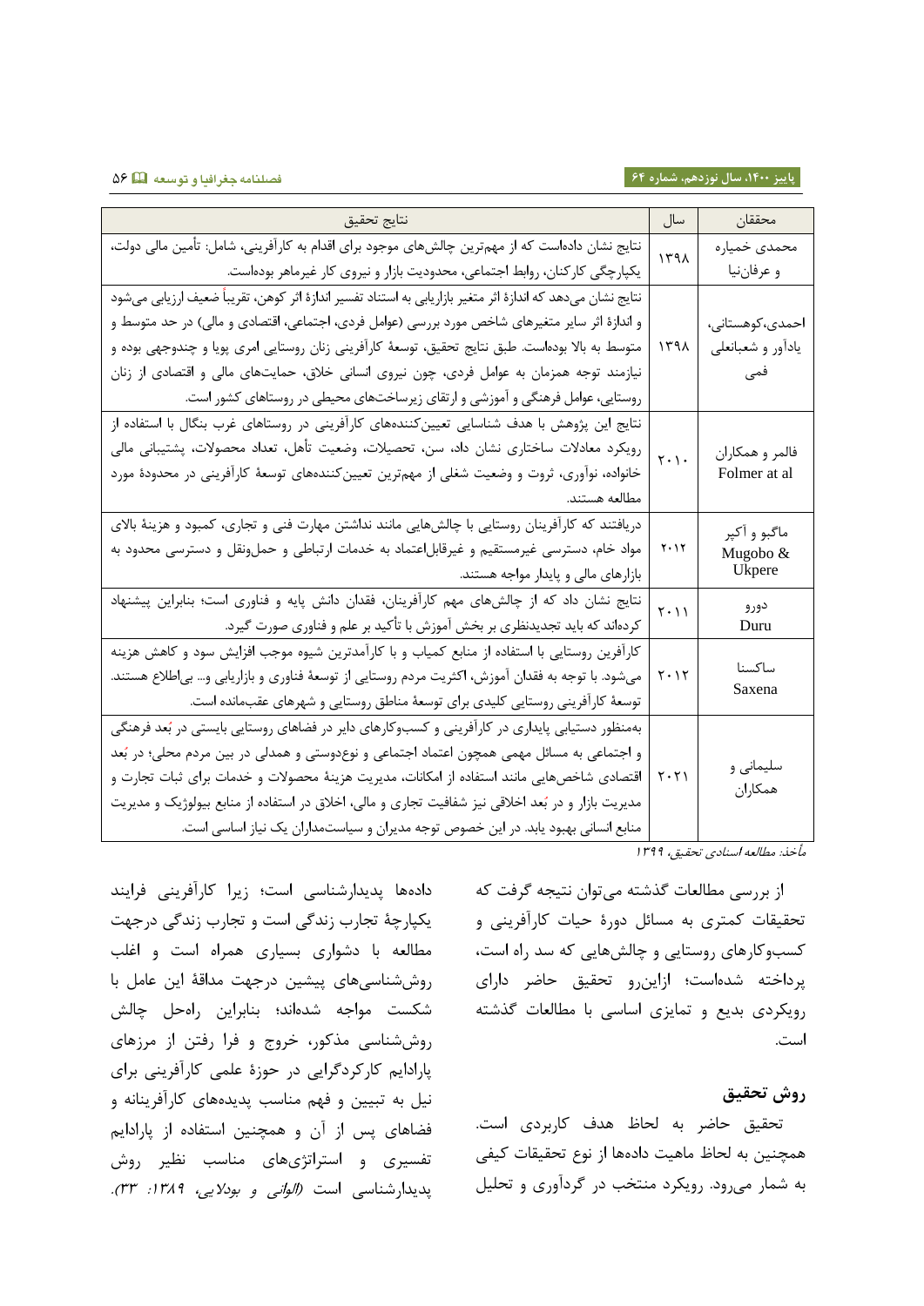| محققان | سال | نتایج تحقیق |
| --- | --- | --- |
| محمدی خمیاره و عرفان‌نیا | ۱۳۹۸ | نتایج نشان داده‌است که از مهم‌ترین چالش‌های موجود برای اقدام به کارآفرینی، شامل: تأمین مالی دولت، یکپارچگی کارکنان، روابط اجتماعی، محدودیت بازار و نیروی کار غیرماهر بوده‌است. |
| احمدی،کوهستانی، یادآور و شعبانعلی فمی | ۱۳۹۸ | نتایج نشان می‌دهد که اندازهٔ اثر متغیر بازاریابی به استناد تفسیر اندازهٔ اثر کوهن، تقریباً ضعیف ارزیابی می‌شود و اندازهٔ اثر سایر متغیرهای شاخص مورد بررسی (عوامل فردی، اجتماعی، اقتصادی و مالی) در حد متوسط و متوسط به بالا بوده‌است. طبق نتایج تحقیق، توسعهٔ کارآفرینی زنان روستایی امری پویا و چندوجهی بوده و نیازمند توجه همزمان به عوامل فردی، چون نیروی انسانی خلاق، حمایت‌های مالی و اقتصادی از زنان روستایی، عوامل فرهنگی و آموزشی و ارتقای زیرساخت‌های محیطی در روستاهای کشور است. |
| فالمر و همکاران Folmer at al | ۲۰۱۰ | نتایج این پژوهش با هدف شناسایی تعیین‌کننده‌های کارآفرینی در روستاهای غرب بنگال با استفاده از رویکرد معادلات ساختاری نشان داد، سن، تحصیلات، وضعیت تأهل، تعداد محصولات، پشتیبانی مالی خانواده، نوآوری، ثروت و وضعیت شغلی از مهم‌ترین تعیین‌کننده‌های توسعهٔ کارآفرینی در محدودهٔ مورد مطالعه هستند. |
| ماگبو و آکپر Mugobo & Ukpere | ۲۰۱۲ | دریافتند که کارآفرینان روستایی با چالش‌هایی مانند نداشتن مهارت فنی و تجاری، کمبود و هزینهٔ بالای مواد خام، دسترسی غیرمستقیم و غیرقابل‌اعتماد به خدمات ارتباطی و حمل‌ونقل و دسترسی محدود به بازارهای مالی و پایدار مواجه هستند. |
| دورو Duru | ۲۰۱۱ | نتایج نشان داد که از چالش‌های مهم کارآفرینان، فقدان دانش پایه و فناوری است؛ بنابراین پیشنهاد کرده‌اند که باید تجدیدنظری بر بخش آموزش با تأکید بر علم و فناوری صورت گیرد. |
| ساکسنا Saxena | ۲۰۱۲ | کارآفرین روستایی با استفاده از منابع کمیاب و با کارآمدترین شیوه موجب افزایش سود و کاهش هزینه می‌شود. با توجه به فقدان آموزش، اکثریت مردم روستایی از توسعهٔ فناوری و بازاریابی و... بی‌اطلاع هستند. توسعهٔ کارآفرینی روستایی کلیدی برای توسعهٔ مناطق روستایی و شهرهای عقب‌مانده است. |
| سلیمانی و همکاران | ۲۰۲۱ | به‌منظور دستیابی پایداری در کارآفرینی و کسب‌وکارهای دایر در فضاهای روستایی بایستی در بُعد فرهنگی و اجتماعی به مسائل مهمی همچون اعتماد اجتماعی و نوع‌دوستی و همدلی در بین مردم محلی؛ در بُعد اقتصادی شاخص‌هایی مانند استفاده از امکانات، مدیریت هزینهٔ محصولات و خدمات برای ثبات تجارت و مدیریت بازار و در بُعد اخلاقی نیز شفافیت تجاری و مالی، اخلاق در استفاده از منابع بیولوژیک و مدیریت منابع انسانی بهبود یابد. در این خصوص توجه مدیران و سیاست‌مداران یک نیاز اساسی است. |

*مأخذ: مطالعه اسنادی تحقیق، ۱۳۹۹*

از بررسی مطالعات گذشته می‌توان نتیجه گرفت که تحقیقات کمتری به مسائل دورهٔ حیات کارآفرینی و کسب‌وکارهای روستایی و چالش‌هایی که سد راه است، پرداخته شده‌است؛ ازاین‌رو تحقیق حاضر دارای رویکردی بدیع و تمایزی اساسی با مطالعات گذشته است.

## روش تحقیق

تحقیق حاضر به لحاظ هدف کاربردی است. همچنین به لحاظ ماهیت داده‌ها از نوع تحقیقات کیفی به شمار می‌رود. رویکرد منتخب در گردآوری و تحلیل داده‌ها پدیدارشناسی است؛ زیرا کارآفرینی فرایند یکپارچهٔ تجارب زندگی است و تجارب زندگی درجهت مطالعه با دشواری بسیاری همراه است و اغلب روش‌شناسی‌های پیشین درجهت مداقهٔ این عامل با شکست مواجه شده‌اند؛ بنابراین راه‌حل چالش روش‌شناسی مذکور، خروج و فرا رفتن از مرزهای پارادایم کارکردگرایی در حوزهٔ علمی کارآفرینی برای نیل به تبیین و فهم مناسب پدیده‌های کارآفرینانه و فضاهای پس از آن و همچنین استفاده از پارادایم تفسیری و استراتژی‌های مناسب نظیر روش پدیدارشناسی است *(الوانی و بودلایی، ۱۳۸۹: ۳۳)*.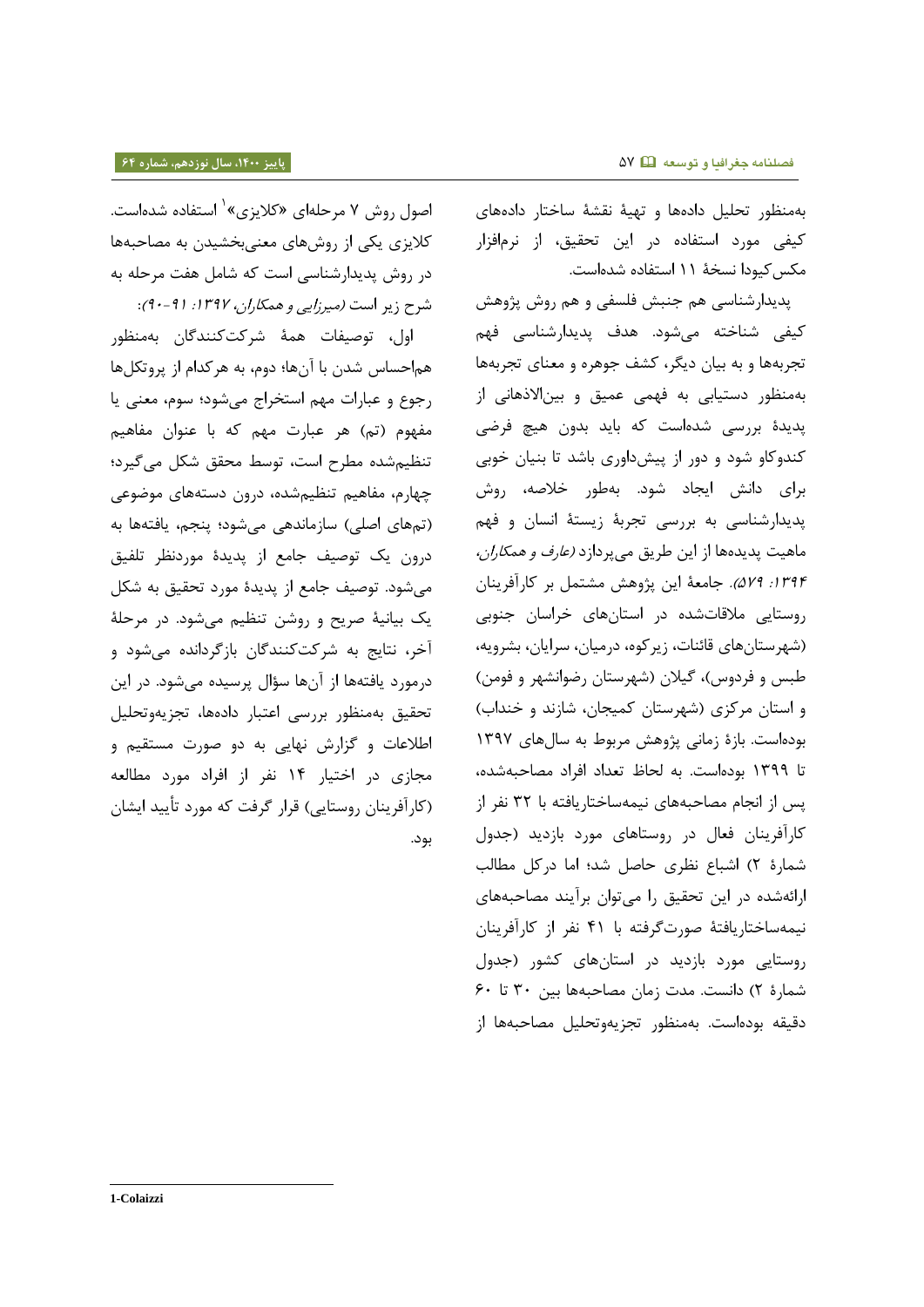بەمنظور تحلیل دادەها و تهیۀ نقشۀ ساختار دادەهای کیفی مورد استفاده در این تحقیق، از نرم‌افزار مکس‌کیودا نسخۀ ۱۱ استفاده شده‌است.

پدیدارشناسی هم جنبش فلسفی و هم روش پژوهش کیفی شناخته می‌شود. هدف پدیدارشناسی فهم تجربه‌ها و به بیان دیگر، کشف جوهره و معنای تجربه‌ها به‌منظور دستیابی به فهمی عمیق و بین‌الاذهانی از پدیدۀ بررسی شده‌است که باید بدون هیچ فرضی کندوکاو شود و دور از پیش‌داوری باشد تا بنیان خوبی برای دانش ایجاد شود. به‌طور خلاصه، روش پدیدارشناسی به بررسی تجربۀ زیستۀ انسان و فهم ماهیت پدیده‌ها از این طریق می‌پردازد *(عارف و همکاران، ۱۳۹۴: ۵۷۹)*. جامعۀ این پژوهش مشتمل بر کارآفرینان روستایی ملاقات‌شده در استان‌های خراسان جنوبی (شهرستان‌های قائنات، زیرکوه، درمیان، سرایان، بشرویه، طبس و فردوس)، گیلان (شهرستان رضوانشهر و فومن) و استان مرکزی (شهرستان کمیجان، شازند و خنداب) بوده‌است. بازۀ زمانی پژوهش مربوط به سال‌های ۱۳۹۷ تا ۱۳۹۹ بوده‌است. به لحاظ تعداد افراد مصاحبه‌شده، پس از انجام مصاحبه‌های نیمه‌ساختاریافته با ۳۲ نفر از کارآفرینان فعال در روستاهای مورد بازدید (جدول شمارۀ ۲) اشباع نظری حاصل شد؛ اما درکل مطالب ارائه‌شده در این تحقیق را می‌توان برآیند مصاحبه‌های نیمه‌ساختاریافتۀ صورت‌گرفته با ۴۱ نفر از کارآفرینان روستایی مورد بازدید در استان‌های کشور (جدول شمارۀ ۲) دانست. مدت زمان مصاحبه‌ها بین ۳۰ تا ۶۰ دقیقه بوده‌است. به‌منظور تجزیه‌وتحلیل مصاحبه‌ها از اصول روش ۷ مرحله‌ای «کلایزی»[1] استفاده شده‌است. کلایزی یکی از روش‌های معنی‌بخشیدن به مصاحبه‌ها در روش پدیدارشناسی است که شامل هفت مرحله به شرح زیر است *(میرزایی و همکاران، ۱۳۹۷: ۹۱-۹۰)*:

اول، توصیفات همۀ شرکت‌کنندگان به‌منظور هم‌احساس شدن با آن‌ها؛ دوم، به هرکدام از پروتکل‌ها رجوع و عبارات مهم استخراج می‌شود؛ سوم، معنی یا مفهوم (تم) هر عبارت مهم که با عنوان مفاهیم تنظیم‌شده مطرح است، توسط محقق شکل می‌گیرد؛ چهارم، مفاهیم تنظیم‌شده، درون دسته‌های موضوعی (تم‌های اصلی) سازماندهی می‌شود؛ پنجم، یافته‌ها به درون یک توصیف جامع از پدیدۀ موردنظر تلفیق می‌شود. توصیف جامع از پدیدۀ مورد تحقیق به شکل یک بیانیۀ صریح و روشن تنظیم می‌شود. در مرحلۀ آخر، نتایج به شرکت‌کنندگان بازگردانده می‌شود و درمورد یافته‌ها از آن‌ها سؤال پرسیده می‌شود. در این تحقیق به‌منظور بررسی اعتبار داده‌ها، تجزیه‌وتحلیل اطلاعات و گزارش نهایی به دو صورت مستقیم و مجازی در اختیار ۱۴ نفر از افراد مورد مطالعه (کارآفرینان روستایی) قرار گرفت که مورد تأیید ایشان بود.

---

1-Colaizzi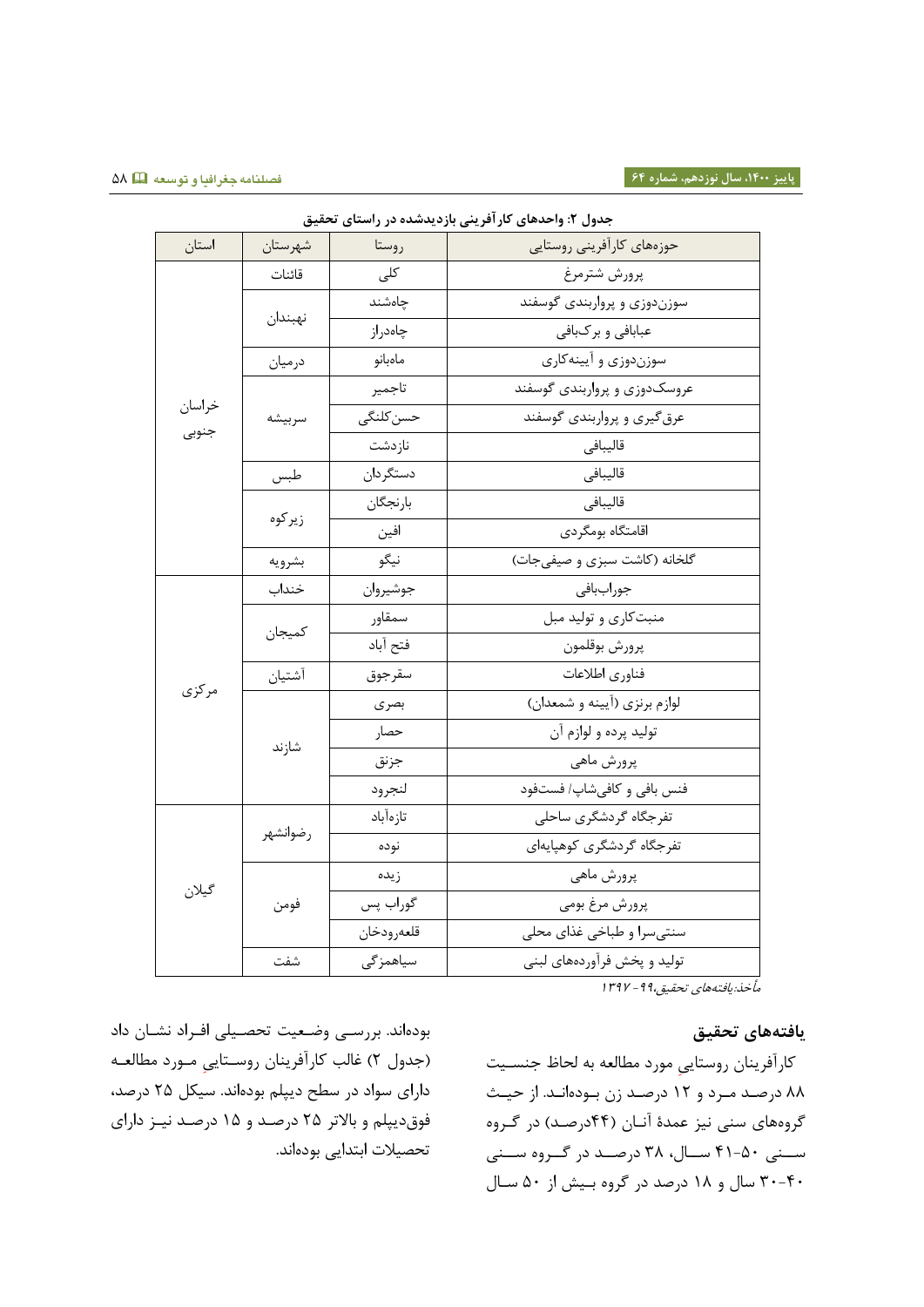**جدول ۲: واحدهای کارآفرینی بازدیدشده در راستای تحقیق**

| استان | شهرستان | روستا | حوزه‌های کارآفرینی روستایی |
|---|---|---|---|
| خراسان جنوبی | قائنات | کلی | پرورش شترمرغ |
| | نهبندان | چاهشند | سوزن‌دوزی و پرواربندی گوسفند |
| | | چاه‌دراز | عبابافی و برک‌بافی |
| | درمیان | ماه‌بانو | سوزن‌دوزی و آیینه‌کاری |
| | سربیشه | تاجمیر | عروسک‌دوزی و پرواربندی گوسفند |
| | | حسن‌کلنگی | عرق‌گیری و پرواربندی گوسفند |
| | | نازدشت | قالیبافی |
| | طبس | دستگردان | قالیبافی |
| | زیرکوه | بارنجگان | قالیبافی |
| | | افین | اقامتگاه بومگردی |
| | بشرویه | نیگو | گلخانه (کاشت سبزی و صیفی‌جات) |
| مرکزی | خنداب | جوشیروان | جوراب‌بافی |
| | کمیجان | سمقاور | منبت‌کاری و تولید مبل |
| | | فتح آباد | پرورش بوقلمون |
| | آشتیان | سقرجوق | فناوری اطلاعات |
| | شازند | بصری | لوازم برنزی (آیینه و شمعدان) |
| | | حصار | تولید پرده و لوازم آن |
| | | جزنق | پرورش ماهی |
| | | لنجرود | فنس بافی و کافی‌شاپ/ فست‌فود |
| گیلان | رضوانشهر | تازه‌آباد | تفرجگاه گردشگری ساحلی |
| | | نوده | تفرجگاه گردشگری کوهپایه‌ای |
| | فومن | زیده | پرورش ماهی |
| | | گوراب پس | پرورش مرغ بومی |
| | | قلعه‌رودخان | سنتی‌سرا و طباخی غذای محلی |
| | شفت | سیاهمزگی | تولید و پخش فرآورده‌های لبنی |

*مأخذ: یافته‌های تحقیق، ۹۹-۱۳۹۷*

## یافته‌های تحقیق

کارآفرینان روستایی مورد مطالعه به لحاظ جنسیت ۸۸ درصد مرد و ۱۲ درصد زن بوده‌اند. از حیث گروه‌های سنی نیز عمدهٔ آنان (۴۴درصد) در گروه سنی ۵۰-۴۱ سال، ۳۸ درصد در گروه سنی ۴۰-۳۰ سال و ۱۸ درصد در گروه بیش از ۵۰ سال بوده‌اند. بررسی وضعیت تحصیلی افراد نشان داد (جدول ۲) غالب کارآفرینان روستایی مورد مطالعه دارای سواد در سطح دیپلم بوده‌اند. سیکل ۲۵ درصد، فوق‌دیپلم و بالاتر ۲۵ درصد و ۱۵ درصد نیز دارای تحصیلات ابتدایی بوده‌اند.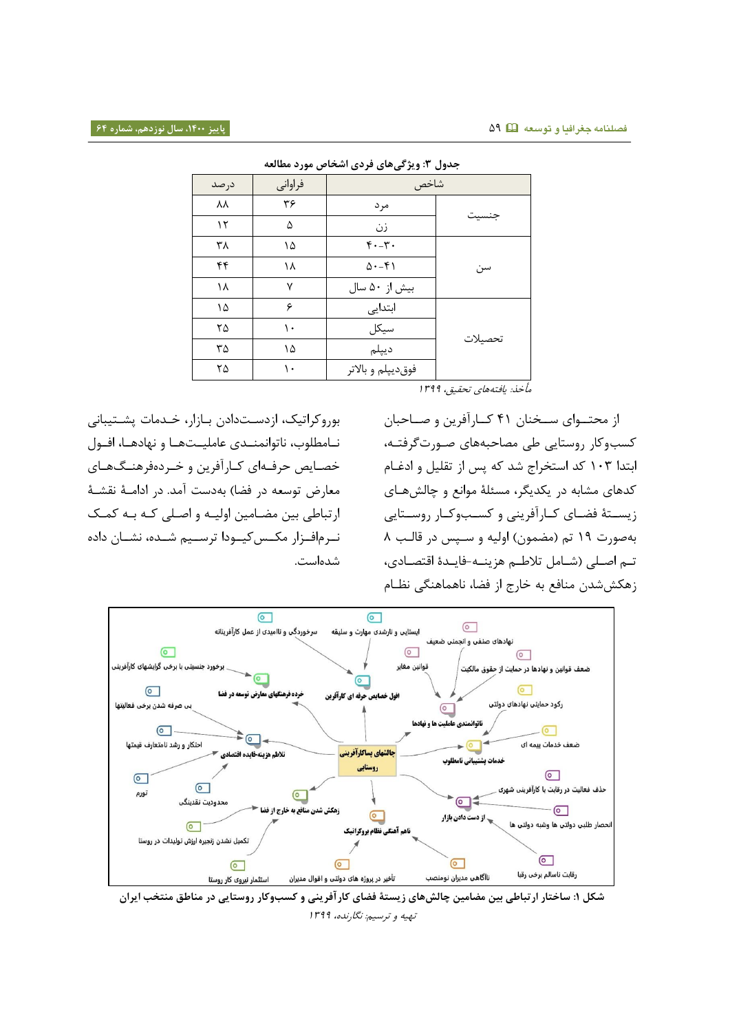جدول ۳: ویژگی‌های فردی اشخاص مورد مطالعه

| شاخص | | فراوانی | درصد |
|---|---|---|---|
| جنسیت | مرد | ۳۶ | ۸۸ |
| | زن | ۵ | ۱۲ |
| سن | ۴۰-۳۰ | ۱۵ | ۳۸ |
| | ۵۰-۴۱ | ۱۸ | ۴۴ |
| | بیش از ۵۰ سال | ۷ | ۱۸ |
| تحصیلات | ابتدایی | ۶ | ۱۵ |
| | سیکل | ۱۰ | ۲۵ |
| | دیپلم | ۱۵ | ۳۵ |
| | فوق‌دیپلم و بالاتر | ۱۰ | ۲۵ |

*مأخذ: یافته‌های تحقیق، ۱۳۹۹*

از محتـوای سـخنان ۴۱ کـارآفرین و صـاحبان کسب‌وکار روستایی طی مصاحبه‌های صـورت‌گرفته، ابتدا ۱۰۳ کد استخراج شد که پس از تقلیل و ادغـام کدهای مشابه در یکدیگر، مسئلهٔ موانع و چالش‌هـای زیسـتهٔ فضـای کـارآفرینی و کسـب‌وکـار روسـتایی به‌صورت ۱۹ تم (مضمون) اولیه و سـپس در قـالب ۸ تـم اصـلی (شـامل تلاطـم هزینـه-فایـدهٔ اقتصـادی، زهکش‌شدن منافع به خارج از فضا، ناهماهنگی نظـام بوروکراتیک، ازدسـت‌دادن بـازار، خـدمات پشـتیبانی نـامطلوب، ناتوانمنـدی عاملیـت‌هـا و نهادهـا، افـول خصـایص حرفـه‌ای کـارآفرین و خـرده‌فرهنـگ‌هـای معارض توسعه در فضا) به‌دست آمد. در ادامـهٔ نقشـهٔ ارتباطی بین مضـامین اولیـه و اصـلی کـه بـه کمـک نـرم‌افـزار مکـس‌کیـودا ترسـیم شـده، نشـان داده شده‌است.

شکل ۱: ساختار ارتباطی بین مضامین چالش‌های زیستهٔ فضای کارآفرینی و کسب‌وکار روستایی در مناطق منتخب ایران

*تهیه و ترسیم: نگارنده، ۱۳۹۹*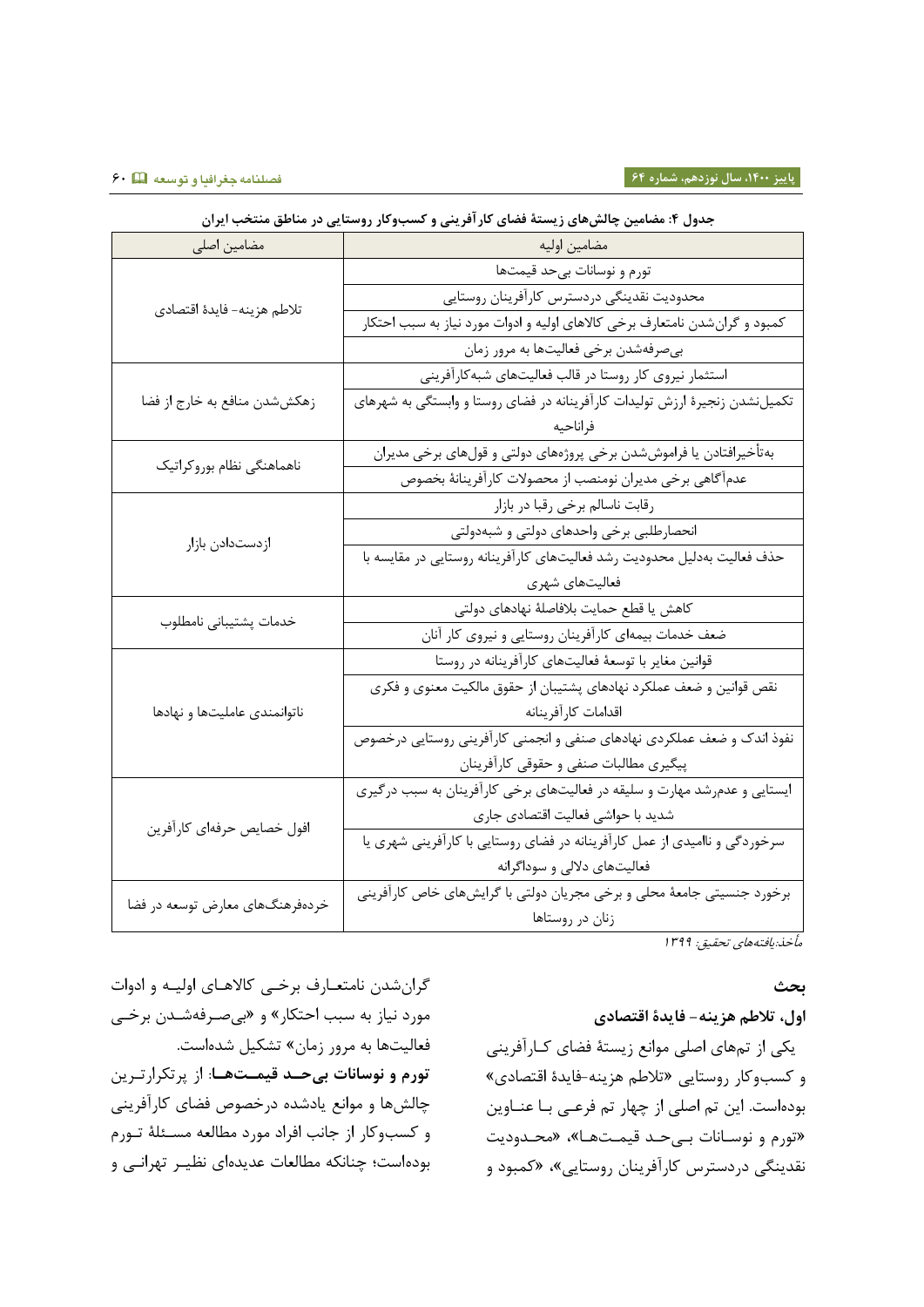**جدول ۴: مضامین چالش‌های زیستهٔ فضای کارآفرینی و کسب‌وکار روستایی در مناطق منتخب ایران**

| مضامین اولیه | مضامین اصلی |
|---|---|
| تورم و نوسانات بی‌حد قیمت‌ها | تلاطم هزینه- فایدهٔ اقتصادی |
| محدودیت نقدینگی دردسترس کارآفرینان روستایی | |
| کمبود و گران‌شدن نامتعارف برخی کالاهای اولیه و ادوات مورد نیاز به سبب احتکار | |
| بی‌صرفه‌شدن برخی فعالیت‌ها به مرور زمان | |
| استثمار نیروی کار روستا در قالب فعالیت‌های شبه‌کارآفرینی | زهکش‌شدن منافع به خارج از فضا |
| تکمیل‌نشدن زنجیرهٔ ارزش تولیدات کارآفرینانه در فضای روستا و وابستگی به شهرهای فراناحیه | |
| به‌تأخیرافتادن یا فراموش‌شدن برخی پروژه‌های دولتی و قول‌های برخی مدیران | ناهماهنگی نظام بوروکراتیک |
| عدم‌آگاهی برخی مدیران نومنصب از محصولات کارآفرینانهٔ بخصوص | |
| رقابت ناسالم برخی رقبا در بازار | ازدست‌دادن بازار |
| انحصارطلبی برخی واحدهای دولتی و شبه‌دولتی | |
| حذف فعالیت به‌دلیل محدودیت رشد فعالیت‌های کارآفرینانه روستایی در مقایسه با فعالیت‌های شهری | |
| کاهش یا قطع حمایت بلافاصلهٔ نهادهای دولتی | خدمات پشتیبانی نامطلوب |
| ضعف خدمات بیمه‌ای کارآفرینان روستایی و نیروی کار آنان | |
| قوانین مغایر با توسعهٔ فعالیت‌های کارآفرینانه در روستا | ناتوانمندی عاملیت‌ها و نهادها |
| نقص قوانین و ضعف عملکرد نهادهای پشتیبان از حقوق مالکیت معنوی و فکری اقدامات کارآفرینانه | |
| نفوذ اندک و ضعف عملکردی نهادهای صنفی و انجمنی کارآفرینی روستایی درخصوص پیگیری مطالبات صنفی و حقوقی کارآفرینان | |
| ایستایی و عدم‌رشد مهارت و سلیقه در فعالیت‌های برخی کارآفرینان به سبب درگیری شدید با حواشی فعالیت اقتصادی جاری | افول خصایص حرفه‌ای کارآفرین |
| سرخوردگی و ناامیدی از عمل کارآفرینانه در فضای روستایی با کارآفرینی شهری یا فعالیت‌های دلالی و سوداگرانه | |
| برخورد جنسیتی جامعهٔ محلی و برخی مجریان دولتی با گرایش‌های خاص کارآفرینی زنان در روستاها | خرده‌فرهنگ‌های معارض توسعه در فضا |

*مأخذ:یافته‌های تحقیق: ۱۳۹۹*

## بحث

### اول، تلاطم هزینه- فایدهٔ اقتصادی

یکی از تم‌های اصلی موانع زیستهٔ فضای کارآفرینی و کسب‌وکار روستایی «تلاطم هزینه-فایدهٔ اقتصادی» بوده‌است. این تم اصلی از چهار تم فرعی با عناوین «تورم و نوسانات بی‌حد قیمت‌ها»، «محدودیت نقدینگی دردسترس کارآفرینان روستایی»، «کمبود و گران‌شدن نامتعارف برخی کالاهای اولیه و ادوات مورد نیاز به سبب احتکار» و «بی‌صرفه‌شدن برخی فعالیت‌ها به مرور زمان» تشکیل شده‌است.

**تورم و نوسانات بی‌حد قیمت‌ها**: از پرتکرارترین چالش‌ها و موانع یادشده درخصوص فضای کارآفرینی و کسب‌وکار از جانب افراد مورد مطالعه مسئلهٔ تورم بوده‌است؛ چنانکه مطالعات عدیده‌ای نظیر تهرانی و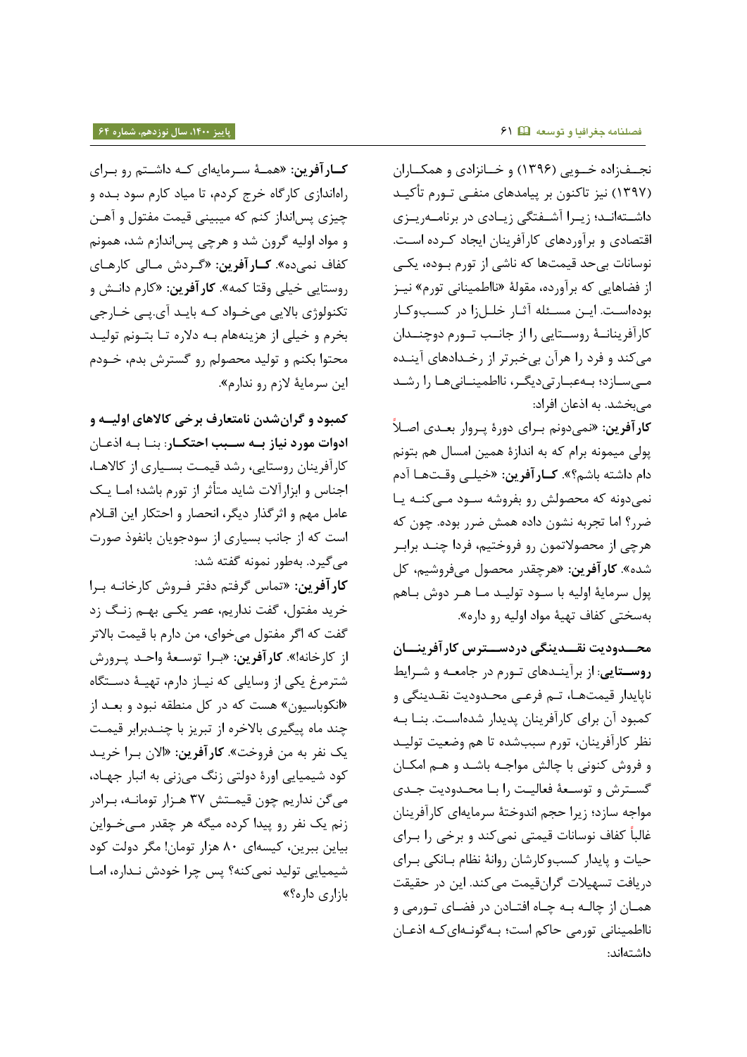نجـفزاده خـویی (۱۳۹۶) و خـانزادی و همکـاران (۱۳۹۷) نیز تاکنون بر پیامدهای منفـی تـورم تأکیـد داشـته‌انـد؛ زیـرا آشـفتگی زیـادی در برنامـه‌ریـزی اقتصادی و برآوردهای کارآفرینان ایجاد کـرده اسـت. نوسانات بی‌حد قیمت‌ها که ناشی از تورم بـوده، یکـی از فضاهایی که برآورده، مقولهٔ «نااطمینانی تورم» نیـز بوده‌اسـت. ایـن مسـئله آثـار خلـل‌زا در کسـب‌وکـار کارآفرینانـهٔ روسـتایی را از جانـب تـورم دوچنـدان می‌کند و فرد را هرآن بی‌خبرتر از رخـدادهای آینـده مـی‌سـازد؛ بـه‌عبـارتی‌دیگـر، نااطمینـانی‌هـا را رشـد می‌بخشد. به اذعان افراد:

**کارآفرین:** «نمی‌دونم بـرای دورهٔ پـروار بعـدی اصـلاً پولی میمونه برام که به اندازهٔ همین امسال هم بتونم دام داشته باشم؟». **کـارآفرین:** «خیلـی وقـت‌هـا آدم نمی‌دونه که محصولش رو بفروشه سـود مـی‌کنـه یـا ضرر؟ اما تجربه نشون داده همش ضرر بوده. چون که هرچی از محصولاتمون رو فروختیم، فردا چنـد برابـر شده». **کارآفرین:** «هرچقدر محصول می‌فروشیم، کل پول سرمایهٔ اولیه با سـود تولیـد مـا هـر دوش بـاهم به‌سختی کفاف تهیهٔ مواد اولیه رو داره».

**محـــدودیت نقـــدینگی دردســـترس کارآفرینـــان روســـتایی:** از برآینـدهای تـورم در جامعـه و شـرایط ناپایدار قیمت‌هـا، تـم فرعـی محـدودیت نقـدینگی و کمبود آن برای کارآفرینان پدیدار شده‌اسـت. بنـا بـه نظر کارآفرینان، تورم سبب‌شده تا هم وضعیت تولیـد و فروش کنونی با چالش مواجـه باشـد و هـم امکـان گسـترش و توسـعهٔ فعالیـت را بـا محـدودیت جـدی مواجه سازد؛ زیرا حجم اندوختهٔ سرمایه‌ای کارآفرینان غالباً کفاف نوسانات قیمتی نمی‌کند و برخی را بـرای حیات و پایدار کسب‌وکارشان روانهٔ نظام بـانکی بـرای دریافت تسهیلات گران‌قیمت می‌کند. این در حقیقت همـان از چالـه بـه چـاه افتـادن در فضـای تـورمی و نااطمینانی تورمی حاکم است؛ بـه‌گونـه‌ای‌کـه اذعـان داشته‌اند:

**کـارآفرین:** «همـهٔ سـرمایه‌ای کـه داشـتم رو بـرای راه‌اندازی کارگاه خرج کردم، تا میاد کارم سود بـده و چیزی پس‌انداز کنم که میبینی قیمت مفتول و آهـن و مواد اولیه گرون شد و هرچی پس‌اندازم شد، همونم کفاف نمی‌ده». **کـارآفرین:** «گـردش مـالی کارهـای روستایی خیلی وقتا کمه». **کارآفرین:** «کارم دانـش و تکنولوژی بالایی می‌خـواد کـه بایـد آی‌پـی خـارجی بخرم و خیلی از هزینه‌هام بـه دلاره تـا بتـونم تولیـد محتوا بکنم و تولید محصولم رو گسترش بدم، خـودم این سرمایهٔ لازم رو ندارم».

**کمبود و گران‌شدن نامتعارف برخی کالاهای اولیـه و ادوات مورد نیاز بـه سـبب احتکـار:** بنـا بـه اذعـان کارآفرینان روستایی، رشد قیمـت بسـیاری از کالاهـا، اجناس و ابزارآلات شاید متأثر از تورم باشد؛ امـا یـک عامل مهم و اثرگذار دیگر، انحصار و احتکار این اقـلام است که از جانب بسیاری از سودجویان بانفوذ صورت می‌گیرد. به‌طور نمونه گفته شد:

**کارآفرین:** «تماس گرفتم دفتر فـروش کارخانـه بـرا خرید مفتول، گفت نداریم، عصر یکـی بهـم زنـگ زد گفت که اگر مفتول می‌خوای، من دارم با قیمت بالاتر از کارخانه!». **کارآفرین:** «بـرا توسـعهٔ واحـد پـرورش شترمرغ یکی از وسایلی که نیـاز دارم، تهیـهٔ دسـتگاه «انکوباسیون» هست که در کل منطقه نبود و بعـد از چند ماه پیگیری بالاخره از تبریز با چنـدبرابر قیمـت یک نفر به من فروخت». **کارآفرین:** «الان بـرا خریـد کود شیمیایی اورهٔ دولتی زنگ می‌زنی به انبار جهـاد، می‌گن نداریم چون قیمـتش ۳۷ هـزار تومانـه، بـرادر زنم یک نفر رو پیدا کرده میگه هر چقدر مـی‌خـواین بیاین ببرین، کیسه‌ای ۸۰ هزار تومان! مگر دولت کود شیمیایی تولید نمی‌کنه؟ پس چرا خودش نـداره، امـا بازاری داره؟»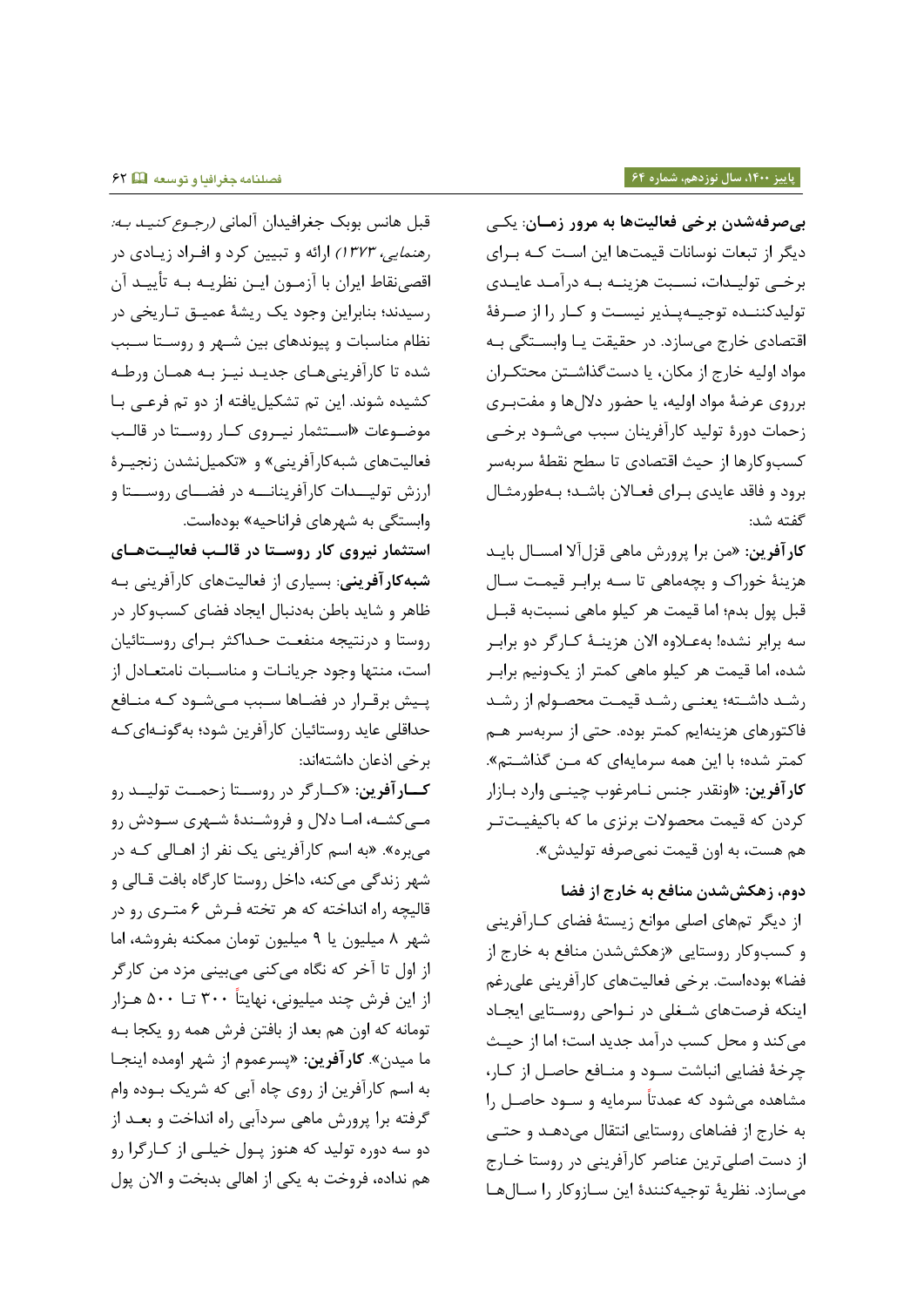**بی‌صرفه‌شدن برخی فعالیت‌ها به مرور زمـان**: یکـی دیگر از تبعات نوسانات قیمت‌ها این اسـت کـه بـرای برخـی تولیـدات، نسـبت هزینـه بـه درآمـد عایـدی تولیدکننـده توجیـه‌پـذیر نیسـت و کـار را از صـرفهٔ اقتصادی خارج می‌سازد. در حقیقت یـا وابسـتگی بـه مواد اولیه خارج از مکان، یا دست‌گذاشـتن محتکـران بر‌روی عرضهٔ مواد اولیه، یا حضور دلال‌ها و مفت‌بـری زحمات دورهٔ تولید کارآفرینان سبب می‌شـود برخـی کسب‌وکارها از حیث اقتصادی تا سطح نقطهٔ سربه‌سر برود و فاقد عایدی بـرای فعـالان باشـد؛ بـه‌طورمثـال گفته شد:

**کارآفرین**: «من برا پرورش ماهی قزل‌آلا امسـال بایـد هزینهٔ خوراک و بچه‌ماهی تا سـه برابـر قیمـت سـال قبل پول بدم؛ اما قیمت هر کیلو ماهی نسبت‌به قبـل سه برابر نشده! به‌عـلاوه الان هزینـهٔ کـارگر دو برابـر شده، اما قیمت هر کیلو ماهی کمتر از یکـونیم برابـر رشـد داشـته؛ یعنـی رشـد قیمـت محصـولم از رشـد فاکتورهای هزینه‌ایم کمتر بوده. حتی از سربه‌سر هـم کمتر شده؛ با این همه سرمایه‌ای که مـن گذاشـتم». **کارآفرین**: «اونقدر جنس نـامرغوب چینـی وارد بـازار کردن که قیمت محصولات برنزی ما که باکیفیـت‌تـر هم هست، به اون قیمت نمی‌صرفه تولیدش».

**دوم، زهکش‌شدن منافع به خارج از فضا**

از دیگر تم‌های اصلی موانع زیستهٔ فضای کـارآفرینی و کسب‌وکار روستایی «زهکش‌شدن منافع به خارج از فضا» بوده‌است. برخی فعالیت‌های کارآفرینی علی‌رغم اینکه فرصت‌های شـغلی در نـواحی روسـتایی ایجـاد می‌کند و محل کسب درآمد جدید است؛ اما از حیـث چرخهٔ فضایی انباشت سـود و منـافع حاصـل از کـار، مشاهده می‌شود که عمدتاً سرمایه و سـود حاصـل را به خارج از فضاهای روستایی انتقال می‌دهـد و حتـی از دست اصلی‌ترین عناصر کارآفرینی در روستا خـارج می‌سازد. نظریهٔ توجیه‌کنندهٔ این سـازوکار را سـال‌هـا قبل هانس بوبک جغرافیدان آلمانی *(رجـوع کنیـد بـه: رهنمایی، ۱۳۷۳)* ارائه و تبیین کرد و افـراد زیـادی در اقصی‌نقاط ایران با آزمـون ایـن نظریـه بـه تأییـد آن رسیدند؛ بنابراین وجود یک ریشهٔ عمیـق تـاریخی در نظام مناسبات و پیوندهای بین شـهر و روسـتا سـبب شده تا کارآفرینی‌هـای جدیـد نیـز بـه همـان ورطـه کشیده شوند. این تم تشکیل‌یافته از دو تم فرعـی بـا موضـوعات «اسـتثمار نیـروی کـار روسـتا در قالـب فعالیت‌های شبه‌کارآفرینی» و «تکمیل‌نشدن زنجیـرهٔ ارزش تولیـدات کارآفرینانـه در فضـای روسـتا و وابستگی به شهرهای فراناحیه» بوده‌است.

**استثمار نیروی کار روسـتا در قالـب فعالیـت‌هـای شبه‌کارآفرینی**: بسیاری از فعالیت‌های کارآفرینی بـه ظاهر و شاید باطن به‌دنبال ایجاد فضای کسب‌وکار در روستا و درنتیجه منفعـت حـداکثر بـرای روسـتائیان است، منتها وجود جریانـات و مناسـبات نامتعـادل از پـیش برقـرار در فضـاها سـبب مـی‌شـود کـه منـافع حداقلی عاید روستائیان کارآفرین شود؛ به‌گونـه‌ای‌کـه برخی اذعان داشته‌اند:

**کـارآفرین**: «کـارگر در روسـتا زحمـت تولیـد رو مـی‌کشـه، امـا دلال و فروشـندهٔ شـهری سـودش رو می‌بره». «به اسم کارآفرینی یک نفر از اهـالی کـه در شهر زندگی می‌کنه، داخل روستا کارگاه بافت قـالی و قالیچه راه انداخته که هر تخته فـرش ۶ متـری رو در شهر ۸ میلیون یا ۹ میلیون تومان ممکنه بفروشه، اما از اول تا آخر که نگاه می‌کنی می‌بینی مزد من کارگر از این فرش چند میلیونی، نهایتاً ۳۰۰ تـا ۵۰۰ هـزار تومانه که اون هم بعد از بافتن فرش همه رو یکجا بـه ما میدن». **کارآفرین**: «پسرعموم از شهر اومده اینجـا به اسم کارآفرین از روی چاه آبی که شریک بـوده وام گرفته برا پرورش ماهی سردآبی راه انداخت و بعـد از دو سه دوره تولید که هنوز پـول خیلـی از کـارگرا رو هم نداده، فروخت به یکی از اهالی بدبخت و الان پول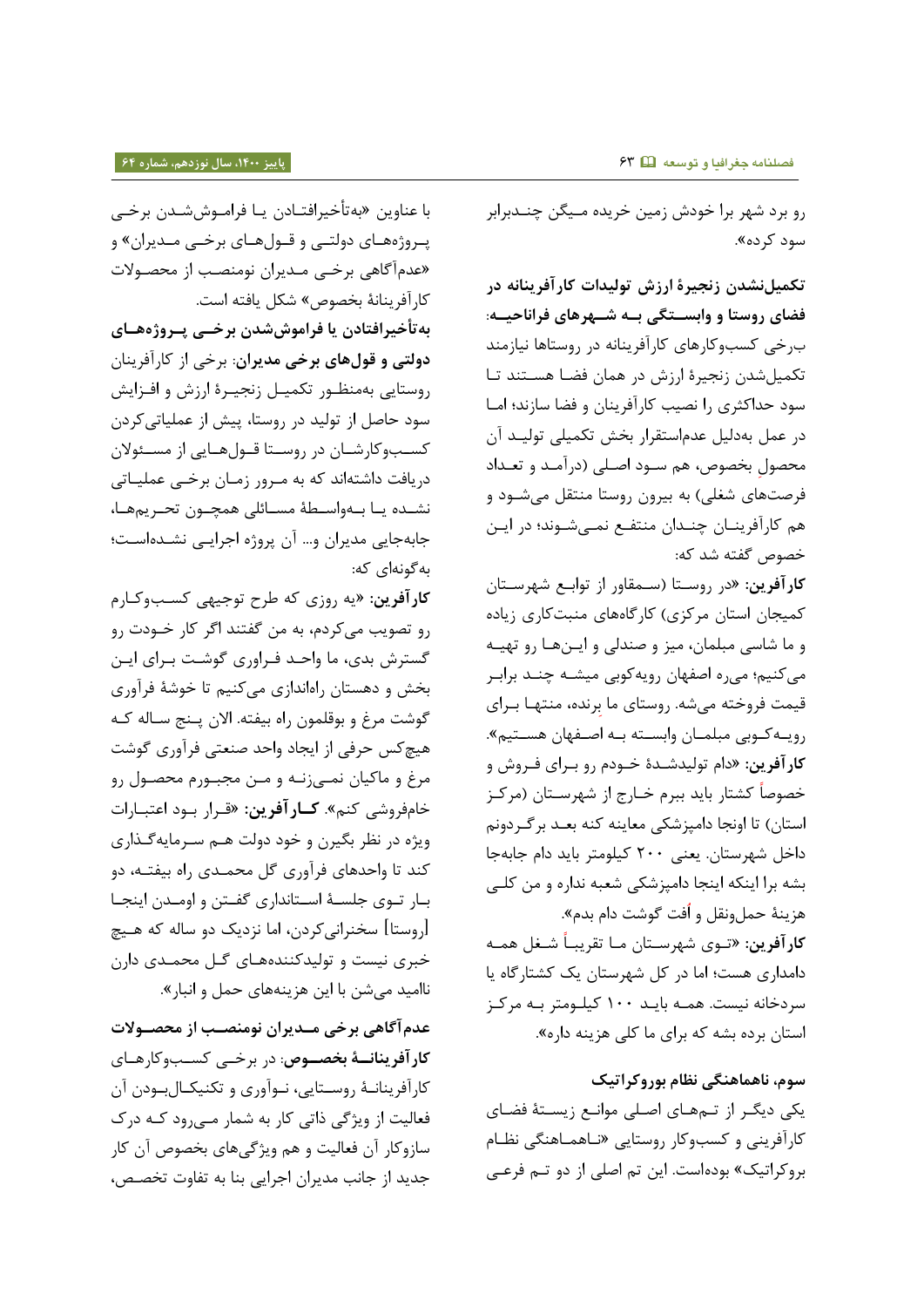رو برد شهر برا خودش زمین خریده میگن چندبرابر سود کرده».

**تکمیل‌نشدن زنجیرهٔ ارزش تولیدات کارآفرینانه در فضای روستا و وابستگی به شهرهای فراناحیه**: برخی کسب‌وکارهای کارآفرینانه در روستاها نیازمند تکمیل‌شدن زنجیرهٔ ارزش در همان فضا هستند تا سود حداکثری را نصیب کارآفرینان و فضا سازند؛ اما در عمل به‌دلیل عدم‌استقرار بخش تکمیلی تولید آن محصولِ بخصوص، هم سود اصلی (درآمد و تعداد فرصت‌های شغلی) به بیرون روستا منتقل می‌شود و هم کارآفرینان چندان منتفع نمی‌شوند؛ در این خصوص گفته شد که:

**کارآفرین**: «در روستا (سمقاور از توابع شهرستان کمیجان استان مرکزی) کارگاه‌های منبت‌کاری زیاده و ما شاسی مبلمان، میز و صندلی و این‌ها رو تهیه می‌کنیم؛ می‌ره اصفهان رویه‌کوبی میشه چند برابر قیمت فروخته می‌شه. روستای ما بِرنده، منتها برای رویه‌کوبی مبلمان وابسته به اصفهان هستیم».

**کارآفرین**: «دام تولیدشدهٔ خودم رو برای فروش و خصوصاً کشتار باید ببرم خارج از شهرستان (مرکز استان) تا اونجا دامپزشکی معاینه کنه بعد برگردونم داخل شهرستان. یعنی ۲۰۰ کیلومتر باید دام جابه‌جا بشه برا اینکه اینجا دامپزشکی شعبه نداره و من کلی هزینهٔ حمل‌ونقل و اُفت گوشت دام بدم».

**کارآفرین**: «توی شهرستان ما تقریباً شغل همه دامداری هست؛ اما در کل شهرستان یک کشتارگاه یا سردخانه نیست. همه باید ۱۰۰ کیلومتر به مرکز استان برده بشه که برای ما کلی هزینه داره».

### سوم، ناهماهنگی نظام بوروکراتیک

یکی دیگر از تم‌های اصلی موانع زیستهٔ فضای کارآفرینی و کسب‌وکار روستایی «ناهماهنگی نظام بروکراتیک» بوده‌است. این تم اصلی از دو تم فرعی با عناوین «به‌تأخیرافتادن یا فراموش‌شدن برخی پروژه‌های دولتی و قول‌های برخی مدیران» و «عدم‌آگاهی برخی مدیران نومنصب از محصولات کارآفرینانهٔ بخصوص» شکل یافته است.

**به‌تأخیرافتادن یا فراموش‌شدن برخی پروژه‌های دولتی و قول‌های برخی مدیران**: برخی از کارآفرینان روستایی به‌منظور تکمیل زنجیرهٔ ارزش و افزایش سود حاصل از تولید در روستا، پیش از عملیاتی‌کردن کسب‌وکارشان در روستا قول‌هایی از مسئولان دریافت داشته‌اند که به مرور زمان برخی عملیاتی نشده یا به‌واسطهٔ مسائلی همچون تحریم‌ها، جابه‌جایی مدیران و... آن پروژه اجرایی نشده‌است؛ به‌گونه‌ای که:

**کارآفرین**: «یه روزی که طرح توجیهی کسب‌وکارم رو تصویب می‌کردم، به من گفتند اگر کار خودت رو گسترش بدی، ما واحد فراوری گوشت برای این بخش و دهستان راه‌اندازی می‌کنیم تا خوشهٔ فرآوری گوشت مرغ و بوقلمون راه بیفته. الان پنج ساله که هیچ‌کس حرفی از ایجاد واحد صنعتی فرآوری گوشت مرغ و ماکیان نمی‌زنه و من مجبورم محصول رو خام‌فروشی کنم». **کارآفرین**: «قرار بود اعتبارات ویژه در نظر بگیرن و خود دولت هم سرمایه‌گذاری کند تا واحدهای فرآوری گل محمدی راه بیفته، دو بار توی جلسهٔ استانداری گفتن و اومدن اینجا [روستا] سخنرانی‌کردن، اما نزدیک دو ساله که هیچ خبری نیست و تولیدکننده‌های گل محمدی دارن ناامید می‌شن با این هزینه‌های حمل و انبار».

**عدم‌آگاهی برخی مدیران نومنصب از محصولات کارآفرینانهٔ بخصوص**: در برخی کسب‌وکارهای کارآفرینانهٔ روستایی، نوآوری و تکنیکال‌بودن آن فعالیت از ویژگی ذاتی کار به شمار می‌رود که درک سازوکار آن فعالیت و هم ویژگی‌های بخصوص آن کار جدید از جانب مدیران اجرایی بنا به تفاوت تخصص،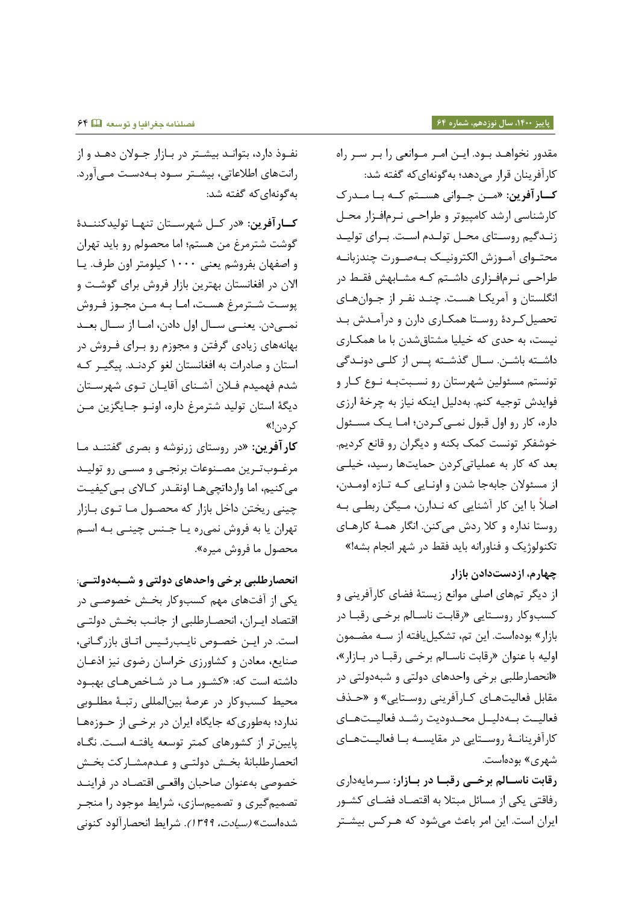مقدور نخواهد بود. این امر موانعی را بر سر راه کارآفرینان قرار می‌دهد؛ به‌گونه‌ای‌که گفته شد:

**کارآفرین:** «من جوانی هستم که با مدرک کارشناسی ارشد کامپیوتر و طراحی نرم‌افزار محل زندگیم روستای محل تولدم است. برای تولید محتوای آموزش الکترونیک به‌صورت چندزبانه طراحی نرم‌افزاری داشتم که مشابهش فقط در انگلستان و آمریکا هست. چند نفر از جوان‌های تحصیل‌کردهٔ روستا همکاری دارن و درآمدش بد نیست، به حدی که خیلیا مشتاق‌شدن با ما همکاری داشته باشن. سال گذشته پس از کلی دوندگی تونستم مسئولین شهرستان رو نسبت‌به نوع کار و فوایدش توجیه کنم. به‌دلیل اینکه نیاز به چرخهٔ ارزی داره، کار رو اول قبول نمی‌کردن؛ اما یک مسئول خوشفکر تونست کمک بکنه و دیگران رو قانع کردیم. بعد که کار به عملیاتی‌کردن حمایت‌ها رسید، خیلی از مسئولان جابه‌جا شدن و اونایی که تازه اومدن، اصلاً با این کار آشنایی که ندارن، میگن ربطی به روستا نداره و کلا ردش می‌کنن. انگار همهٔ کارهای تکنولوژیک و فناورانه باید فقط در شهر انجام بشه!»

### چهارم، ازدست‌دادن بازار

از دیگر تم‌های اصلی موانع زیستهٔ فضای کارآفرینی و کسب‌وکار روستایی «رقابت ناسالم برخی رقبا در بازار» بوده‌است. این تم، تشکیل‌یافته از سه مضمون اولیه با عنوان «رقابت ناسالم برخی رقبا در بازار»، «انحصارطلبی برخی واحدهای دولتی و شبه‌دولتی در مقابل فعالیت‌های کارآفرینی روستایی» و «حذف فعالیت به‌دلیل محدودیت رشد فعالیت‌های کارآفرینانهٔ روستایی در مقایسه با فعالیت‌های شهری» بوده‌است.

**رقابت ناسالم برخی رقبا در بازار:** سرمایه‌داری رفاقتی یکی از مسائل مبتلا به اقتصاد فضای کشور ایران است. این امر باعث می‌شود که هرکس بیشتر نفوذ دارد، بتواند بیشتر در بازار جولان دهد و از رانت‌های اطلاعاتی، بیشتر سود به‌دست می‌آورد. به‌گونه‌ای‌که گفته شد:

**کارآفرین:** «در کل شهرستان تنها تولیدکنندهٔ گوشت شترمرغ من هستم؛ اما محصولم رو باید تهران و اصفهان بفروشم یعنی ۱۰۰۰ کیلومتر اون طرف. یا الان در افغانستان بهترین بازار فروش برای گوشت و پوست شترمرغ هست، اما به من مجوز فروش نمی‌دن. یعنی سال اول دادن، اما از سال بعد بهانه‌های زیادی گرفتن و مجوزم رو برای فروش در استان و صادرات به افغانستان لغو کردند. پیگیر که شدم فهمیدم فلان آشنای آقایان توی شهرستان دیگهٔ استان تولید شترمرغ داره، اونو جایگزین من کردن!»

**کارآفرین:** «در روستای زرنوشه و بصری گفتند ما مرغوب‌ترین مصنوعات برنجی و مسی رو تولید می‌کنیم، اما وارداتچی‌ها اونقدر کالای بی‌کیفیت چینی ریختن داخل بازار که محصول ما توی بازار تهران یا به فروش نمی‌ره یا جنس چینی به اسم محصول ما فروش میره».

**انحصارطلبی برخی واحدهای دولتی و شبه‌دولتی:** یکی از آفت‌های مهم کسب‌وکار بخش خصوصی در اقتصاد ایران، انحصارطلبی از جانب بخش دولتی است. در این خصوص نایب‌رئیس اتاق بازرگانی، صنایع، معادن و کشاورزی خراسان رضوی نیز اذعان داشته است که: «کشور ما در شاخص‌های بهبود محیط کسب‌وکار در عرصهٔ بین‌المللی رتبهٔ مطلوبی ندارد؛ به‌طوری‌که جایگاه ایران در برخی از حوزه‌ها پایین‌تر از کشورهای کمتر توسعه یافته است. نگاه انحصارطلبانهٔ بخش دولتی و عدم‌مشارکت بخش خصوصی به‌عنوان صاحبان واقعی اقتصاد در فرایند تصمیم‌گیری و تصمیم‌سازی، شرایط موجود را منجر شده‌است» *(سیادت، ۱۳۹۹)*. شرایط انحصارآلود کنونی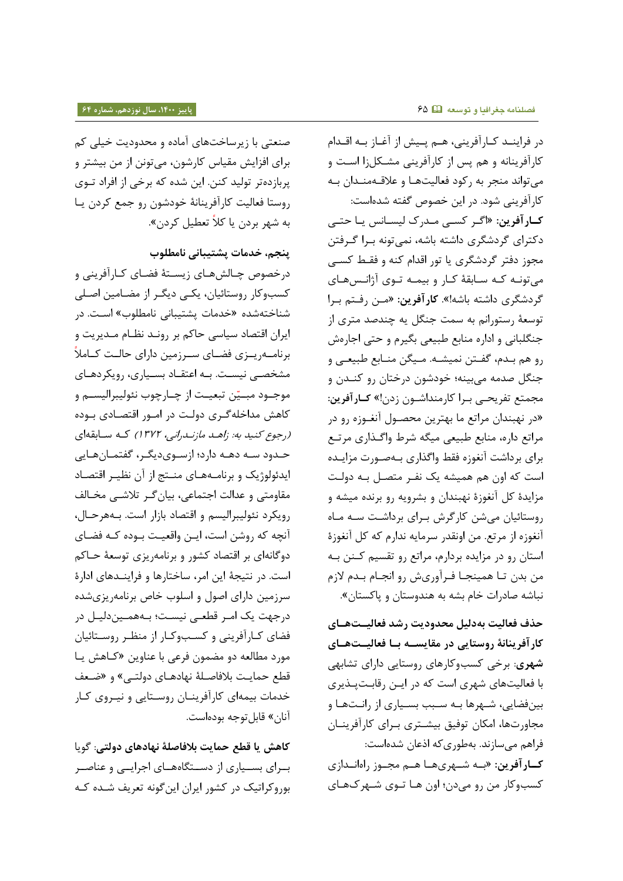در فرایند کارآفرینی، هم پیش از آغاز به اقدام کارآفرینانه و هم پس از کارآفرینی مشکل‌زا است و می‌تواند منجر به رکود فعالیت‌ها و علاقه‌مندان به کارآفرینی شود. در این خصوص گفته شده‌است:

**کارآفرین:** «اگر کسی مدرک لیسانس یا حتی دکترای گردشگری داشته باشه، نمی‌تونه برا گرفتن مجوز دفتر گردشگری یا تور اقدام کنه و فقط کسی می‌تونه که سابقهٔ کار و بیمه توی آژانس‌های گردشگری داشته باشه!». **کارآفرین:** «من رفتم برا توسعهٔ رستورانم به سمت جنگل یه چندصد متری از جنگلبانی و اداره منابع طبیعی بگیرم و حتی اجارهش رو هم بدم، گفتن نمیشه. میگن منابع طبیعی و جنگل صدمه می‌بینه؛ خودشون درختان رو کندن و مجتمع تفریحی برا کارمنداشون زدن!» **کارآفرین:** «در نهبندان مراتع ما بهترین محصول آنغوزه رو در مراتع داره، منابع طبیعی میگه شرط واگذاری مرتع برای برداشت آنغوزه فقط واگذاری به‌صورت مزایده است که اون هم همیشه یک نفر متصل به دولت مزایدهٔ کل آنغوزهٔ نهبندان و بشرویه رو برنده میشه و روستائیان می‌شن کارگرش برای برداشت سه ماه آنغوزه از مرتع. من اونقدر سرمایه ندارم که کل آنغوزهٔ استان رو در مزایده بردارم، مراتع رو تقسیم کنن به من بدن تا همینجا فرآوریش رو انجام بدم لازم نباشه صادرات خام بشه به هندوستان و پاکستان».

**حذف فعالیت به‌دلیل محدودیت رشد فعالیت‌های کارآفرینانهٔ روستایی در مقایسه با فعالیت‌های شهری**: برخی کسب‌وکارهای روستایی دارای تشابهی با فعالیت‌های شهری است که در این رقابت‌پذیری بین‌فضایی، شهرها به سبب بسیاری از رانت‌ها و مجاورت‌ها، امکان توفیق بیشتری برای کارآفرینان فراهم می‌سازند. به‌طوری‌که اذعان شده‌است:

**کارآفرین:** «به شهری‌ها هم مجوز راه‌اندازی کسب‌وکار من رو می‌دن؛ اون ها توی شهرک‌های صنعتی با زیرساخت‌های آماده و محدودیت خیلی کم برای افزایش مقیاس کارشون، می‌تونن از من بیشتر و پربازده‌تر تولید کنن. این شده که برخی از افراد توی روستا فعالیت کارآفرینانهٔ خودشون رو جمع کردن یا به شهر بردن یا کلاً تعطیل کردن».

### پنجم، خدمات پشتیبانی نامطلوب

درخصوص چالش‌های زیستهٔ فضای کارآفرینی و کسب‌وکار روستائیان، یکی دیگر از مضامین اصلی شناخته‌شده «خدمات پشتیبانی نامطلوب» است. در ایران اقتصاد سیاسی حاکم بر روند نظام مدیریت و برنامه‌ریزی فضای سرزمین دارای حالت کاملاً مشخصی نیست. به اعتقاد بسیاری، رویکردهای موجود مبیّن تبعیت از چارچوب نئولیبرالیسم و کاهش مداخله‌گری دولت در امور اقتصادی بوده *(رجوع کنید به: زاهد مازندرانی، ۱۳۷۲)* که سابقه‌ای حدود سه دهه دارد؛ ازسوی‌دیگر، گفتمان‌هایی ایدئولوژیک و برنامه‌های منتج از آن نظیر اقتصاد مقاومتی و عدالت اجتماعی، بیان‌گر تلاشی مخالف رویکرد نئولیبرالیسم و اقتصاد بازار است. به‌هرحال، آنچه که روشن است، این واقعیت بوده که فضای دوگانه‌ای بر اقتصاد کشور و برنامه‌ریزی توسعهٔ حاکم است. در نتیجهٔ این امر، ساختارها و فرایندهای ادارهٔ سرزمین دارای اصول و اسلوب خاص برنامه‌ریزی‌شده درجهت یک امر قطعی نیست؛ به‌همین‌دلیل در فضای کارآفرینی و کسب‌وکار از منظر روستائیان مورد مطالعه دو مضمون فرعی با عناوین «کاهش یا قطع حمایت بلافاصلهٔ نهادهای دولتی» و «ضعف خدمات بیمه‌ای کارآفرینان روستایی و نیروی کار آنان» قابل‌توجه بوده‌است.

**کاهش یا قطع حمایت بلافاصلهٔ نهادهای دولتی**: گویا برای بسیاری از دستگاه‌های اجرایی و عناصر بوروکراتیک در کشور ایران این‌گونه تعریف شده که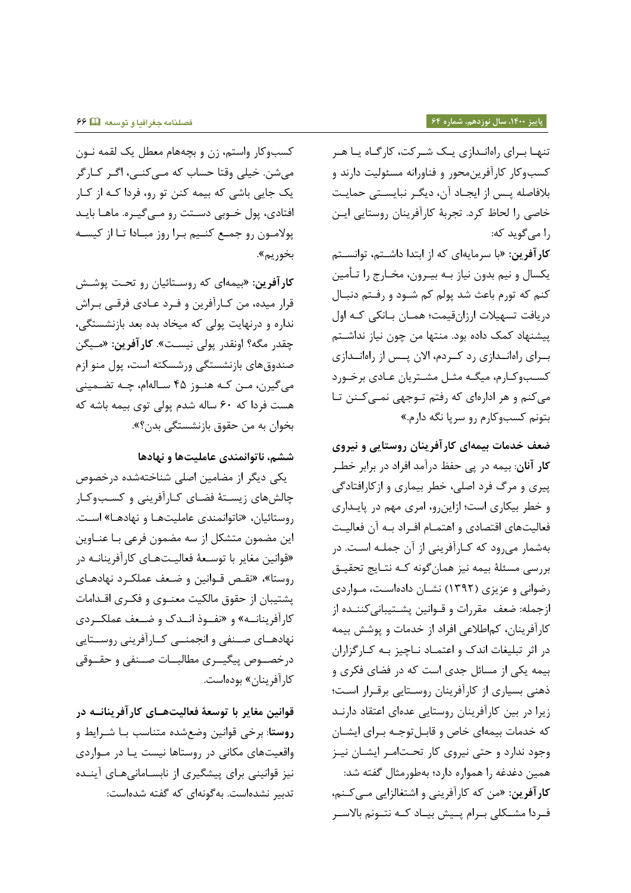تنها برای راه‌اندازی یک شرکت، کارگاه یا هر کسب‌وکار کارآفرین‌محور و فناورانه مسئولیت دارند و بلافاصله پس از ایجاد آن، دیگر نبایستی حمایت خاصی را لحاظ کرد. تجربهٔ کارآفرینان روستایی این را می‌گوید که:

**کارآفرین**: «با سرمایه‌ای که از ابتدا داشتم، توانستم یکسال و نیم بدون نیاز به بیرون، مخارج را تأمین کنم که تورم باعث شد پولم کم شود و رفتم دنبال دریافت تسهیلات ارزان‌قیمت؛ همان بانکی که اول پیشنهاد کمک داده بود. منتها من چون نیاز نداشتم برای راه‌اندازی رد کردم، الان پس از راه‌اندازی کسب‌وکارم، میگه مثل مشتریان عادی برخورد می‌کنم و هر اداره‌ای که رفتم توجهی نمی‌کنن تا بتونم کسب‌وکارم رو سرپا نگه دارم.»

**ضعف خدمات بیمه‌ای کارآفرینان روستایی و نیروی کار آنان**: بیمه در پی حفظ درآمد افراد در برابر خطر پیری و مرگ فرد اصلی، خطر بیماری و ازکارافتادگی و خطر بیکاری است؛ ازاین‌رو، امری مهم در پایداری فعالیت‌های اقتصادی و اهتمام افراد به آن فعالیت به‌شمار می‌رود که کارآفرینی از آن جمله است. در بررسی مسئلهٔ بیمه نیز همان‌گونه که نتایج تحقیق رضوانی و عزیزی (۱۳۹۲) نشان داده‌است، مواردی ازجمله: ضعف مقررات و قوانین پشتیبانی‌کننده از کارآفرینان، کم‌اطلاعی افراد از خدمات و پوشش بیمه در اثر تبلیغات اندک و اعتماد ناچیز به کارگزاران بیمه یکی از مسائل جدی است که در فضای فکری و ذهنی بسیاری از کارآفرینان روستایی برقرار است؛ زیرا در بین کارآفرینان روستایی عده‌ای اعتقاد دارند که خدمات بیمه‌ای خاص و قابل‌توجه برای ایشان وجود ندارد و حتی نیروی کار تحت‌امر ایشان نیز همین دغدغه را همواره دارد؛ به‌طورمثال گفته شد:

**کارآفرین**: «من که کارآفرینی و اشتغالزایی می‌کنم، فردا مشکلی برام پیش بیاد که نتونم بالاسر کسب‌وکار واستم، زن و بچه‌هام معطل یک لقمه نون می‌شن. خیلی وقتا حساب که می‌کنی، اگر کارگر یک جایی باشی که بیمه کنن تو رو، فردا که از کار افتادی، پول خوبی دستت رو می‌گیره. ماها باید پولامون رو جمع کنیم برا روز مبادا تا از کیسه بخوریم».

**کارآفرین**: «بیمه‌ای که روستائیان رو تحت پوشش قرار میده، من کارآفرین و فرد عادی فرقی براش نداره و درنهایت پولی که میخاد بده بعد بازنشستگی، چقدر مگه؟ اونقدر پولی نیست». **کارآفرین**: «میگن صندوق‌های بازنشستگی ورشکسته است، پول منو ازم می‌گیرن، من که هنوز ۴۵ ساله‌ام، چه تضمینی هست فردا که ۶۰ ساله شدم پولی توی بیمه باشه که بخوان به من حقوق بازنشستگی بدن؟».

### ششم، ناتوانمندی عاملیت‌ها و نهادها

یکی دیگر از مضامین اصلی شناخته‌شده درخصوص چالش‌های زیستهٔ فضای کارآفرینی و کسب‌وکار روستائیان، «ناتوانمندی عاملیت‌ها و نهادها» است. این مضمون متشکل از سه مضمون فرعی با عناوین «قوانین مغایر با توسعهٔ فعالیت‌های کارآفرینانه در روستا»، «نقص قوانین و ضعف عملکرد نهادهای پشتیبان از حقوق مالکیت معنوی و فکری اقدامات کارآفرینانه» و «نفوذ اندک و ضعف عملکردی نهادهای صنفی و انجمنی کارآفرینی روستایی درخصوص پیگیری مطالبات صنفی و حقوقی کارآفرینان» بوده‌است.

**قوانین مغایر با توسعهٔ فعالیت‌های کارآفرینانه در روستا**: برخی قوانین وضع‌شده متناسب با شرایط و واقعیت‌های مکانی در روستاها نیست یا در مواردی نیز قوانینی برای پیشگیری از نابسامانی‌های آینده تدبیر نشده‌است. به‌گونه‌ای که گفته شده‌است: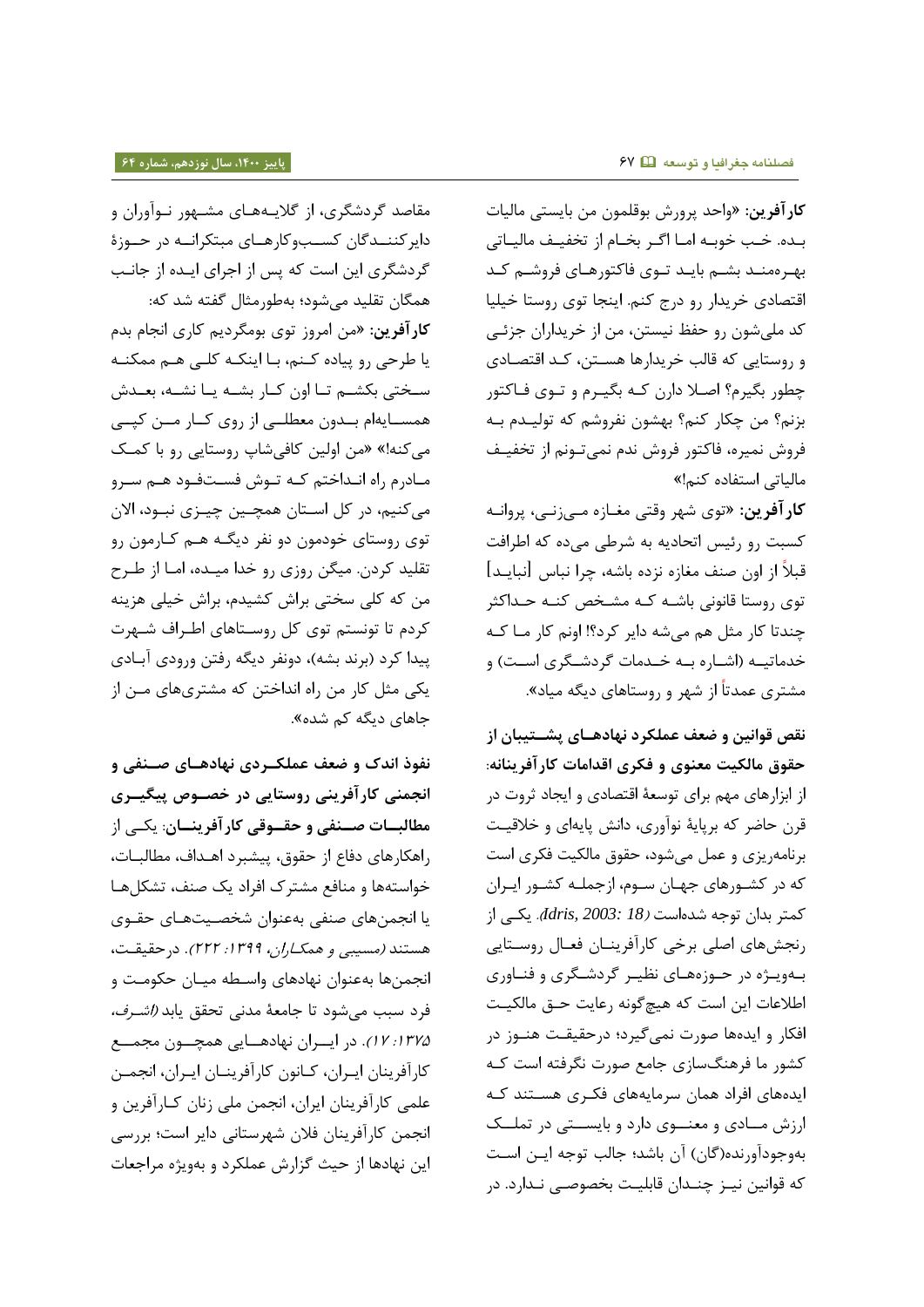**کارآفرین:** «واحد پرورش بوقلمون من بایستی مالیات بده. خب خوبه اما اگر بخام از تخفیف مالیاتی بهره‌مند بشم باید توی فاکتورهای فروشم کد اقتصادی خریدار رو درج کنم. اینجا توی روستا خیلیا کد ملی‌شون رو حفظ نیستن، من از خریداران جزئی و روستایی که قالب خریدارها هستن، کد اقتصادی چطور بگیرم؟ اصلا دارن که بگیرم و توی فاکتور بزنم؟ من چکار کنم؟ بهشون نفروشم که تولیدم به فروش نمیره، فاکتور فروش ندم نمی‌تونم از تخفیف مالیاتی استفاده کنم!»

**کارآفرین:** «توی شهر وقتی مغازه می‌زنی، پروانه کسبت رو رئیس اتحادیه به شرطی می‌ده که اطرافت قبلاً از اون صنف مغازه نزده باشه، چرا نباس [نباید] توی روستا قانونی باشه که مشخص کنه حداکثر چندتا کار مثل هم می‌شه دایر کرد؟! اونم کار ما که خدماتیه (اشاره به خدمات گردشگری است) و مشتری عمدتاً از شهر و روستاهای دیگه میاد».

**نقص قوانین و ضعف عملکرد نهادهای پشتیبان از حقوق مالکیت معنوی و فکری اقدامات کارآفرینانه:** از ابزارهای مهم برای توسعهٔ اقتصادی و ایجاد ثروت در قرن حاضر که برپایهٔ نوآوری، دانش پایه‌ای و خلاقیت برنامه‌ریزی و عمل می‌شود، حقوق مالکیت فکری است که در کشورهای جهان سوم، ازجمله کشور ایران کمتر بدان توجه شده‌است *(Idris, 2003: 18)*. یکی از رنجش‌های اصلی برخی کارآفرینان فعال روستایی به‌ویژه در حوزه‌های نظیر گردشگری و فناوری اطلاعات این است که هیچ‌گونه رعایت حق مالکیت افکار و ایده‌ها صورت نمی‌گیرد؛ درحقیقت هنوز در کشور ما فرهنگ‌سازی جامع صورت نگرفته است که ایده‌های افراد همان سرمایه‌های فکری هستند که ارزش مادی و معنوی دارد و بایستی در تملک به‌وجودآورنده(گان) آن باشد؛ جالب توجه این است که قوانین نیز چندان قابلیت بخصوصی ندارد. در مقاصد گردشگری، از گلایه‌های مشهور نوآوران و دایرکنندگان کسب‌وکارهای مبتکرانه در حوزهٔ گردشگری این است که پس از اجرای ایده از جانب همگان تقلید می‌شود؛ به‌طورمثال گفته شد که:

**کارآفرین:** «من امروز توی بومگردیم کاری انجام بدم یا طرحی رو پیاده کنم، با اینکه کلی هم ممکنه سختی بکشم تا اون کار بشه یا نشه، بعدش همسایه‌ام بدون معطلی از روی کار من کپی می‌کنه!» «من اولین کافی‌شاپ روستایی رو با کمک مادرم راه انداختم که توش فست‌فود هم سرو می‌کنیم، در کل استان همچین چیزی نبود، الان توی روستای خودمون دو نفر دیگه هم کارمون رو تقلید کردن. میگن روزی رو خدا میده، اما از طرح من که کلی سختی براش کشیدم، براش خیلی هزینه کردم تا تونستم توی کل روستاهای اطراف شهرت پیدا کرد (برند بشه)، دونفر دیگه رفتن ورودی آبادی یکی مثل کار من راه انداختن که مشتری‌های من از جاهای دیگه کم شده».

**نفوذ اندک و ضعف عملکردی نهادهای صنفی و انجمنی کارآفرینی روستایی در خصوص پیگیری مطالبات صنفی و حقوقی کارآفرینان:** یکی از راهکارهای دفاع از حقوق، پیشبرد اهداف، مطالبات، خواسته‌ها و منافع مشترک افراد یک صنف، تشکل‌ها یا انجمن‌های صنفی به‌عنوان شخصیت‌های حقوی هستند *(مسیبی و همکاران، ۱۳۹۹: ۲۲۲)*. درحقیقت، انجمن‌ها به‌عنوان نهادهای واسطه میان حکومت و فرد سبب می‌شود تا جامعهٔ مدنی تحقق یابد *(اشرف، ۱۳۷۵: ۱۷)*. در ایران نهادهایی همچون مجمع کارآفرینان ایران، کانون کارآفرینان ایران، انجمن علمی کارآفرینان ایران، انجمن ملی زنان کارآفرین و انجمن کارآفرینان فلان شهرستانی دایر است؛ بررسی این نهادها از حیث گزارش عملکرد و به‌ویژه مراجعات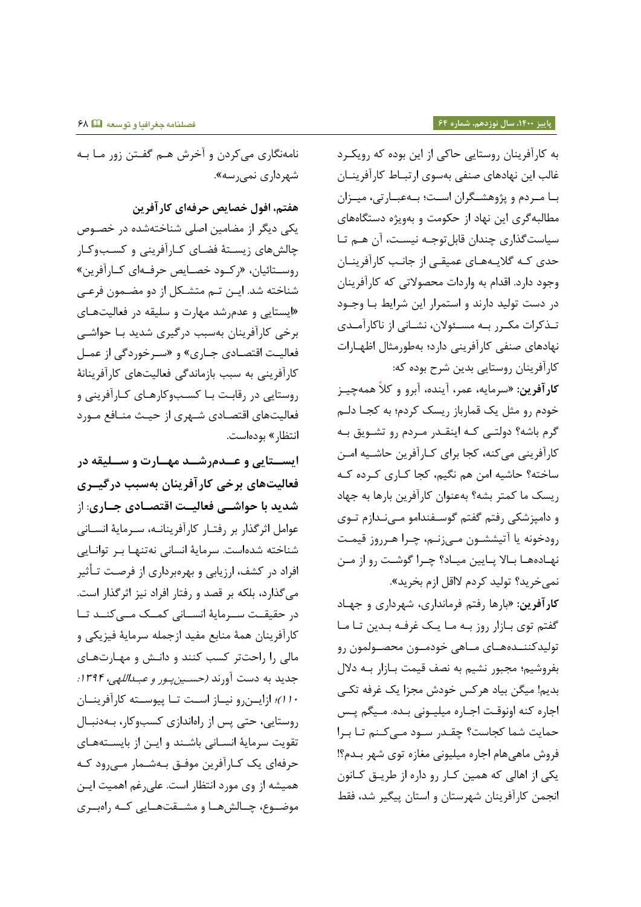به کارآفرینان روستایی حاکی از این بوده که رویکرد غالب این نهادهای صنفی به‌سوی ارتباط کارآفرینان با مردم و پژوهشگران است؛ به‌عبارتی، میزان مطالبه‌گری این نهاد از حکومت و به‌ویژه دستگاه‌های سیاست‌گذاری چندان قابل‌توجه نیست، آن هم تا حدی که گلایه‌های عمیقی از جانب کارآفرینان وجود دارد. اقدام به واردات محصولاتی که کارآفرینان در دست تولید دارند و استمرار این شرایط با وجود تذکرات مکرر به مسئولان، نشانی از ناکارآمدی نهادهای صنفی کارآفرینی دارد؛ به‌طورمثال اظهارات کارآفرینان روستایی بدین شرح بوده که:

**کارآفرین:** «سرمایه، عمر، آینده، آبرو و کلاً همه‌چیز خودم رو مثل یک قمارباز ریسک کردم؛ به کجا دلم گرم باشه؟ دولتی که اینقدر مردم رو تشویق به کارآفرینی می‌کنه، کجا برای کارآفرین حاشیه امن ساخته؟ حاشیه امن هم نگیم، کجا کاری کرده که ریسک ما کمتر بشه؟ به‌عنوان کارآفرین بارها به جهاد و دامپزشکی رفتم گفتم گوسفندامو میندازم توی رودخونه یا آتیششون میزنم، چرا هرروز قیمت نهاده‌ها بالا پایین میاد؟ چرا گوشت رو از من نمی‌خرید؟ تولید کردم لااقل ازم بخرید».

**کارآفرین:** «بارها رفتم فرمانداری، شهرداری و جهاد گفتم توی بازار روز به ما یک غرفه بدین تا ما تولیدکننده‌های ماهی خودمون محصولمون رو بفروشیم؛ مجبور نشیم به نصف قیمت بازار به دلال بدیم! میگن بیاد هرکس خودش مجزا یک غرفه تکی اجاره کنه اونوقت اجاره میلیونی بده. میگم پس حمایت شما کجاست؟ چقدر سود می‌کنم تا برا فروش ماهی‌هام اجاره میلیونی مغازه توی شهر بدم؟! یکی از اهالی که همین کار رو داره از طریق کانون انجمن کارآفرینان شهرستان و استان پیگیر شد، فقط نامه‌نگاری می‌کردن و آخرش هم گفتن زور ما به شهرداری نمی‌رسه».

**هفتم، افول خصایص حرفه‌ای کارآفرین**

یکی دیگر از مضامین اصلی شناخته‌شده در خصوص چالش‌های زیستهٔ فضای کارآفرینی و کسب‌وکار روستائیان، «رکود خصایص حرفه‌ای کارآفرین» شناخته شد. این تم متشکل از دو مضمون فرعی «ایستایی و عدم‌رشد مهارت و سلیقه در فعالیت‌های برخی کارآفرینان به‌سبب درگیری شدید با حواشی فعالیت اقتصادی جاری» و «سرخوردگی از عمل کارآفرینی به سبب بازماندگی فعالیت‌های کارآفرینانهٔ روستایی در رقابت با کسب‌وکارهای کارآفرینی و فعالیت‌های اقتصادی شهری از حیث منافع مورد انتظار» بوده‌است.

**ایستایی و عدم‌رشد مهارت و سلیقه در فعالیت‌های برخی کارآفرینان به‌سبب درگیری شدید با حواشی فعالیت اقتصادی جاری:** از عوامل اثرگذار بر رفتار کارآفرینانه، سرمایهٔ انسانی شناخته شده‌است. سرمایهٔ انسانی نه‌تنها بر توانایی افراد در کشف، ارزیابی و بهره‌برداری از فرصت تأثیر می‌گذارد، بلکه بر قصد و رفتار افراد نیز اثرگذار است. در حقیقت سرمایهٔ انسانی کمک می‌کند تا کارآفرینان همهٔ منابع مفید ازجمله سرمایهٔ فیزیکی و مالی را راحت‌تر کسب کنند و دانش و مهارت‌های جدید به دست آورند *(حسین‌پور و عبداللهی، ۱۳۹۴: ۱۱۰)*؛ ازاین‌رو نیاز است تا پیوسته کارآفرینان روستایی، حتی پس از راه‌اندازی کسب‌وکار، به‌دنبال تقویت سرمایهٔ انسانی باشند و این از بایسته‌های حرفه‌ای یک کارآفرین موفق به‌شمار می‌رود که همیشه از وی مورد انتظار است. علی‌رغم اهمیت این موضوع، چالش‌ها و مشقت‌هایی که راهبری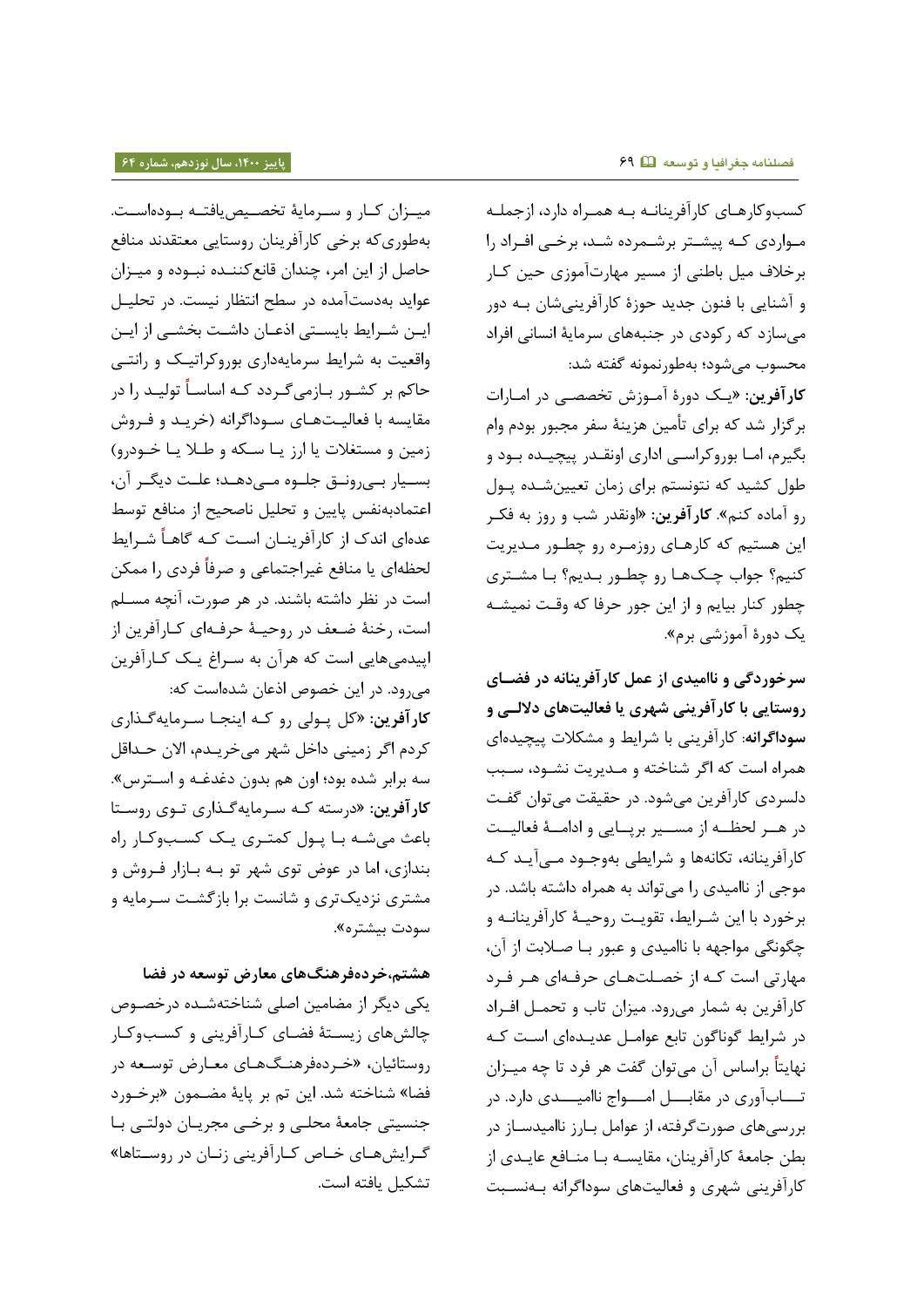کسب‌وکارهای کارآفرینانه به همراه دارد، ازجمله مواردی که پیشتر برشمرده شد، برخی افراد را برخلاف میل باطنی از مسیر مهارت‌آموزی حین کار و آشنایی با فنون جدید حوزهٔ کارآفرینی‌شان به دور می‌سازد که رکودی در جنبه‌های سرمایهٔ انسانی افراد محسوب می‌شود؛ به‌طورنمونه گفته شد:

**کارآفرین**: «یک دورهٔ آموزش تخصصی در امارات برگزار شد که برای تأمین هزینهٔ سفر مجبور بودم وام بگیرم، اما بوروکراسی اداری اونقدر پیچیده بود و طول کشید که نتونستم برای زمان تعیین‌شده پول رو آماده کنم». **کارآفرین**: «اونقدر شب و روز به فکر این هستیم که کارهای روزمره رو چطور مدیریت کنیم؟ جواب چک‌ها رو چطور بدیم؟ با مشتری چطور کنار بیایم و از این جور حرفا که وقت نمیشه یک دورهٔ آموزشی برم».

**سرخوردگی و ناامیدی از عمل کارآفرینانه در فضای روستایی با کارآفرینی شهری یا فعالیت‌های دلالی و سوداگرانه**: کارآفرینی با شرایط و مشکلات پیچیده‌ای همراه است که اگر شناخته و مدیریت نشود، سبب دلسردی کارآفرین می‌شود. در حقیقت می‌توان گفت در هر لحظه از مسیر برپایی و ادامهٔ فعالیت کارآفرینانه، تکانه‌ها و شرایطی به‌وجود می‌آید که موجی از ناامیدی را می‌تواند به همراه داشته باشد. در برخورد با این شرایط، تقویت روحیهٔ کارآفرینانه و چگونگی مواجهه با ناامیدی و عبور با صلابت از آن، مهارتی است که از خصلت‌های حرفه‌ای هر فرد کارآفرین به شمار می‌رود. میزان تاب و تحمل افراد در شرایط گوناگون تابع عوامل عدیده‌ای است که نهایتاً براساس آن می‌توان گفت هر فرد تا چه میزان تاب‌آوری در مقابل امواج ناامیدی دارد. در بررسی‌های صورت‌گرفته، از عوامل بارز ناامیدساز در بطن جامعهٔ کارآفرینان، مقایسه با منافع عایدی از کارآفرینی شهری و فعالیت‌های سوداگرانه به‌نسبت میزان کار و سرمایهٔ تخصیص‌یافته بوده‌است. به‌طوری‌که برخی کارآفرینان روستایی معتقدند منافع حاصل از این امر، چندان قانع‌کننده نبوده و میزان عواید به‌دست‌آمده در سطح انتظار نیست. در تحلیل این شرایط بایستی اذعان داشت بخشی از این واقعیت به شرایط سرمایه‌داری بوروکراتیک و رانتی حاکم بر کشور بازمی‌گردد که اساساً تولید را در مقایسه با فعالیت‌های سوداگرانه (خرید و فروش زمین و مستغلات یا ارز یا سکه و طلا یا خودرو) بسیار بی‌رونق جلوه می‌دهد؛ علت دیگر آن، اعتمادبه‌نفس پایین و تحلیل ناصحیح از منافع توسط عده‌ای اندک از کارآفرینان است که گاهاً شرایط لحظه‌ای یا منافع غیراجتماعی و صرفاً فردی را ممکن است در نظر داشته باشند. در هر صورت، آنچه مسلم است، رخنهٔ ضعف در روحیهٔ حرفه‌ای کارآفرین از اپیدمی‌هایی است که هرآن به سراغ یک کارآفرین می‌رود. در این خصوص اذعان شده‌است که:

**کارآفرین**: «کل پولی رو که اینجا سرمایه‌گذاری کردم اگر زمینی داخل شهر می‌خریدم، الان حداقل سه برابر شده بود؛ اون هم بدون دغدغه و استرس». **کارآفرین**: «درسته که سرمایه‌گذاری توی روستا باعث می‌شه با پول کمتری یک کسب‌وکار راه بندازی، اما در عوض توی شهر تو به بازار فروش و مشتری نزدیک‌تری و شانست برا بازگشت سرمایه و سودت بیشتره».

**هشتم،خرده‌فرهنگ‌های معارض توسعه در فضا**

یکی دیگر از مضامین اصلی شناخته‌شده درخصوص چالش‌های زیستهٔ فضای کارآفرینی و کسب‌وکار روستائیان، «خرده‌فرهنگ‌های معارض توسعه در فضا» شناخته شد. این تم بر پایهٔ مضمون «برخورد جنسیتی جامعهٔ محلی و برخی مجریان دولتی با گرایش‌های خاص کارآفرینی زنان در روستاها» تشکیل یافته است.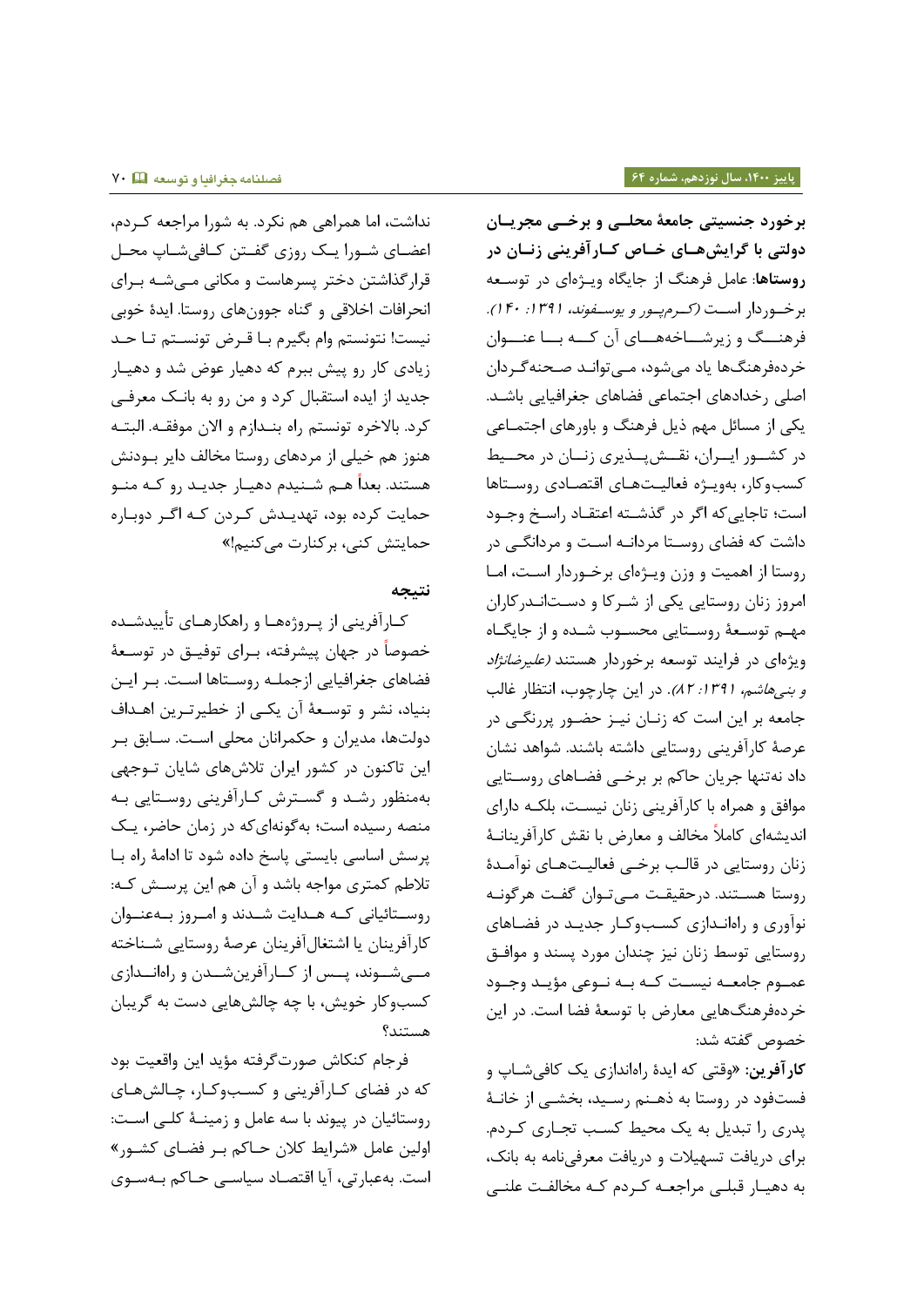**برخورد جنسیتی جامعهٔ محلی و برخی مجریان دولتی با گرایش‌های خاص کارآفرینی زنان در روستاها**: عامل فرهنگ از جایگاه ویژه‌ای در توسعه برخوردار است *(کرم‌پور و یوسفوند، ۱۳۹۱: ۱۴۰)*. فرهنگ و زیرشاخه‌های آن که با عنوان خرده‌فرهنگ‌ها یاد می‌شود، می‌تواند صحنه‌گردان اصلی رخدادهای اجتماعی فضاهای جغرافیایی باشد. یکی از مسائل مهم ذیل فرهنگ و باورهای اجتماعی در کشور ایران، نقش‌پذیری زنان در محیط کسب‌وکار، به‌ویژه فعالیت‌های اقتصادی روستاها است؛ تاجایی‌که اگر در گذشته اعتقاد راسخ وجود داشت که فضای روستا مردانه است و مردانگی در روستا از اهمیت و وزن ویژه‌ای برخوردار است، اما امروز زنان روستایی یکی از شرکا و دست‌اندرکاران مهم توسعهٔ روستایی محسوب شده و از جایگاه ویژه‌ای در فرایند توسعه برخوردار هستند *(علیرضانژاد و بنی‌هاشم، ۱۳۹۱: ۸۲)*. در این چارچوب، انتظار غالب جامعه بر این است که زنان نیز حضور پررنگی در عرصهٔ کارآفرینی روستایی داشته باشند. شواهد نشان داد نه‌تنها جریان حاکم بر برخی فضاهای روستایی موافق و همراه با کارآفرینی زنان نیست، بلکه دارای اندیشه‌ای کاملاً مخالف و معارض با نقش کارآفرینانهٔ زنان روستایی در قالب برخی فعالیت‌های نوآمدهٔ روستا هستند. درحقیقت می‌توان گفت هرگونه نوآوری و راه‌اندازی کسب‌وکار جدید در فضاهای روستایی توسط زنان نیز چندان مورد پسند و موافق عموم جامعه نیست که به نوعی مؤید وجود خرده‌فرهنگ‌هایی معارض با توسعهٔ فضا است. در این خصوص گفته شد:

**کارآفرین:** «وقتی که ایدهٔ راه‌اندازی یک کافی‌شاپ و فست‌فود در روستا به ذهنم رسید، بخشی از خانهٔ پدری را تبدیل به یک محیط کسب تجاری کردم. برای دریافت تسهیلات و دریافت معرفی‌نامه به بانک، به دهیار قبلی مراجعه کردم که مخالفت علنی نداشت، اما همراهی هم نکرد. به شورا مراجعه کردم، اعضای شورا یک روزی گفتن کافی‌شاپ محل قرارگذاشتن دختر پسرهاست و مکانی می‌شه برای انحرافات اخلاقی و گناه جوون‌های روستا. ایدهٔ خوبی نیست! نتونستم وام بگیرم با قرض تونستم تا حد زیادی کار رو پیش ببرم که دهیار عوض شد و دهیار جدید از ایده استقبال کرد و من رو به بانک معرفی کرد. بالاخره تونستم راه بندازم و الان موفقه. البته هنوز هم خیلی از مردهای روستا مخالف دایر بودنش هستند. بعداً هم شنیدم دهیار جدید رو که منو حمایت کرده بود، تهدیدش کردن که اگر دوباره حمایتش کنی، برکنارت می‌کنیم!»

## نتیجه

کارآفرینی از پروژه‌ها و راهکارهای تأییدشده خصوصاً در جهان پیشرفته، برای توفیق در توسعهٔ فضاهای جغرافیایی ازجمله روستاها است. بر این بنیاد، نشر و توسعهٔ آن یکی از خطیرترین اهداف دولت‌ها، مدیران و حکمرانان محلی است. سابق بر این تاکنون در کشور ایران تلاش‌های شایان توجهی به‌منظور رشد و گسترش کارآفرینی روستایی به منصه رسیده است؛ به‌گونه‌ای‌که در زمان حاضر، یک پرسش اساسی بایستی پاسخ داده شود تا ادامهٔ راه با تلاطم کمتری مواجه باشد و آن هم این پرسش که: روستائیانی که هدایت شدند و امروز به‌عنوان کارآفرینان یا اشتغال‌آفرینان عرصهٔ روستایی شناخته می‌شوند، پس از کارآفرین‌شدن و راه‌اندازی کسب‌وکار خویش، با چه چالش‌هایی دست به گریبان هستند؟

فرجام کنکاش صورت‌گرفته مؤید این واقعیت بود که در فضای کارآفرینی و کسب‌وکار، چالش‌های روستائیان در پیوند با سه عامل و زمینهٔ کلی است: اولین عامل «شرایط کلان حاکم بر فضای کشور» است. به‌عبارتی، آیا اقتصاد سیاسی حاکم به‌سوی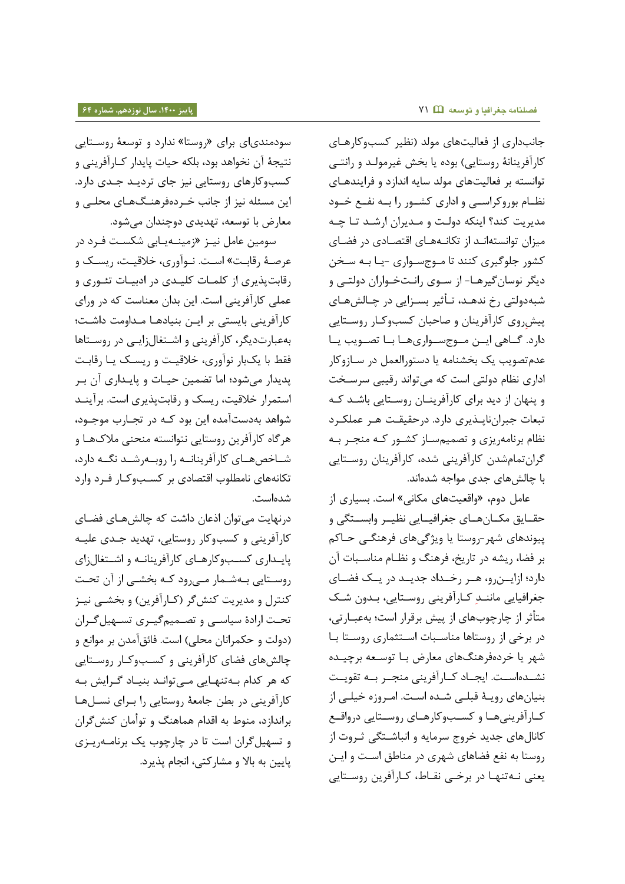جانب‌داری از فعالیت‌های مولد (نظیر کسب‌وکارهای کارآفرینانهٔ روستایی) بوده یا بخش غیرمولد و رانتی توانسته بر فعالیت‌های مولد سایه اندازد و فرایندهای نظام بوروکراسی و اداری کشور را به نفع خود مدیریت کند؟ اینکه دولت و مدیران ارشد تا چه میزان توانسته‌اند از تکانه‌های اقتصادی در فضای کشور جلوگیری کنند تا موج‌سواری -یا به سخن دیگر نوسان‌گیرها- از سوی رانت‌خواران دولتی و شبه‌دولتی رخ ندهد، تأثیر بسزایی در چالش‌های پیش‌روی کارآفرینان و صاحبان کسب‌وکار روستایی دارد. گاهی این موج‌سواری‌ها با تصویب یا عدم‌تصویب یک بخشنامه یا دستورالعمل در سازوکار اداری نظام دولتی است که می‌تواند رقیبی سرسخت و پنهان از دید برای کارآفرینان روستایی باشد که تبعات جبران‌ناپذیری دارد. درحقیقت هر عملکرد نظام برنامه‌ریزی و تصمیم‌ساز کشور که منجر به گران‌تمام‌شدن کارآفرینی شده، کارآفرینان روستایی با چالش‌های جدی مواجه شده‌اند.

عامل دوم، «واقعیت‌های مکانی» است. بسیاری از حقایق مکان‌های جغرافیایی نظیر وابستگی و پیوندهای شهر-روستا یا ویژگی‌های فرهنگی حاکم بر فضا، ریشه در تاریخ، فرهنگ و نظام مناسبات آن دارد؛ ازاین‌رو، هر رخداد جدید در یک فضای جغرافیایی مانندِ کارآفرینی روستایی، بدون شک متأثر از چارچوب‌های از پیش برقرار است؛ به‌عبارتی، در برخی از روستاها مناسبات استثماری روستا با شهر یا خرده‌فرهنگ‌های معارض با توسعه برچیده نشده‌است. ایجاد کارآفرینی منجر به تقویت بنیان‌های رویهٔ قبلی شده است. امروزه خیلی از کارآفرینی‌ها و کسب‌وکارهای روستایی درواقع کانال‌های جدید خروج سرمایه و انباشتگی ثروت از روستا به نفع فضاهای شهری در مناطق است و این یعنی نه‌تنها در برخی نقاط، کارآفرین روستایی سودمندی‌ای برای «روستا» ندارد و توسعهٔ روستایی نتیجهٔ آن نخواهد بود، بلکه حیات پایدار کارآفرینی و کسب‌وکارهای روستایی نیز جای تردید جدی دارد. این مسئله نیز از جانب خرده‌فرهنگ‌های محلی و معارض با توسعه، تهدیدی دوچندان می‌شود.

سومین عامل نیز «زمینه‌یابی شکست فرد در عرصهٔ رقابت» است. نوآوری، خلاقیت، ریسک و رقابت‌پذیری از کلمات کلیدی در ادبیات تئوری و عملی کارآفرینی است. این بدان معناست که در ورای کارآفرینی بایستی بر این بنیادها مداومت داشت؛ به‌عبارت‌دیگر، کارآفرینی و اشتغال‌زایی در روستاها فقط با یک‌بار نوآوری، خلاقیت و ریسک یا رقابت پدیدار می‌شود؛ اما تضمین حیات و پایداری آن بر استمرار خلاقیت، ریسک و رقابت‌پذیری است. برآیند شواهد به‌دست‌آمده این بود که در تجارب موجود، هرگاه کارآفرین روستایی نتوانسته منحنی ملاک‌ها و شاخص‌های کارآفرینانه را روبه‌رشد نگه دارد، تکانه‌های نامطلوب اقتصادی بر کسب‌وکار فرد وارد شده‌است.

درنهایت می‌توان اذعان داشت که چالش‌های فضای کارآفرینی و کسب‌وکار روستایی، تهدید جدی علیه پایداری کسب‌وکارهای کارآفرینانه و اشتغال‌زای روستایی به‌شمار می‌رود که بخشی از آن تحت کنترل و مدیریت کنش‌گر (کارآفرین) و بخشی نیز تحت ارادهٔ سیاسی و تصمیم‌گیری تسهیل‌گران (دولت و حکمرانان محلی) است. فائق‌آمدن بر موانع و چالش‌های فضای کارآفرینی و کسب‌وکار روستایی که هر کدام به‌تنهایی می‌تواند بنیاد گرایش به کارآفرینی در بطن جامعهٔ روستایی را برای نسل‌ها براندازد، منوط به اقدام هماهنگ و توأمان کنش‌گران و تسهیل‌گران است تا در چارچوب یک برنامه‌ریزی پایین به بالا و مشارکتی، انجام پذیرد.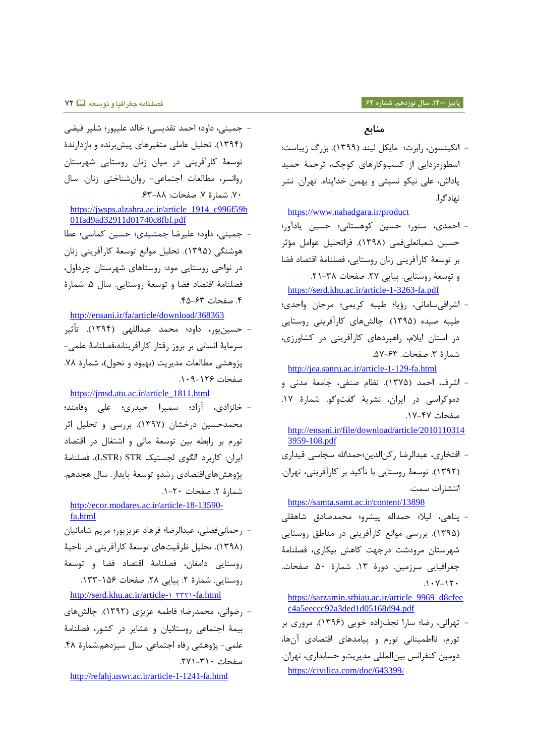## منابع

- اتکینسون، رابرت؛ مایکل لیند (۱۳۹۹). بزرگ زیباست: اسطوره‌زدایی از کسب‌وکارهای کوچک، ترجمهٔ حمید پاداش، علی نیکو نسبتی و بهمن خداپناه. تهران. نشر نهادگرا.
  https://www.nahadgara.ir/product
- احمدی، سنور؛ حسین کوهستانی؛ حسین یادآور؛ حسین شعبانعلی‌فمی (۱۳۹۸). فراتحلیل عوامل مؤثر بر توسعهٔ کارآفرینی زنان روستایی، فصلنامهٔ اقتصاد فضا و توسعهٔ روستایی. پیاپی ۲۷. صفحات ۳۸-۲۱.
  https://serd.khu.ac.ir/article-1-3263-fa.pdf
- اشراقی‌سامانی، رؤیا؛ طیبه کریمی؛ مرجان واحدی؛ طیبه صیده (۱۳۹۵). چالش‌های کارآفرینی روستایی در استان ایلام، راهبردهای کارآفرینی در کشاورزی، شمارهٔ ۳. صفحات. ۶۳-۵۷.
  http://jea.sanru.ac.ir/article-1-129-fa.html
- اشرف، احمد (۱۳۷۵). نظام صنفی، جامعهٔ مدنی و دموکراسی در ایران، نشریهٔ گفت‌وگو. شمارهٔ ۱۷. صفحات ۴۷-۱۷.
  http://ensani.ir/file/download/article/20101103143959-108.pdf
- افتخاری، عبدالرضا رکن‌الدین؛حمدالله سجاسی قیداری (۱۳۹۲). توسعهٔ روستایی با تأکید بر کارآفرینی، تهران. انتشارات سمت.
  https://samta.samt.ac.ir/content/13898
- پناهی، لیلا؛ حمداله پیشرو؛ محمدصادق شاهقلی (۱۳۹۵). بررسی موانع کارآفرینی در مناطق روستایی شهرستان مرودشت درجهت کاهش بیکاری، فصلنامهٔ جغرافیایی سرزمین. دورهٔ ۱۳. شمارهٔ ۵۰. صفحات. ۱۲۰-۱۰۷.
  https://sarzamin.srbiau.ac.ir/article_9969_d8cfeec4a5eeccc92a3ded1d05168d94.pdf
- تهرانی، رضا؛ سارا نجف‌زاده خویی (۱۳۹۶). مروری بر تورم، نااطمینانی تورم و پیامدهای اقتصادی آن‌ها، دومین کنفرانس بین‌المللی مدیریت‌و حسابداری، تهران.
  https://civilica.com/doc/643399/
- جمینی، داود؛ احمد تقدیسی؛ خالد علیپور؛ شلیر فیضی (۱۳۹۴). تحلیل عاملی متغیرهای پیش‌برنده و بازدارندهٔ توسعهٔ کارآفرینی در میان زنان روستایی شهرستان روانسر، مطالعات اجتماعی- روان‌شناختی زنان. سال ۷۰. شمارهٔ ۷. صفحات: ۸۸-۶۳.
  https://jwsps.alzahra.ac.ir/article_1914_c996f59b01fad9ad32911d01740c8fbf.pdf
- جمینی، داود؛ علیرضا جمشیدی؛ حسین کماسی؛ عطا هوشنگی (۱۳۹۵). تحلیل موانع توسعهٔ کارآفرینی زنان در نواحی روستایی مود: روستاهای شهرستان چرداول، فصلنامهٔ اقتصاد فضا و توسعهٔ روستایی. سال ۵. شمارهٔ ۴. صفحات ۶۳-۴۵.
  http://ensani.ir/fa/article/download/368363
- حسین‌پور، داود؛ محمد عبداللهی (۱۳۹۴). تأثیر سرمایهٔ انسانی بر بروز رفتار کارآفرینانه،فصلنامهٔ علمی-پژوهشی مطالعات مدیریت (بهبود و تحول)، شمارهٔ ۷۸. صفحات ۱۲۶-۱۰۹.
  https://jmsd.atu.ac.ir/article_1811.html
- خانزادی، آزاد؛ سمیرا حیدری؛ علی وفامند؛ محمدحسین درخشان (۱۳۹۷). بررسی و تحلیل اثر تورم بر رابطه بین توسعهٔ مالی و اشتغال در اقتصاد ایران: کاربرد الگوی لجستیک STR (LSTR)، فصلنامهٔ پژوهش‌های‌اقتصادی رشدو توسعهٔ پایدار. سال هجدهم. شمارهٔ ۲. صفحات ۲۰-۱.
  http://ecor.modares.ac.ir/article-18-13590-fa.html
- رحمانی‌فضلی، عبدالرضا؛ فرهاد عزیزپور؛ مریم شامانیان (۱۳۹۸). تحلیل ظرفیت‌های توسعهٔ کارآفرینی در ناحیهٔ روستایی دامغان، فصلنامهٔ اقتصاد فضا و توسعهٔ روستایی. شمارهٔ ۲. پیاپی ۲۸. صفحات ۱۵۶-۱۳۳.
  http://serd.khu.ac.ir/article-۱-۳۳۲۱-fa.html
- رضوانی، محمدرضا؛ فاطمه عزیزی (۱۳۹۲). چالش‌های بیمهٔ اجتماعی روستائیان و عشایر در کشور، فصلنامهٔ علمی- پژوهشی رفاه اجتماعی. سال سیزدهم.شمارهٔ ۴۸. صفحات ۳۱۰-۲۷۱.
  http://refahj.uswr.ac.ir/article-1-1241-fa.html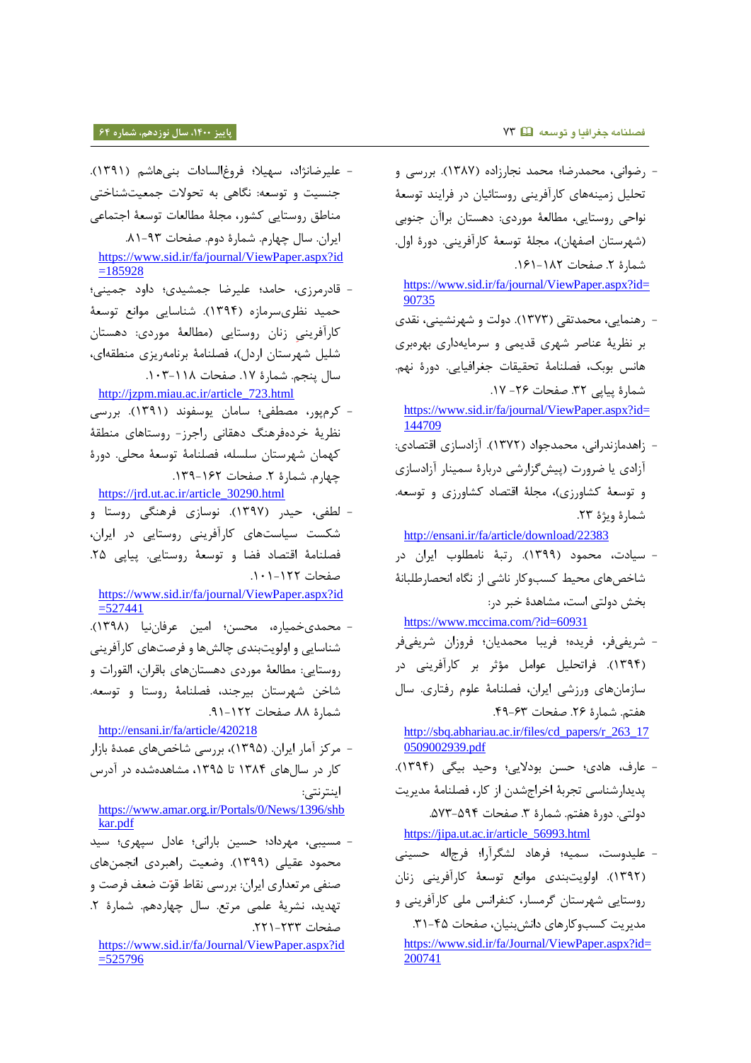- رضوانی، محمدرضا؛ محمد نجارزاده (۱۳۸۷). بررسی و تحلیل زمینه‌های کارآفرینی روستائیان در فرایند توسعهٔ نواحی روستایی، مطالعهٔ موردی: دهستان براآن جنوبی (شهرستان اصفهان)، مجلهٔ توسعهٔ کارآفرینی. دورهٔ اول. شمارهٔ ۲. صفحات ۱۸۲-۱۶۱.

  https://www.sid.ir/fa/journal/ViewPaper.aspx?id=90735

- رهنمایی، محمدتقی (۱۳۷۳). دولت و شهرنشینی، نقدی بر نظریهٔ عناصر شهری قدیمی و سرمایه‌داری بهره‌بری هانس بوبک، فصلنامهٔ تحقیقات جغرافیایی. دورهٔ نهم. شمارهٔ پیاپی ۳۲. صفحات ۲۶- ۱۷.

  https://www.sid.ir/fa/journal/ViewPaper.aspx?id=144709

- زاهدمازندرانی، محمدجواد (۱۳۷۲). آزادسازی اقتصادی: آزادی یا ضرورت (پیش‌گزارشی دربارهٔ سمینار آزادسازی و توسعهٔ کشاورزی)، مجلهٔ اقتصاد کشاورزی و توسعه. شمارهٔ ویژهٔ ۲۳.

  http://ensani.ir/fa/article/download/22383

- سیادت، محمود (۱۳۹۹). رتبهٔ نامطلوب ایران در شاخص‌های محیط کسب‌وکار ناشی از نگاه انحصارطلبانهٔ بخش دولتی است، مشاهدهٔ خبر در:

  https://www.mccima.com/?id=60931

- شریفی‌فر، فریده؛ فریبا محمدیان؛ فروزان شریفی‌فر (۱۳۹۴). فراتحلیل عوامل مؤثر بر کارآفرینی در سازمان‌های ورزشی ایران، فصلنامهٔ علوم رفتاری. سال هفتم. شمارهٔ ۲۶. صفحات ۶۳-۴۹.

  http://sbq.abhariau.ac.ir/files/cd_papers/r_263_170509002939.pdf

- عارف، هادی؛ حسن بودلایی؛ وحید بیگی (۱۳۹۴). پدیدارشناسی تجربهٔ اخراج‌شدن از کار، فصلنامهٔ مدیریت دولتی. دورهٔ هفتم. شمارهٔ ۳. صفحات ۵۹۴-۵۷۳.

  https://jipa.ut.ac.ir/article_56993.html

- علیدوست، سمیه؛ فرهاد لشگرآرا؛ فرجاله حسینی (۱۳۹۲). اولویت‌بندی موانع توسعهٔ کارآفرینی زنان روستایی شهرستان گرمسار، کنفرانس ملی کارآفرینی و مدیریت کسب‌وکارهای دانش‌بنیان، صفحات ۴۵-۳۱.

  https://www.sid.ir/fa/Journal/ViewPaper.aspx?id=200741

- علیرضانژاد، سهیلا؛ فروغ‌السادات بنی‌هاشم (۱۳۹۱). جنسیت و توسعه: نگاهی به تحولات جمعیت‌شناختی مناطق روستایی کشور، مجلهٔ مطالعات توسعهٔ اجتماعی ایران. سال چهارم. شمارهٔ دوم. صفحات ۹۳-۸۱.

  https://www.sid.ir/fa/journal/ViewPaper.aspx?id=185928

- قادرمرزی، حامد؛ علیرضا جمشیدی؛ داود جمینی؛ حمید نظری‌سرمازه (۱۳۹۴). شناسایی موانع توسعهٔ کارآفرینی زنان روستایی (مطالعهٔ موردی: دهستان شلیل شهرستان اردل)، فصلنامهٔ برنامه‌ریزی منطقه‌ای، سال پنجم. شمارهٔ ۱۷. صفحات ۱۱۸-۱۰۳.

  http://jzpm.miau.ac.ir/article_723.html

- کرمپور، مصطفی؛ سامان یوسفوند (۱۳۹۱). بررسی نظریهٔ خرده‌فرهنگ دهقانی راجرز- روستاهای منطقهٔ کهمان شهرستان سلسله، فصلنامهٔ توسعهٔ محلی. دورهٔ چهارم. شمارهٔ ۲. صفحات ۱۶۲-۱۳۹.

  https://jrd.ut.ac.ir/article_30290.html

- لطفی، حیدر (۱۳۹۷). نوسازی فرهنگی روستا و شکست سیاست‌های کارآفرینی روستایی در ایران، فصلنامهٔ اقتصاد فضا و توسعهٔ روستایی. پیاپی ۲۵. صفحات ۱۲۲-۱۰۱.

  https://www.sid.ir/fa/journal/ViewPaper.aspx?id=527441

- محمدی‌خیمیره، محسن؛ امین عرفان‌نیا (۱۳۹۸). شناسایی و اولویت‌بندی چالش‌ها و فرصت‌های کارآفرینی روستایی: مطالعهٔ موردی دهستان‌های باقران، القورات و شاخن شهرستان بیرجند، فصلنامهٔ روستا و توسعه. شمارهٔ ۸۸. صفحات ۱۲۲-۹۱.

  http://ensani.ir/fa/article/420218

- مرکز آمار ایران. (۱۳۹۵). بررسی شاخص‌های عمدهٔ بازار کار در سال‌های ۱۳۸۴ تا ۱۳۹۵، مشاهده‌شده در آدرس اینترنتی:

  https://www.amar.org.ir/Portals/0/News/1396/shbkar.pdf

- مسیبی، مهرداد؛ حسین بارانی؛ عادل سپهری؛ سید محمود عقیلی (۱۳۹۹). وضعیت راهبردی انجمن‌های صنفی مرتعداری ایران: بررسی نقاط قوّت ضعف فرصت و تهدید، نشریهٔ علمی مرتع. سال چهاردهم. شمارهٔ ۲. صفحات ۲۳۳-۲۲۱.

  https://www.sid.ir/fa/Journal/ViewPaper.aspx?id=525796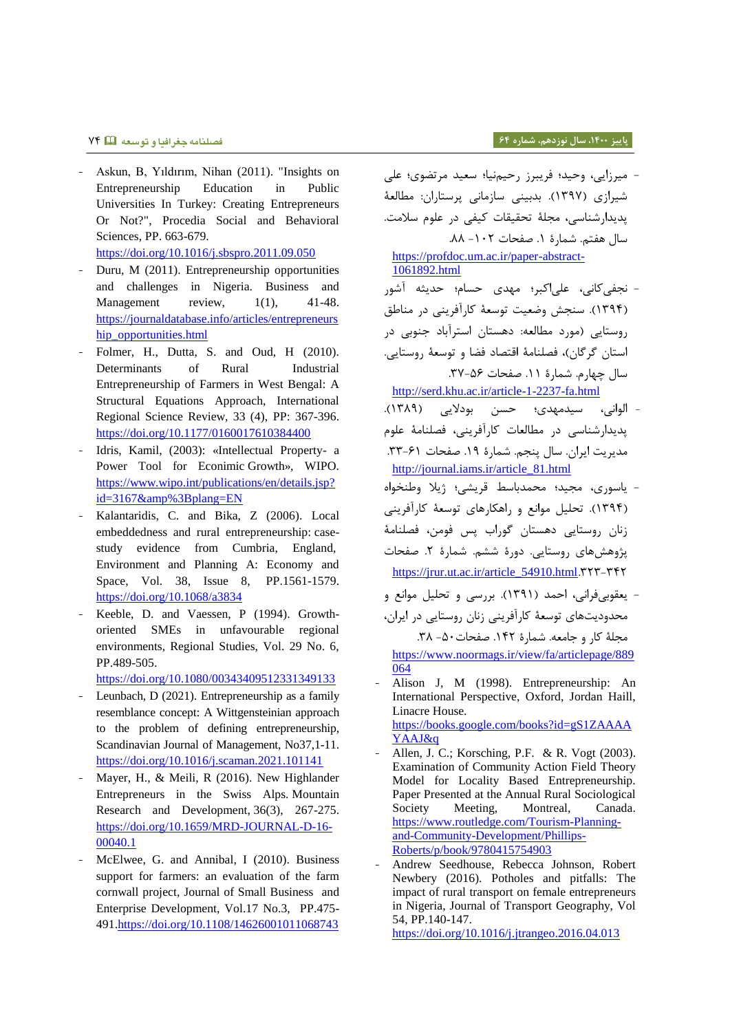- میرزایی، وحید؛ فریبرز رحیم‌نیا؛ سعید مرتضوی؛ علی شیرازی (۱۳۹۷). بدبینی سازمانی پرستاران: مطالعهٔ پدیدارشناسی، مجلهٔ تحقیقات کیفی در علوم سلامت. سال هفتم. شمارهٔ ۱. صفحات ۱۰۲- ۸۸. https://profdoc.um.ac.ir/paper-abstract-1061892.html
- نجفی‌کانی، علی‌اکبر؛ مهدی حسام؛ حدیثه آشور (۱۳۹۴). سنجش وضعیت توسعهٔ کارآفرینی در مناطق روستایی (مورد مطالعه: دهستان استرآباد جنوبی در استان گرگان)، فصلنامهٔ اقتصاد فضا و توسعهٔ روستایی. سال چهارم. شمارهٔ ۱۱. صفحات ۵۶-۳۷. http://serd.khu.ac.ir/article-1-2237-fa.html
- الوانی، سیدمهدی؛ حسن بودلایی (۱۳۸۹). پدیدارشناسی در مطالعات کارآفرینی، فصلنامهٔ علوم مدیریت ایران. سال پنجم. شمارهٔ ۱۹. صفحات ۶۱-۳۳. http://journal.iams.ir/article_81.html
- یاسوری، مجید؛ محمدباسط قریشی؛ ژیلا وطنخواه (۱۳۹۴). تحلیل موانع و راهکارهای توسعهٔ کارآفرینی زنان روستایی دهستان گوراب پس فومن، فصلنامهٔ پژوهش‌های روستایی. دورهٔ ششم. شمارهٔ ۲. صفحات ۳۲۳-۳۴۲. https://jrur.ut.ac.ir/article_54910.html
- یعقوبی‌فرانی، احمد (۱۳۹۱). بررسی و تحلیل موانع و محدودیت‌های توسعهٔ کارآفرینی زنان روستایی در ایران، مجلهٔ کار و جامعه. شمارهٔ ۱۴۲. صفحات ۵۰- ۳۸. https://www.noormags.ir/view/fa/articlepage/889064
- Alison J, M (1998). Entrepreneurship: An International Perspective, Oxford, Jordan Haill, Linacre House. https://books.google.com/books?id=gS1ZAAAAYAAJ&q
- Allen, J. C.; Korsching, P.F. & R. Vogt (2003). Examination of Community Action Field Theory Model for Locality Based Entrepreneurship. Paper Presented at the Annual Rural Sociological Society Meeting, Montreal, Canada. https://www.routledge.com/Tourism-Planning-and-Community-Development/Phillips-Roberts/p/book/9780415754903
- Andrew Seedhouse, Rebecca Johnson, Robert Newbery (2016). Potholes and pitfalls: The impact of rural transport on female entrepreneurs in Nigeria, Journal of Transport Geography, Vol 54, PP.140-147. https://doi.org/10.1016/j.jtrangeo.2016.04.013
- Askun, B, Yıldırım, Nihan (2011). "Insights on Entrepreneurship Education in Public Universities In Turkey: Creating Entrepreneurs Or Not?", Procedia Social and Behavioral Sciences, PP. 663-679. https://doi.org/10.1016/j.sbspro.2011.09.050
- Duru, M (2011). Entrepreneurship opportunities and challenges in Nigeria. Business and Management review, 1(1), 41-48. https://journaldatabase.info/articles/entrepreneurship_opportunities.html
- Folmer, H., Dutta, S. and Oud, H (2010). Determinants of Rural Industrial Entrepreneurship of Farmers in West Bengal: A Structural Equations Approach, International Regional Science Review, 33 (4), PP: 367-396. https://doi.org/10.1177/0160017610384400
- Idris, Kamil, (2003): «Intellectual Property- a Power Tool for Econimic Growth», WIPO. https://www.wipo.int/publications/en/details.jsp?id=3167&amp%3Bplang=EN
- Kalantaridis, C. and Bika, Z (2006). Local embeddedness and rural entrepreneurship: case-study evidence from Cumbria, England, Environment and Planning A: Economy and Space, Vol. 38, Issue 8, PP.1561-1579. https://doi.org/10.1068/a3834
- Keeble, D. and Vaessen, P (1994). Growth-oriented SMEs in unfavourable regional environments, Regional Studies, Vol. 29 No. 6, PP.489-505. https://doi.org/10.1080/00343409512331349133
- Leunbach, D (2021). Entrepreneurship as a family resemblance concept: A Wittgensteinian approach to the problem of defining entrepreneurship, Scandinavian Journal of Management, No37,1-11. https://doi.org/10.1016/j.scaman.2021.101141
- Mayer, H., & Meili, R (2016). New Highlander Entrepreneurs in the Swiss Alps. Mountain Research and Development, 36(3), 267-275. https://doi.org/10.1659/MRD-JOURNAL-D-16-00040.1
- McElwee, G. and Annibal, I (2010). Business support for farmers: an evaluation of the farm cornwall project, Journal of Small Business and Enterprise Development, Vol.17 No.3, PP.475-491. https://doi.org/10.1108/14626001011068743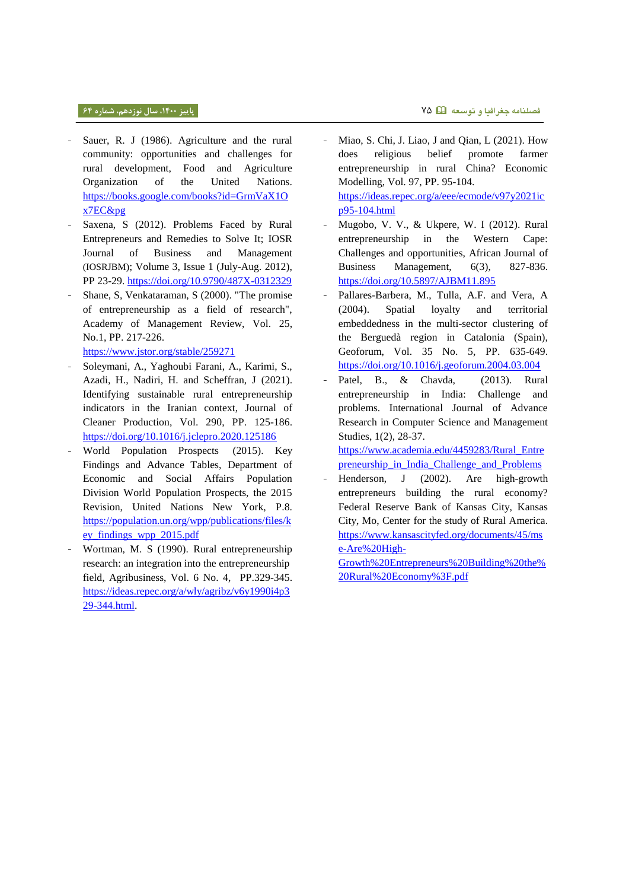- Sauer, R. J (1986). Agriculture and the rural community: opportunities and challenges for rural development, Food and Agriculture Organization of the United Nations. https://books.google.com/books?id=GrmVaX1Ox7EC&pg
- Saxena, S (2012). Problems Faced by Rural Entrepreneurs and Remedies to Solve It; IOSR Journal of Business and Management (IOSRJBM); Volume 3, Issue 1 (July-Aug. 2012), PP 23-29. https://doi.org/10.9790/487X-0312329
- Shane, S, Venkataraman, S (2000). "The promise of entrepreneurship as a field of research", Academy of Management Review, Vol. 25, No.1, PP. 217-226. https://www.jstor.org/stable/259271
- Soleymani, A., Yaghoubi Farani, A., Karimi, S., Azadi, H., Nadiri, H. and Scheffran, J (2021). Identifying sustainable rural entrepreneurship indicators in the Iranian context, Journal of Cleaner Production, Vol. 290, PP. 125-186. https://doi.org/10.1016/j.jclepro.2020.125186
- World Population Prospects (2015). Key Findings and Advance Tables, Department of Economic and Social Affairs Population Division World Population Prospects, the 2015 Revision, United Nations New York, P.8. https://population.un.org/wpp/publications/files/key_findings_wpp_2015.pdf
- Wortman, M. S (1990). Rural entrepreneurship research: an integration into the entrepreneurship field, Agribusiness, Vol. 6 No. 4, PP.329-345. https://ideas.repec.org/a/wly/agribz/v6y1990i4p329-344.html.
- Miao, S. Chi, J. Liao, J and Qian, L (2021). How does religious belief promote farmer entrepreneurship in rural China? Economic Modelling, Vol. 97, PP. 95-104. https://ideas.repec.org/a/eee/ecmode/v97y2021icp95-104.html
- Mugobo, V. V., & Ukpere, W. I (2012). Rural entrepreneurship in the Western Cape: Challenges and opportunities, African Journal of Business Management, 6(3), 827-836. https://doi.org/10.5897/AJBM11.895
- Pallares-Barbera, M., Tulla, A.F. and Vera, A (2004). Spatial loyalty and territorial embeddedness in the multi-sector clustering of the Berguedà region in Catalonia (Spain), Geoforum, Vol. 35 No. 5, PP. 635-649. https://doi.org/10.1016/j.geoforum.2004.03.004
- Patel, B., & Chavda, (2013). Rural entrepreneurship in India: Challenge and problems. International Journal of Advance Research in Computer Science and Management Studies, 1(2), 28-37. https://www.academia.edu/4459283/Rural_Entrepreneurship_in_India_Challenge_and_Problems
- Henderson, J (2002). Are high-growth entrepreneurs building the rural economy? Federal Reserve Bank of Kansas City, Kansas City, Mo, Center for the study of Rural America. https://www.kansascityfed.org/documents/45/mse-Are%20High-Growth%20Entrepreneurs%20Building%20the%20Rural%20Economy%3F.pdf